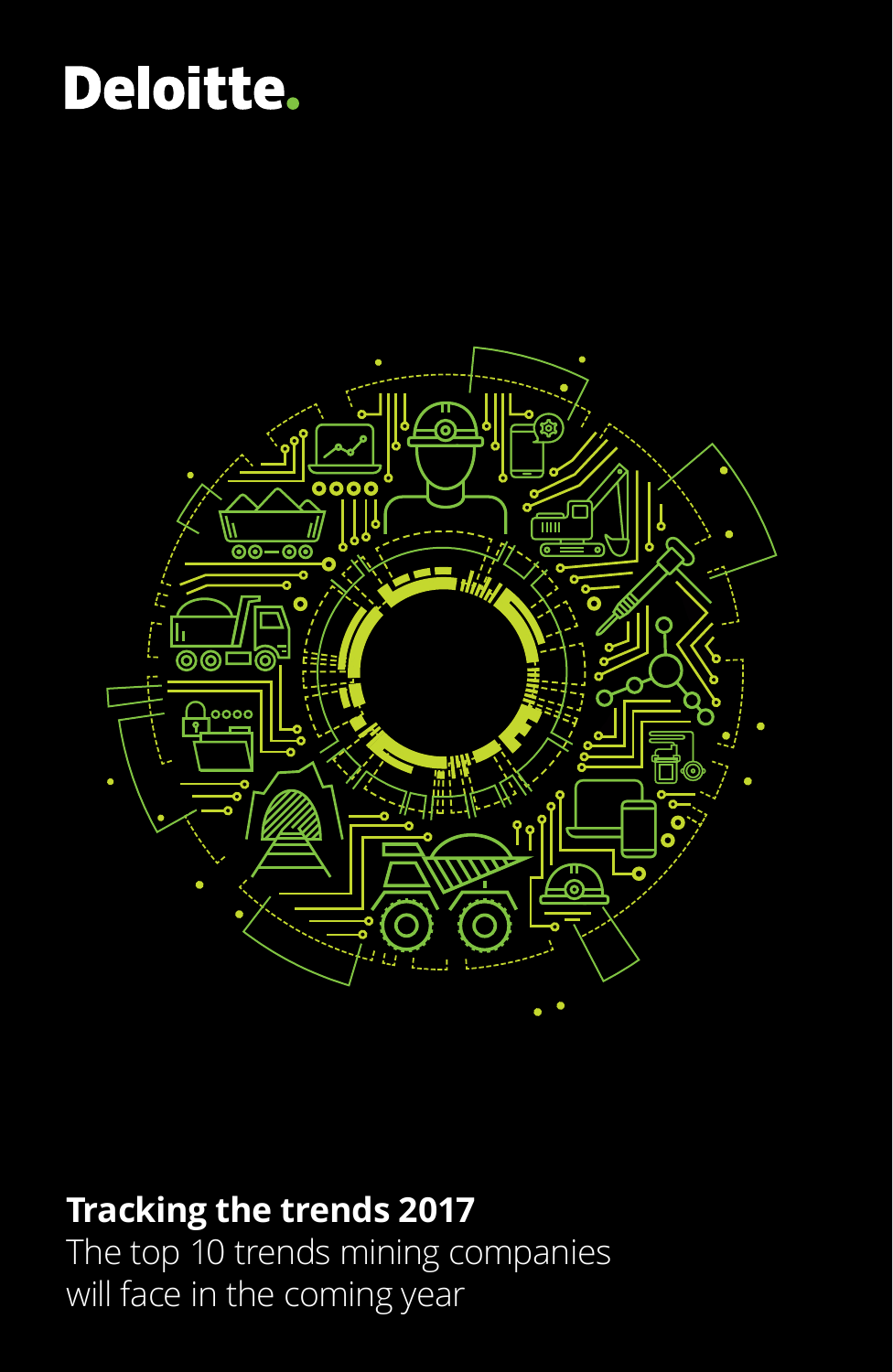Deloitte.

# Tracking the trends 2017

The top 10 trends mining companies will face in the coming year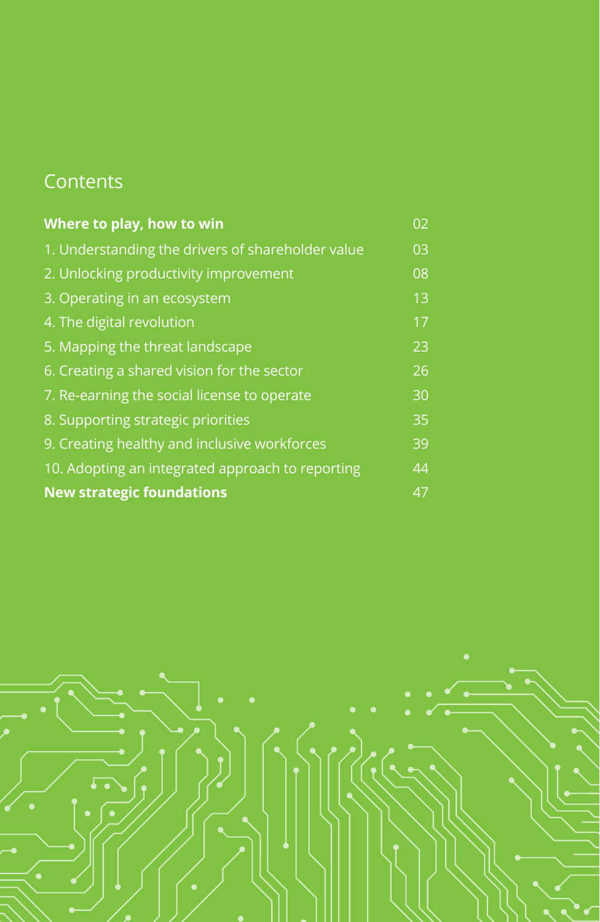# Contents

| | |
|---|---|
| **Where to play, how to win** | 02 |
| 1. Understanding the drivers of shareholder value | 03 |
| 2. Unlocking productivity improvement | 08 |
| 3. Operating in an ecosystem | 13 |
| 4. The digital revolution | 17 |
| 5. Mapping the threat landscape | 23 |
| 6. Creating a shared vision for the sector | 26 |
| 7. Re-earning the social license to operate | 30 |
| 8. Supporting strategic priorities | 35 |
| 9. Creating healthy and inclusive workforces | 39 |
| 10. Adopting an integrated approach to reporting | 44 |
| **New strategic foundations** | 47 |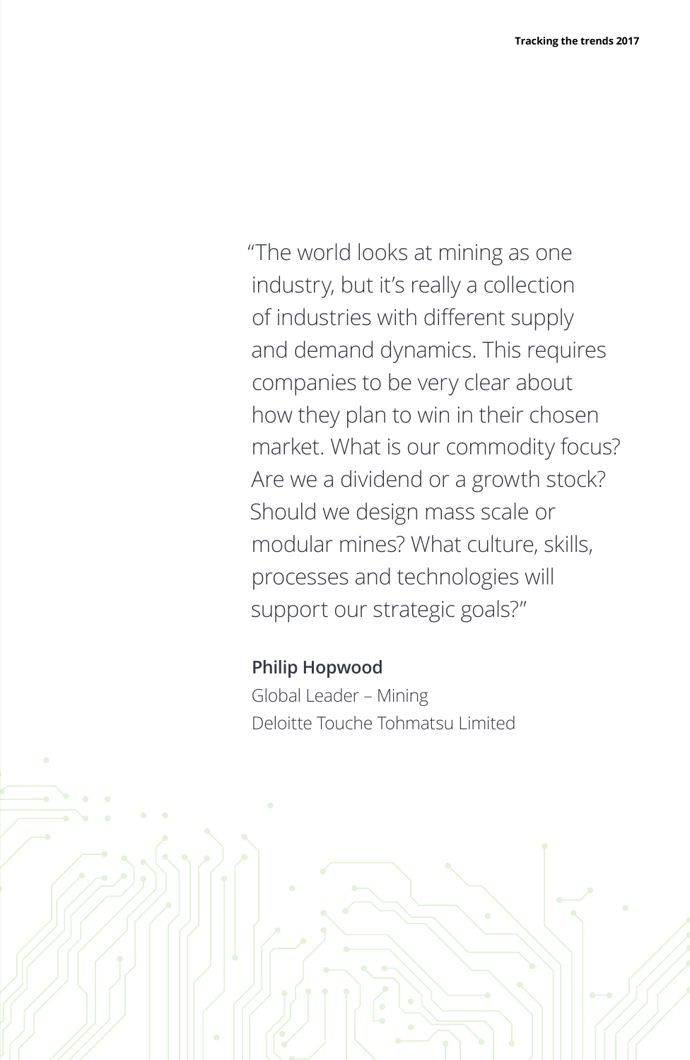"The world looks at mining as one industry, but it's really a collection of industries with different supply and demand dynamics. This requires companies to be very clear about how they plan to win in their chosen market. What is our commodity focus? Are we a dividend or a growth stock? Should we design mass scale or modular mines? What culture, skills, processes and technologies will support our strategic goals?"

**Philip Hopwood**
Global Leader – Mining
Deloitte Touche Tohmatsu Limited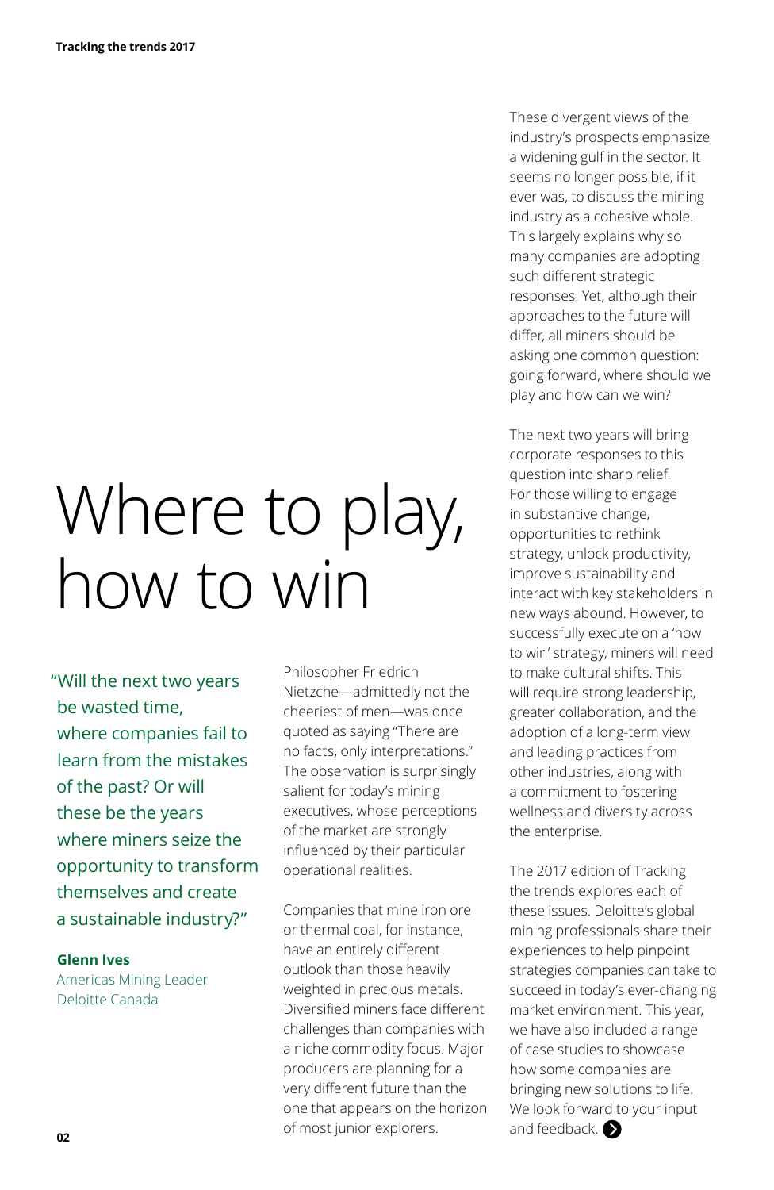# Where to play, how to win

"Will the next two years be wasted time, where companies fail to learn from the mistakes of the past? Or will these be the years where miners seize the opportunity to transform themselves and create a sustainable industry?"

**Glenn Ives**
Americas Mining Leader
Deloitte Canada

Philosopher Friedrich Nietzche—admittedly not the cheeriest of men—was once quoted as saying "There are no facts, only interpretations." The observation is surprisingly salient for today's mining executives, whose perceptions of the market are strongly influenced by their particular operational realities.

Companies that mine iron ore or thermal coal, for instance, have an entirely different outlook than those heavily weighted in precious metals. Diversified miners face different challenges than companies with a niche commodity focus. Major producers are planning for a very different future than the one that appears on the horizon of most junior explorers.

These divergent views of the industry's prospects emphasize a widening gulf in the sector. It seems no longer possible, if it ever was, to discuss the mining industry as a cohesive whole. This largely explains why so many companies are adopting such different strategic responses. Yet, although their approaches to the future will differ, all miners should be asking one common question: going forward, where should we play and how can we win?

The next two years will bring corporate responses to this question into sharp relief. For those willing to engage in substantive change, opportunities to rethink strategy, unlock productivity, improve sustainability and interact with key stakeholders in new ways abound. However, to successfully execute on a 'how to win' strategy, miners will need to make cultural shifts. This will require strong leadership, greater collaboration, and the adoption of a long-term view and leading practices from other industries, along with a commitment to fostering wellness and diversity across the enterprise.

The 2017 edition of Tracking the trends explores each of these issues. Deloitte's global mining professionals share their experiences to help pinpoint strategies companies can take to succeed in today's ever-changing market environment. This year, we have also included a range of case studies to showcase how some companies are bringing new solutions to life. We look forward to your input and feedback.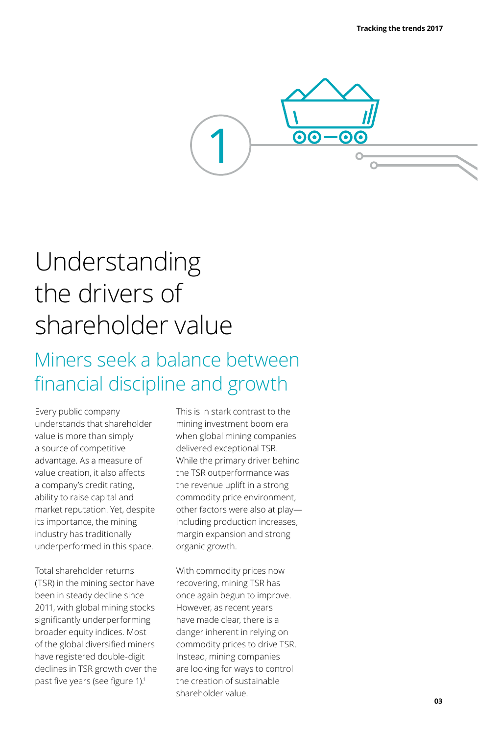# 1

# Understanding the drivers of shareholder value

## Miners seek a balance between financial discipline and growth

Every public company understands that shareholder value is more than simply a source of competitive advantage. As a measure of value creation, it also affects a company's credit rating, ability to raise capital and market reputation. Yet, despite its importance, the mining industry has traditionally underperformed in this space.

Total shareholder returns (TSR) in the mining sector have been in steady decline since 2011, with global mining stocks significantly underperforming broader equity indices. Most of the global diversified miners have registered double-digit declines in TSR growth over the past five years (see figure 1).[1]

This is in stark contrast to the mining investment boom era when global mining companies delivered exceptional TSR. While the primary driver behind the TSR outperformance was the revenue uplift in a strong commodity price environment, other factors were also at play—including production increases, margin expansion and strong organic growth.

With commodity prices now recovering, mining TSR has once again begun to improve. However, as recent years have made clear, there is a danger inherent in relying on commodity prices to drive TSR. Instead, mining companies are looking for ways to control the creation of sustainable shareholder value.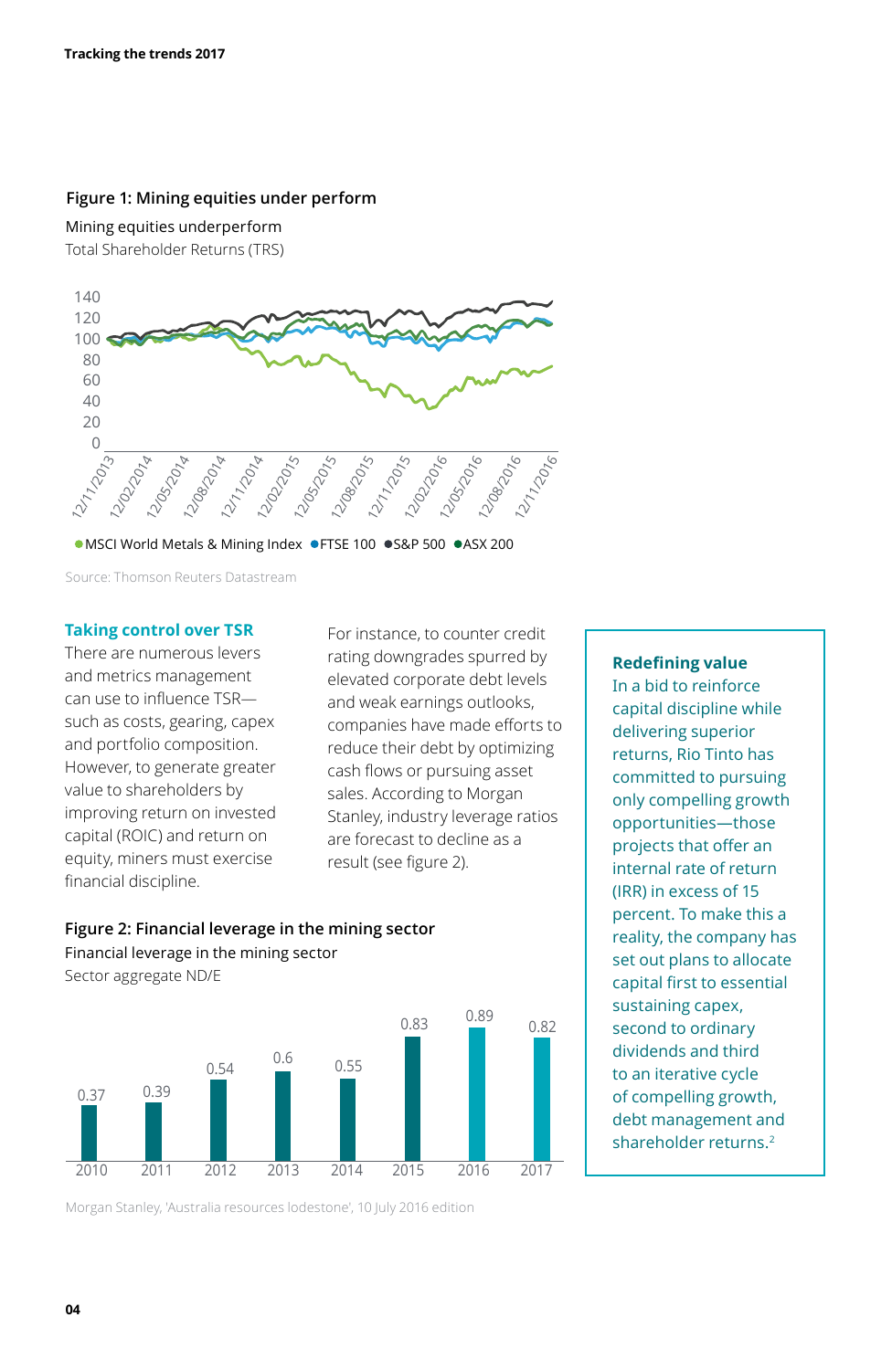## Figure 1: Mining equities under perform

Mining equities underperform

Total Shareholder Returns (TRS)

●MSCI World Metals & Mining Index ●FTSE 100 ●S&P 500 ●ASX 200

Source: Thomson Reuters Datastream

### Taking control over TSR

There are numerous levers and metrics management can use to influence TSR—such as costs, gearing, capex and portfolio composition. However, to generate greater value to shareholders by improving return on invested capital (ROIC) and return on equity, miners must exercise financial discipline.

For instance, to counter credit rating downgrades spurred by elevated corporate debt levels and weak earnings outlooks, companies have made efforts to reduce their debt by optimizing cash flows or pursuing asset sales. According to Morgan Stanley, industry leverage ratios are forecast to decline as a result (see figure 2).

## Figure 2: Financial leverage in the mining sector

Financial leverage in the mining sector

Sector aggregate ND/E

| 2010 | 2011 | 2012 | 2013 | 2014 | 2015 | 2016 | 2017 |
|---|---|---|---|---|---|---|---|
| 0.37 | 0.39 | 0.54 | 0.6 | 0.55 | 0.83 | 0.89 | 0.82 |

Morgan Stanley, 'Australia resources lodestone', 10 July 2016 edition

### Redefining value

In a bid to reinforce capital discipline while delivering superior returns, Rio Tinto has committed to pursuing only compelling growth opportunities—those projects that offer an internal rate of return (IRR) in excess of 15 percent. To make this a reality, the company has set out plans to allocate capital first to essential sustaining capex, second to ordinary dividends and third to an iterative cycle of compelling growth, debt management and shareholder returns.[2]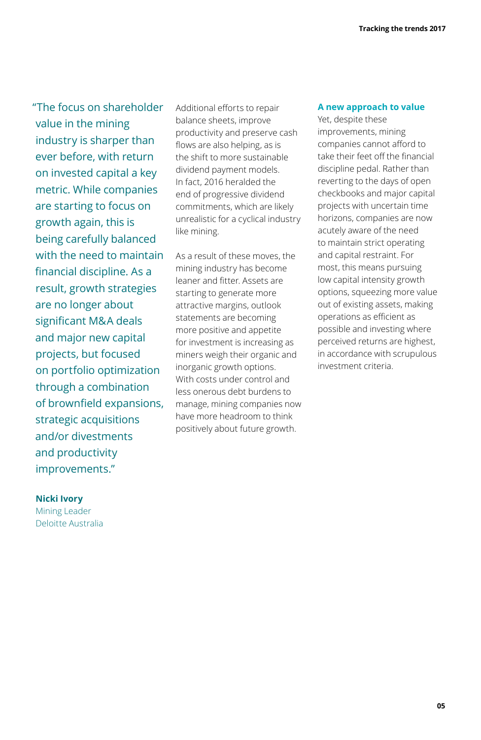"The focus on shareholder value in the mining industry is sharper than ever before, with return on invested capital a key metric. While companies are starting to focus on growth again, this is being carefully balanced with the need to maintain financial discipline. As a result, growth strategies are no longer about significant M&A deals and major new capital projects, but focused on portfolio optimization through a combination of brownfield expansions, strategic acquisitions and/or divestments and productivity improvements."

**Nicki Ivory**
Mining Leader
Deloitte Australia

Additional efforts to repair balance sheets, improve productivity and preserve cash flows are also helping, as is the shift to more sustainable dividend payment models. In fact, 2016 heralded the end of progressive dividend commitments, which are likely unrealistic for a cyclical industry like mining.

As a result of these moves, the mining industry has become leaner and fitter. Assets are starting to generate more attractive margins, outlook statements are becoming more positive and appetite for investment is increasing as miners weigh their organic and inorganic growth options. With costs under control and less onerous debt burdens to manage, mining companies now have more headroom to think positively about future growth.

### A new approach to value

Yet, despite these improvements, mining companies cannot afford to take their feet off the financial discipline pedal. Rather than reverting to the days of open checkbooks and major capital projects with uncertain time horizons, companies are now acutely aware of the need to maintain strict operating and capital restraint. For most, this means pursuing low capital intensity growth options, squeezing more value out of existing assets, making operations as efficient as possible and investing where perceived returns are highest, in accordance with scrupulous investment criteria.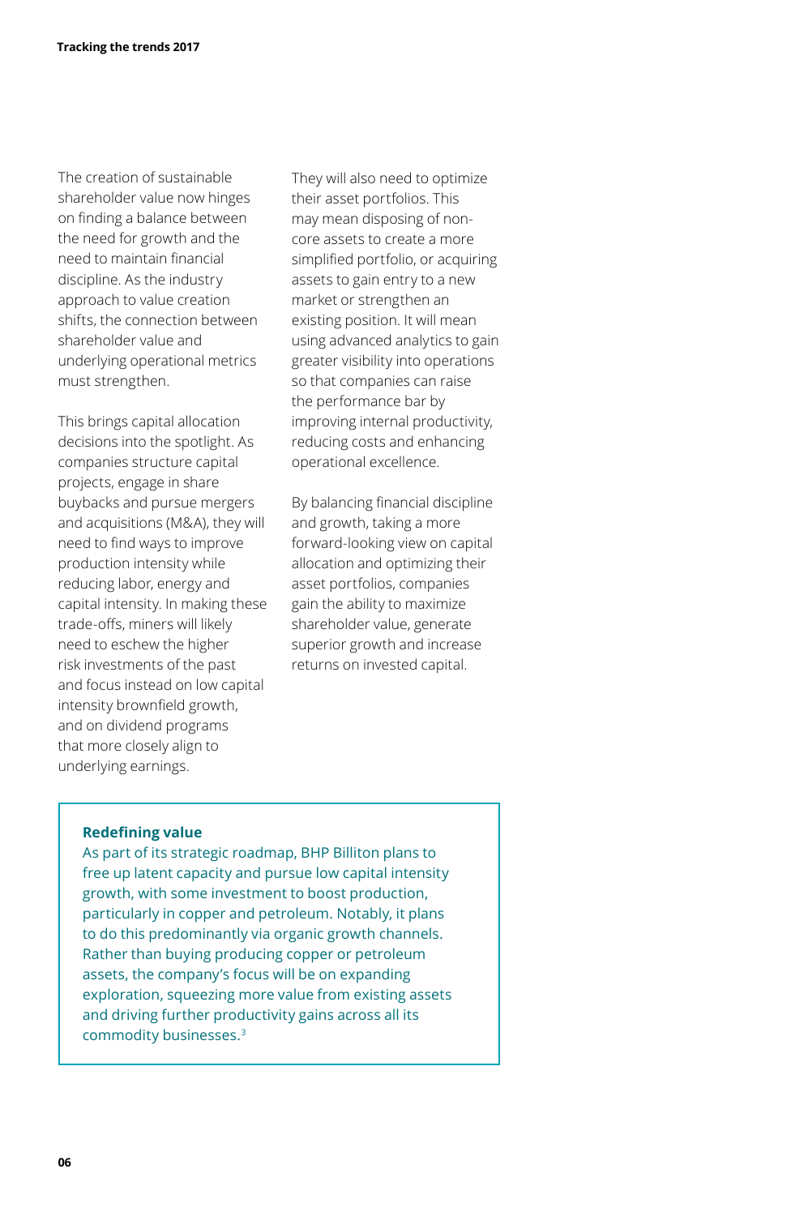The creation of sustainable shareholder value now hinges on finding a balance between the need for growth and the need to maintain financial discipline. As the industry approach to value creation shifts, the connection between shareholder value and underlying operational metrics must strengthen.

This brings capital allocation decisions into the spotlight. As companies structure capital projects, engage in share buybacks and pursue mergers and acquisitions (M&A), they will need to find ways to improve production intensity while reducing labor, energy and capital intensity. In making these trade-offs, miners will likely need to eschew the higher risk investments of the past and focus instead on low capital intensity brownfield growth, and on dividend programs that more closely align to underlying earnings.

They will also need to optimize their asset portfolios. This may mean disposing of non-core assets to create a more simplified portfolio, or acquiring assets to gain entry to a new market or strengthen an existing position. It will mean using advanced analytics to gain greater visibility into operations so that companies can raise the performance bar by improving internal productivity, reducing costs and enhancing operational excellence.

By balancing financial discipline and growth, taking a more forward-looking view on capital allocation and optimizing their asset portfolios, companies gain the ability to maximize shareholder value, generate superior growth and increase returns on invested capital.

**Redefining value**

As part of its strategic roadmap, BHP Billiton plans to free up latent capacity and pursue low capital intensity growth, with some investment to boost production, particularly in copper and petroleum. Notably, it plans to do this predominantly via organic growth channels. Rather than buying producing copper or petroleum assets, the company's focus will be on expanding exploration, squeezing more value from existing assets and driving further productivity gains across all its commodity businesses.[3]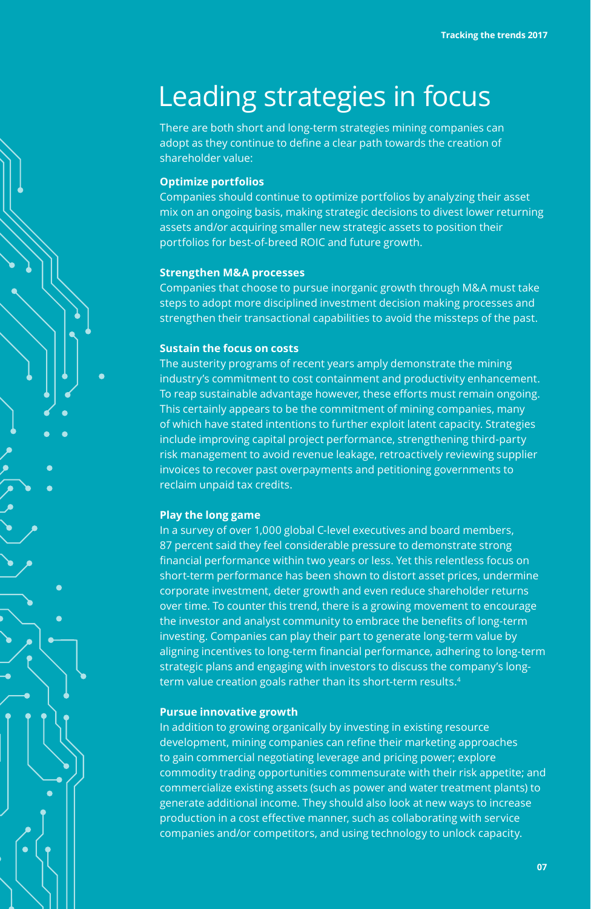# Leading strategies in focus

There are both short and long-term strategies mining companies can adopt as they continue to define a clear path towards the creation of shareholder value:

**Optimize portfolios**

Companies should continue to optimize portfolios by analyzing their asset mix on an ongoing basis, making strategic decisions to divest lower returning assets and/or acquiring smaller new strategic assets to position their portfolios for best-of-breed ROIC and future growth.

**Strengthen M&A processes**

Companies that choose to pursue inorganic growth through M&A must take steps to adopt more disciplined investment decision making processes and strengthen their transactional capabilities to avoid the missteps of the past.

**Sustain the focus on costs**

The austerity programs of recent years amply demonstrate the mining industry's commitment to cost containment and productivity enhancement. To reap sustainable advantage however, these efforts must remain ongoing. This certainly appears to be the commitment of mining companies, many of which have stated intentions to further exploit latent capacity. Strategies include improving capital project performance, strengthening third-party risk management to avoid revenue leakage, retroactively reviewing supplier invoices to recover past overpayments and petitioning governments to reclaim unpaid tax credits.

**Play the long game**

In a survey of over 1,000 global C-level executives and board members, 87 percent said they feel considerable pressure to demonstrate strong financial performance within two years or less. Yet this relentless focus on short-term performance has been shown to distort asset prices, undermine corporate investment, deter growth and even reduce shareholder returns over time. To counter this trend, there is a growing movement to encourage the investor and analyst community to embrace the benefits of long-term investing. Companies can play their part to generate long-term value by aligning incentives to long-term financial performance, adhering to long-term strategic plans and engaging with investors to discuss the company's long-term value creation goals rather than its short-term results.[4]

**Pursue innovative growth**

In addition to growing organically by investing in existing resource development, mining companies can refine their marketing approaches to gain commercial negotiating leverage and pricing power; explore commodity trading opportunities commensurate with their risk appetite; and commercialize existing assets (such as power and water treatment plants) to generate additional income. They should also look at new ways to increase production in a cost effective manner, such as collaborating with service companies and/or competitors, and using technology to unlock capacity.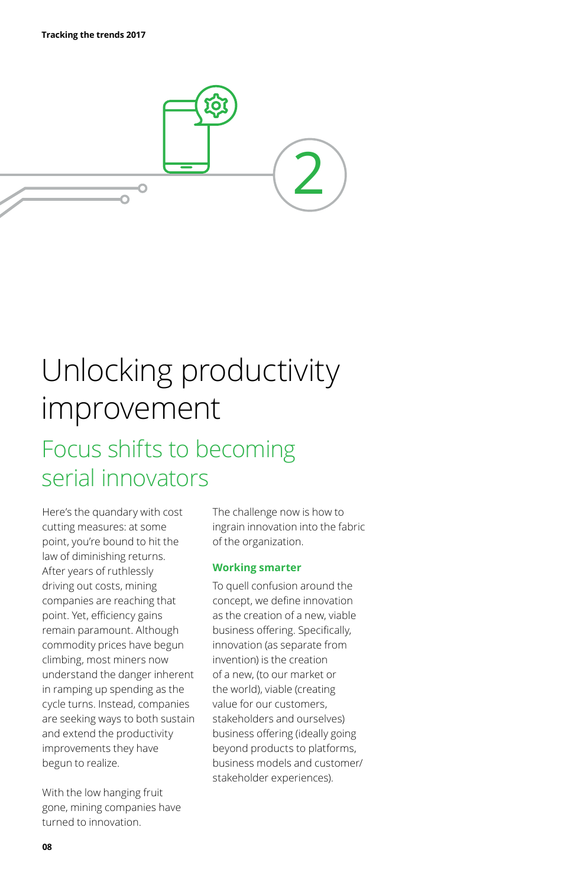2

# Unlocking productivity improvement

## Focus shifts to becoming serial innovators

Here's the quandary with cost cutting measures: at some point, you're bound to hit the law of diminishing returns. After years of ruthlessly driving out costs, mining companies are reaching that point. Yet, efficiency gains remain paramount. Although commodity prices have begun climbing, most miners now understand the danger inherent in ramping up spending as the cycle turns. Instead, companies are seeking ways to both sustain and extend the productivity improvements they have begun to realize.

With the low hanging fruit gone, mining companies have turned to innovation.

The challenge now is how to ingrain innovation into the fabric of the organization.

### Working smarter

To quell confusion around the concept, we define innovation as the creation of a new, viable business offering. Specifically, innovation (as separate from invention) is the creation of a new, (to our market or the world), viable (creating value for our customers, stakeholders and ourselves) business offering (ideally going beyond products to platforms, business models and customer/stakeholder experiences).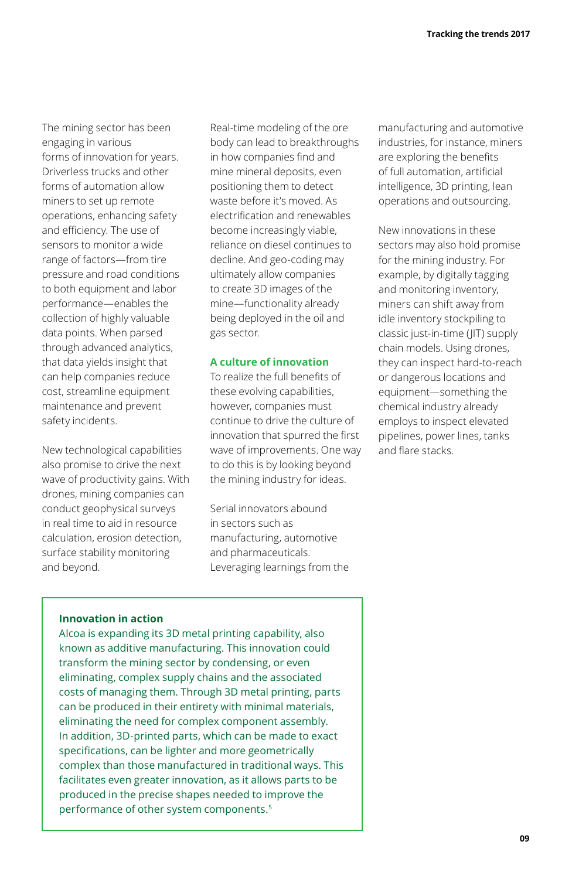The mining sector has been engaging in various forms of innovation for years. Driverless trucks and other forms of automation allow miners to set up remote operations, enhancing safety and efficiency. The use of sensors to monitor a wide range of factors—from tire pressure and road conditions to both equipment and labor performance—enables the collection of highly valuable data points. When parsed through advanced analytics, that data yields insight that can help companies reduce cost, streamline equipment maintenance and prevent safety incidents.

New technological capabilities also promise to drive the next wave of productivity gains. With drones, mining companies can conduct geophysical surveys in real time to aid in resource calculation, erosion detection, surface stability monitoring and beyond.

Real-time modeling of the ore body can lead to breakthroughs in how companies find and mine mineral deposits, even positioning them to detect waste before it's moved. As electrification and renewables become increasingly viable, reliance on diesel continues to decline. And geo-coding may ultimately allow companies to create 3D images of the mine—functionality already being deployed in the oil and gas sector.

### A culture of innovation

To realize the full benefits of these evolving capabilities, however, companies must continue to drive the culture of innovation that spurred the first wave of improvements. One way to do this is by looking beyond the mining industry for ideas.

Serial innovators abound in sectors such as manufacturing, automotive and pharmaceuticals. Leveraging learnings from the manufacturing and automotive industries, for instance, miners are exploring the benefits of full automation, artificial intelligence, 3D printing, lean operations and outsourcing.

New innovations in these sectors may also hold promise for the mining industry. For example, by digitally tagging and monitoring inventory, miners can shift away from idle inventory stockpiling to classic just-in-time (JIT) supply chain models. Using drones, they can inspect hard-to-reach or dangerous locations and equipment—something the chemical industry already employs to inspect elevated pipelines, power lines, tanks and flare stacks.

**Innovation in action**

Alcoa is expanding its 3D metal printing capability, also known as additive manufacturing. This innovation could transform the mining sector by condensing, or even eliminating, complex supply chains and the associated costs of managing them. Through 3D metal printing, parts can be produced in their entirety with minimal materials, eliminating the need for complex component assembly. In addition, 3D-printed parts, which can be made to exact specifications, can be lighter and more geometrically complex than those manufactured in traditional ways. This facilitates even greater innovation, as it allows parts to be produced in the precise shapes needed to improve the performance of other system components.[5]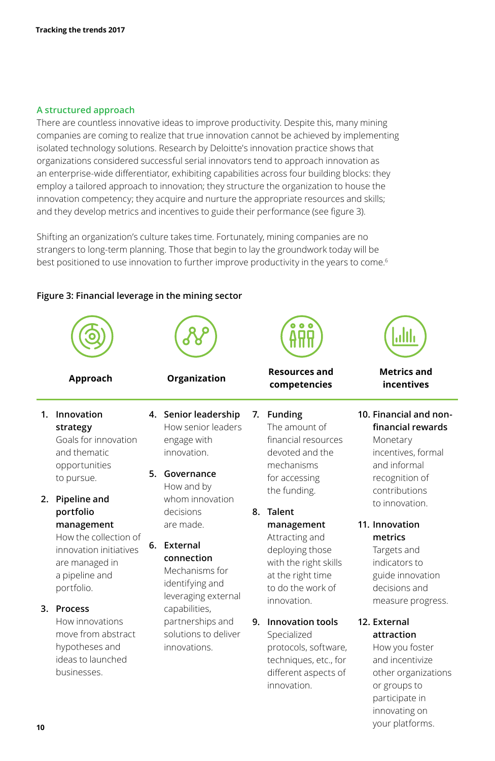## A structured approach

There are countless innovative ideas to improve productivity. Despite this, many mining companies are coming to realize that true innovation cannot be achieved by implementing isolated technology solutions. Research by Deloitte's innovation practice shows that organizations considered successful serial innovators tend to approach innovation as an enterprise-wide differentiator, exhibiting capabilities across four building blocks: they employ a tailored approach to innovation; they structure the organization to house the innovation competency; they acquire and nurture the appropriate resources and skills; and they develop metrics and incentives to guide their performance (see figure 3).

Shifting an organization's culture takes time. Fortunately, mining companies are no strangers to long-term planning. Those that begin to lay the groundwork today will be best positioned to use innovation to further improve productivity in the years to come.[6]

**Figure 3: Financial leverage in the mining sector**

### Approach

1. **Innovation strategy**
   Goals for innovation and thematic opportunities to pursue.
2. **Pipeline and portfolio management**
   How the collection of innovation initiatives are managed in a pipeline and portfolio.
3. **Process**
   How innovations move from abstract hypotheses and ideas to launched businesses.

### Organization

4. **Senior leadership**
   How senior leaders engage with innovation.
5. **Governance**
   How and by whom innovation decisions are made.
6. **External connection**
   Mechanisms for identifying and leveraging external capabilities, partnerships and solutions to deliver innovations.

### Resources and competencies

7. **Funding**
   The amount of financial resources devoted and the mechanisms for accessing the funding.
8. **Talent management**
   Attracting and deploying those with the right skills at the right time to do the work of innovation.
9. **Innovation tools**
   Specialized protocols, software, techniques, etc., for different aspects of innovation.

### Metrics and incentives

10. **Financial and non-financial rewards**
    Monetary incentives, formal and informal recognition of contributions to innovation.
11. **Innovation metrics**
    Targets and indicators to guide innovation decisions and measure progress.
12. **External attraction**
    How you foster and incentivize other organizations or groups to participate in innovating on your platforms.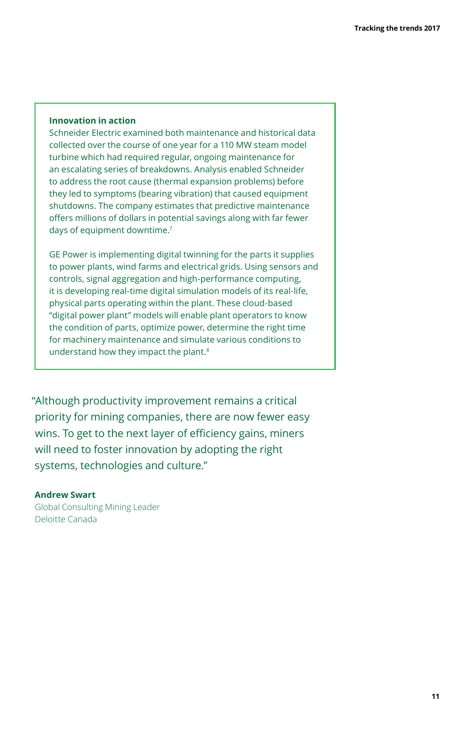**Innovation in action**

Schneider Electric examined both maintenance and historical data collected over the course of one year for a 110 MW steam model turbine which had required regular, ongoing maintenance for an escalating series of breakdowns. Analysis enabled Schneider to address the root cause (thermal expansion problems) before they led to symptoms (bearing vibration) that caused equipment shutdowns. The company estimates that predictive maintenance offers millions of dollars in potential savings along with far fewer days of equipment downtime.[7]

GE Power is implementing digital twinning for the parts it supplies to power plants, wind farms and electrical grids. Using sensors and controls, signal aggregation and high-performance computing, it is developing real-time digital simulation models of its real-life, physical parts operating within the plant. These cloud-based "digital power plant" models will enable plant operators to know the condition of parts, optimize power, determine the right time for machinery maintenance and simulate various conditions to understand how they impact the plant.[8]

"Although productivity improvement remains a critical priority for mining companies, there are now fewer easy wins. To get to the next layer of efficiency gains, miners will need to foster innovation by adopting the right systems, technologies and culture."

**Andrew Swart**
Global Consulting Mining Leader
Deloitte Canada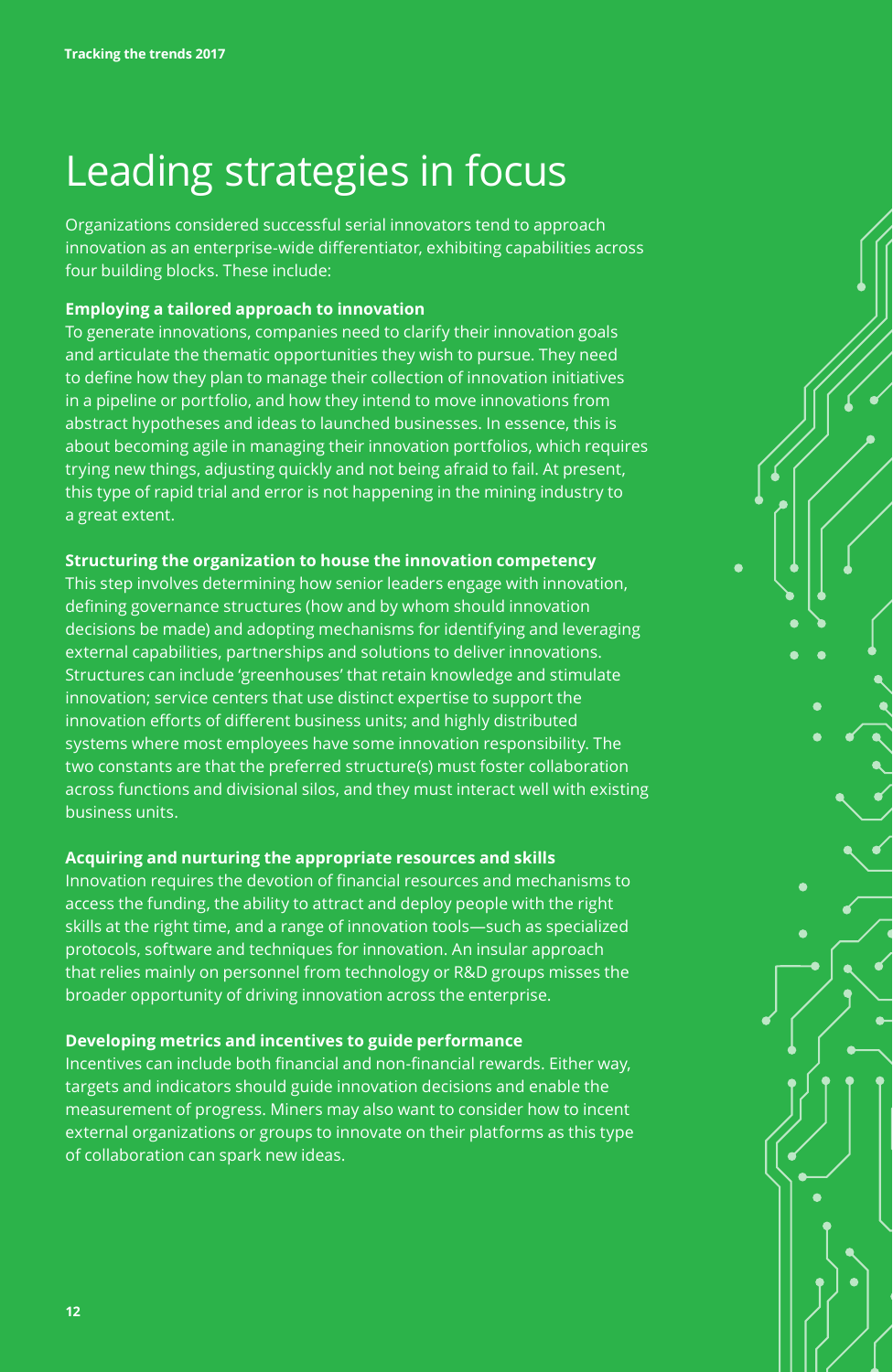# Leading strategies in focus

Organizations considered successful serial innovators tend to approach innovation as an enterprise-wide differentiator, exhibiting capabilities across four building blocks. These include:

**Employing a tailored approach to innovation**

To generate innovations, companies need to clarify their innovation goals and articulate the thematic opportunities they wish to pursue. They need to define how they plan to manage their collection of innovation initiatives in a pipeline or portfolio, and how they intend to move innovations from abstract hypotheses and ideas to launched businesses. In essence, this is about becoming agile in managing their innovation portfolios, which requires trying new things, adjusting quickly and not being afraid to fail. At present, this type of rapid trial and error is not happening in the mining industry to a great extent.

**Structuring the organization to house the innovation competency**

This step involves determining how senior leaders engage with innovation, defining governance structures (how and by whom should innovation decisions be made) and adopting mechanisms for identifying and leveraging external capabilities, partnerships and solutions to deliver innovations. Structures can include 'greenhouses' that retain knowledge and stimulate innovation; service centers that use distinct expertise to support the innovation efforts of different business units; and highly distributed systems where most employees have some innovation responsibility. The two constants are that the preferred structure(s) must foster collaboration across functions and divisional silos, and they must interact well with existing business units.

**Acquiring and nurturing the appropriate resources and skills**

Innovation requires the devotion of financial resources and mechanisms to access the funding, the ability to attract and deploy people with the right skills at the right time, and a range of innovation tools—such as specialized protocols, software and techniques for innovation. An insular approach that relies mainly on personnel from technology or R&D groups misses the broader opportunity of driving innovation across the enterprise.

**Developing metrics and incentives to guide performance**

Incentives can include both financial and non-financial rewards. Either way, targets and indicators should guide innovation decisions and enable the measurement of progress. Miners may also want to consider how to incent external organizations or groups to innovate on their platforms as this type of collaboration can spark new ideas.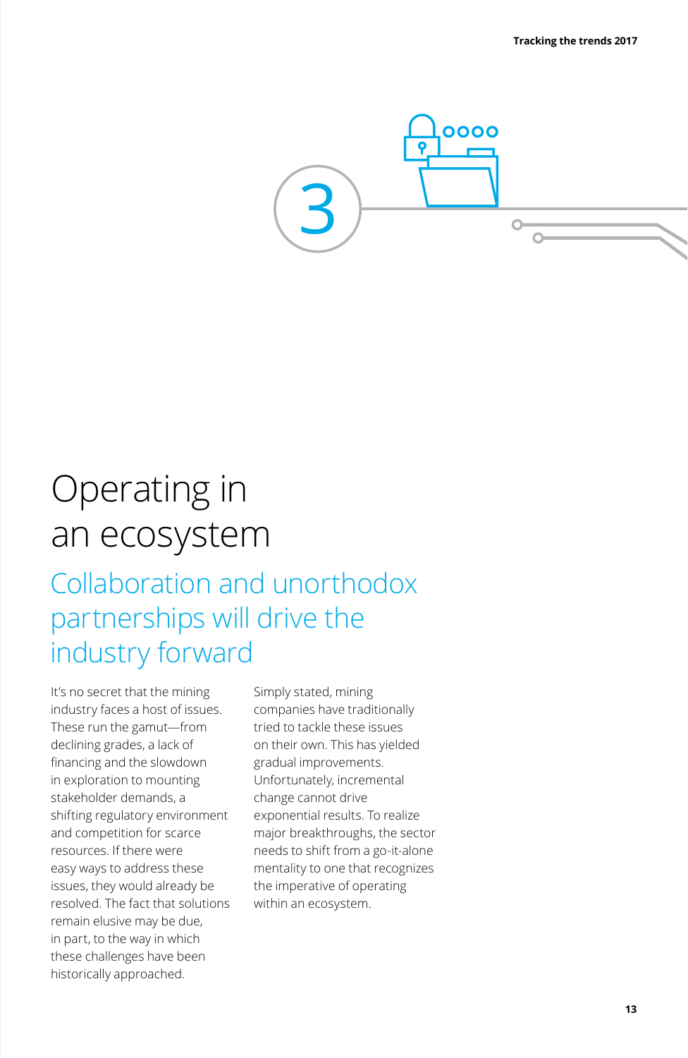3

# Operating in an ecosystem

## Collaboration and unorthodox partnerships will drive the industry forward

It's no secret that the mining industry faces a host of issues. These run the gamut—from declining grades, a lack of financing and the slowdown in exploration to mounting stakeholder demands, a shifting regulatory environment and competition for scarce resources. If there were easy ways to address these issues, they would already be resolved. The fact that solutions remain elusive may be due, in part, to the way in which these challenges have been historically approached.

Simply stated, mining companies have traditionally tried to tackle these issues on their own. This has yielded gradual improvements. Unfortunately, incremental change cannot drive exponential results. To realize major breakthroughs, the sector needs to shift from a go-it-alone mentality to one that recognizes the imperative of operating within an ecosystem.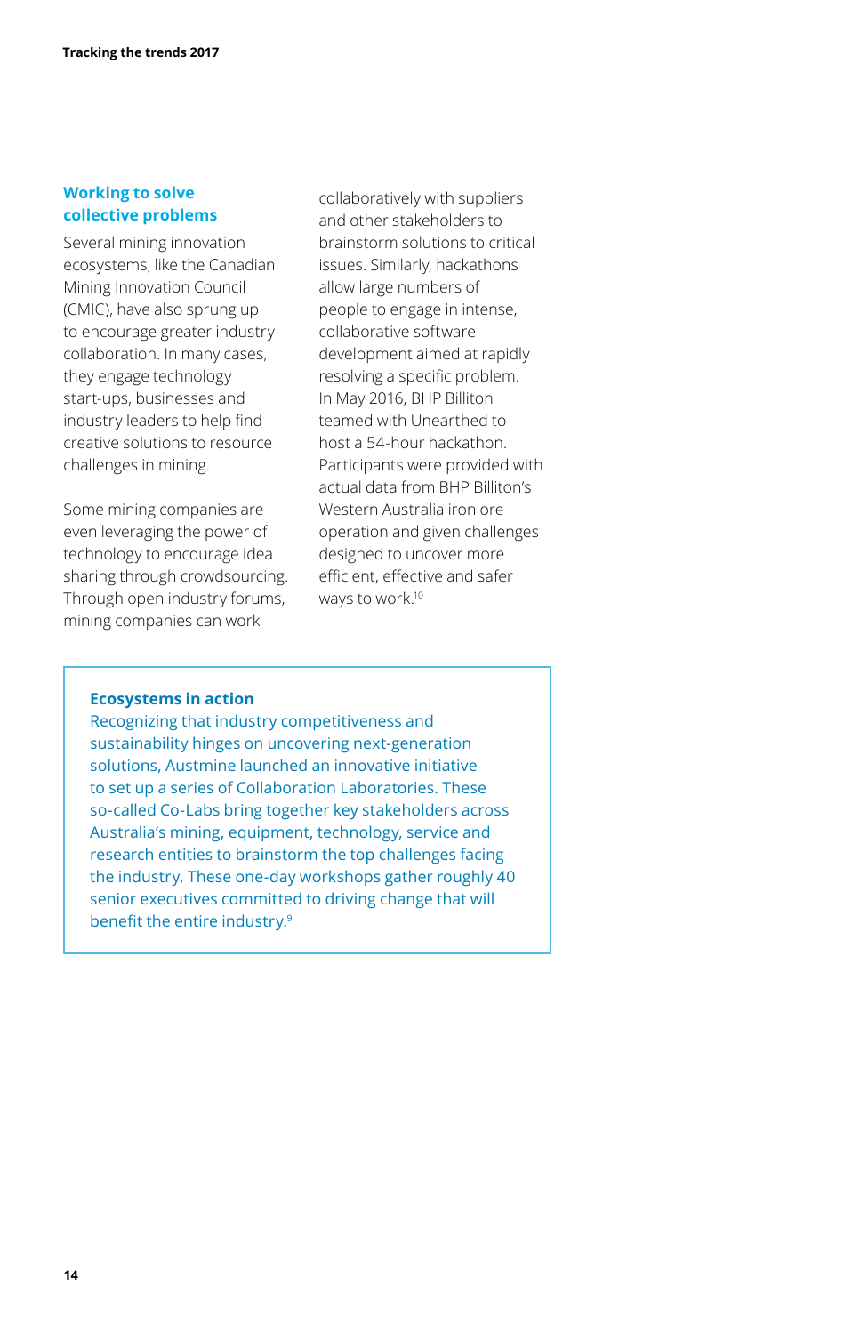## Working to solve collective problems

Several mining innovation ecosystems, like the Canadian Mining Innovation Council (CMIC), have also sprung up to encourage greater industry collaboration. In many cases, they engage technology start-ups, businesses and industry leaders to help find creative solutions to resource challenges in mining.

Some mining companies are even leveraging the power of technology to encourage idea sharing through crowdsourcing. Through open industry forums, mining companies can work collaboratively with suppliers and other stakeholders to brainstorm solutions to critical issues. Similarly, hackathons allow large numbers of people to engage in intense, collaborative software development aimed at rapidly resolving a specific problem. In May 2016, BHP Billiton teamed with Unearthed to host a 54-hour hackathon. Participants were provided with actual data from BHP Billiton's Western Australia iron ore operation and given challenges designed to uncover more efficient, effective and safer ways to work.[10]

### Ecosystems in action

Recognizing that industry competitiveness and sustainability hinges on uncovering next-generation solutions, Austmine launched an innovative initiative to set up a series of Collaboration Laboratories. These so-called Co-Labs bring together key stakeholders across Australia's mining, equipment, technology, service and research entities to brainstorm the top challenges facing the industry. These one-day workshops gather roughly 40 senior executives committed to driving change that will benefit the entire industry.[9]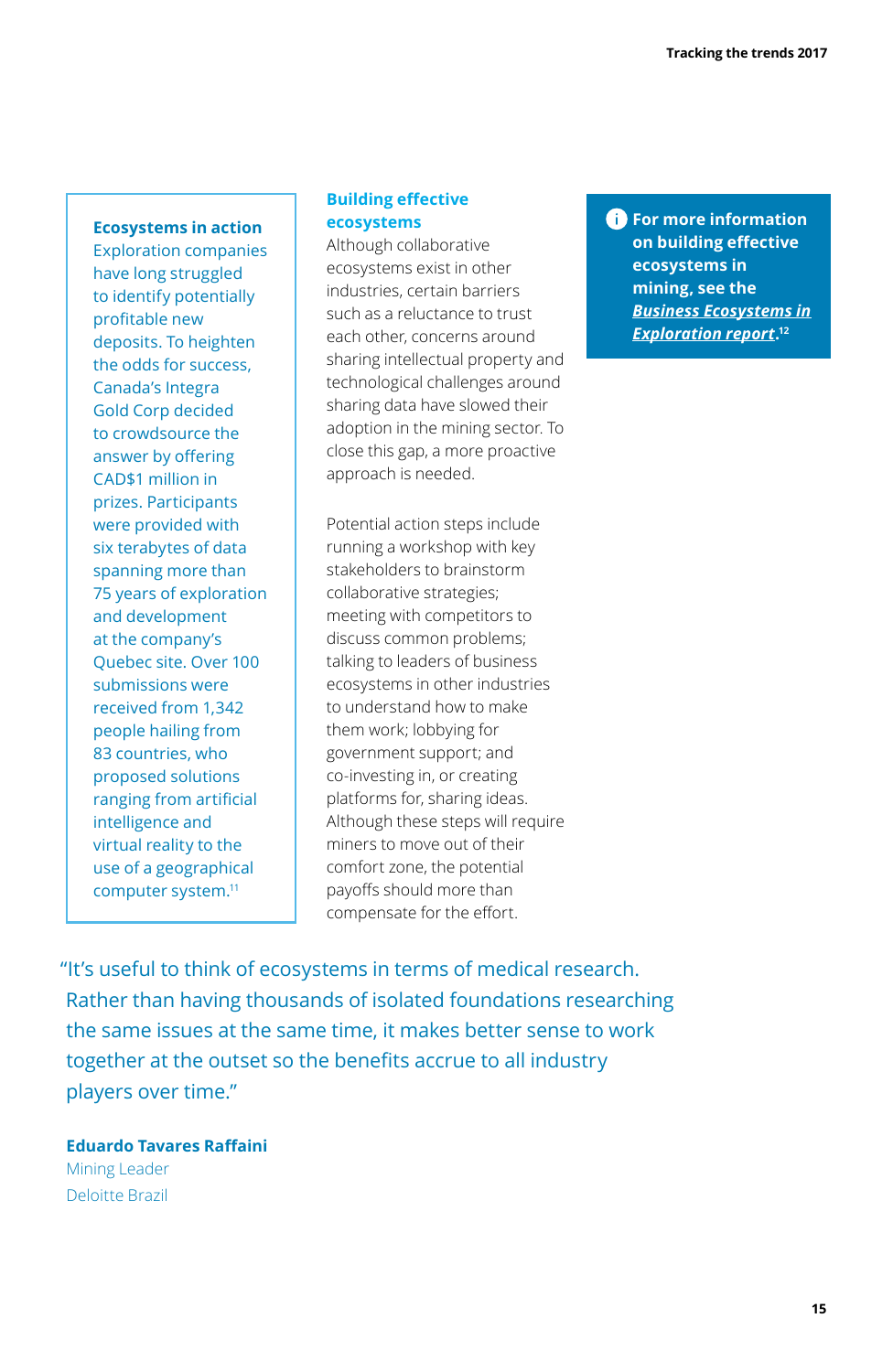**Ecosystems in action**

Exploration companies have long struggled to identify potentially profitable new deposits. To heighten the odds for success, Canada's Integra Gold Corp decided to crowdsource the answer by offering CAD$1 million in prizes. Participants were provided with six terabytes of data spanning more than 75 years of exploration and development at the company's Quebec site. Over 100 submissions were received from 1,342 people hailing from 83 countries, who proposed solutions ranging from artificial intelligence and virtual reality to the use of a geographical computer system.[11]

## Building effective ecosystems

Although collaborative ecosystems exist in other industries, certain barriers such as a reluctance to trust each other, concerns around sharing intellectual property and technological challenges around sharing data have slowed their adoption in the mining sector. To close this gap, a more proactive approach is needed.

Potential action steps include running a workshop with key stakeholders to brainstorm collaborative strategies; meeting with competitors to discuss common problems; talking to leaders of business ecosystems in other industries to understand how to make them work; lobbying for government support; and co-investing in, or creating platforms for, sharing ideas. Although these steps will require miners to move out of their comfort zone, the potential payoffs should more than compensate for the effort.

**For more information on building effective ecosystems in mining, see the *Business Ecosystems in Exploration report*.[12]**

"It's useful to think of ecosystems in terms of medical research. Rather than having thousands of isolated foundations researching the same issues at the same time, it makes better sense to work together at the outset so the benefits accrue to all industry players over time."

**Eduardo Tavares Raffaini**
Mining Leader
Deloitte Brazil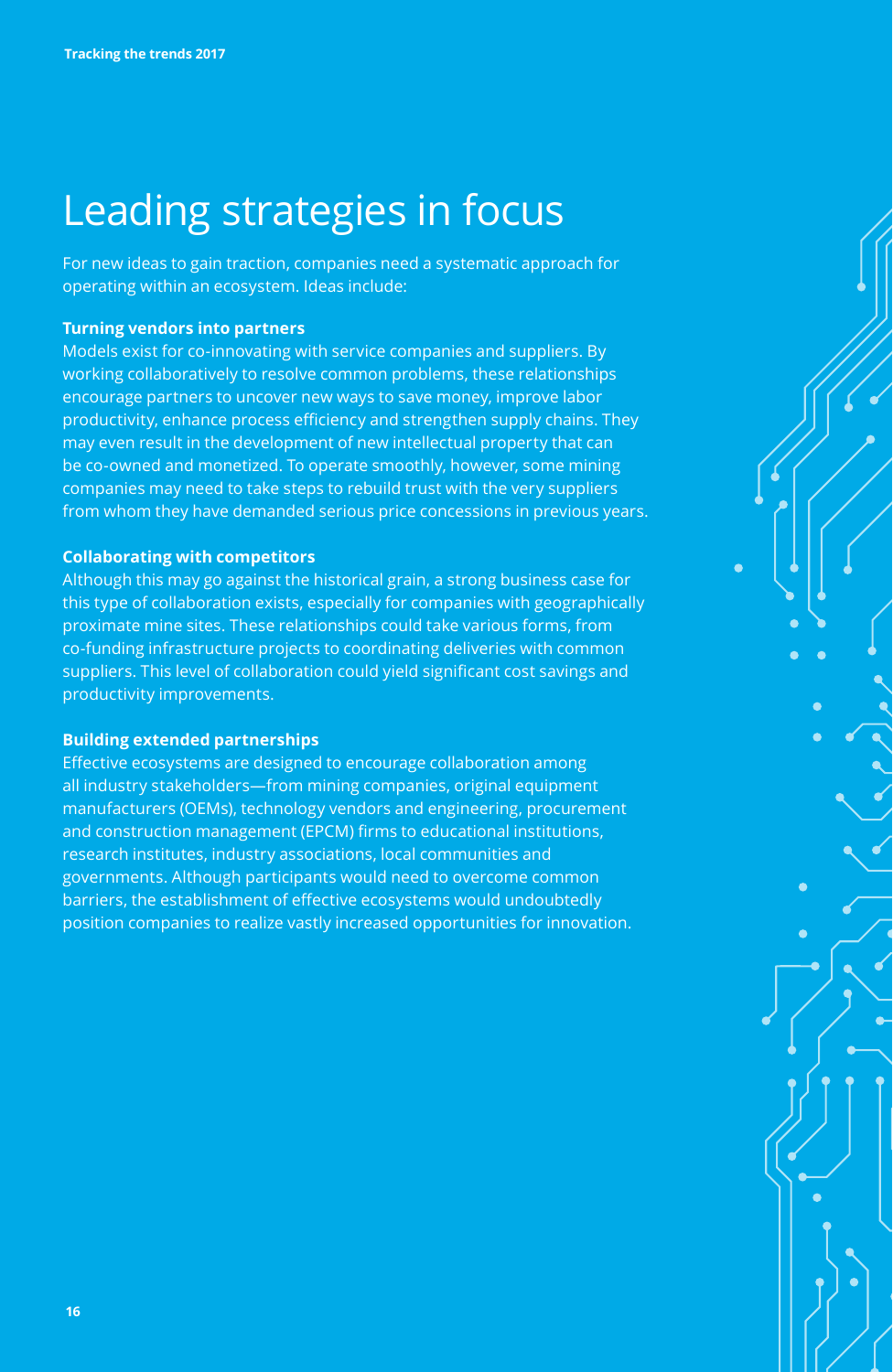# Leading strategies in focus

For new ideas to gain traction, companies need a systematic approach for operating within an ecosystem. Ideas include:

**Turning vendors into partners**

Models exist for co-innovating with service companies and suppliers. By working collaboratively to resolve common problems, these relationships encourage partners to uncover new ways to save money, improve labor productivity, enhance process efficiency and strengthen supply chains. They may even result in the development of new intellectual property that can be co-owned and monetized. To operate smoothly, however, some mining companies may need to take steps to rebuild trust with the very suppliers from whom they have demanded serious price concessions in previous years.

**Collaborating with competitors**

Although this may go against the historical grain, a strong business case for this type of collaboration exists, especially for companies with geographically proximate mine sites. These relationships could take various forms, from co-funding infrastructure projects to coordinating deliveries with common suppliers. This level of collaboration could yield significant cost savings and productivity improvements.

**Building extended partnerships**

Effective ecosystems are designed to encourage collaboration among all industry stakeholders—from mining companies, original equipment manufacturers (OEMs), technology vendors and engineering, procurement and construction management (EPCM) firms to educational institutions, research institutes, industry associations, local communities and governments. Although participants would need to overcome common barriers, the establishment of effective ecosystems would undoubtedly position companies to realize vastly increased opportunities for innovation.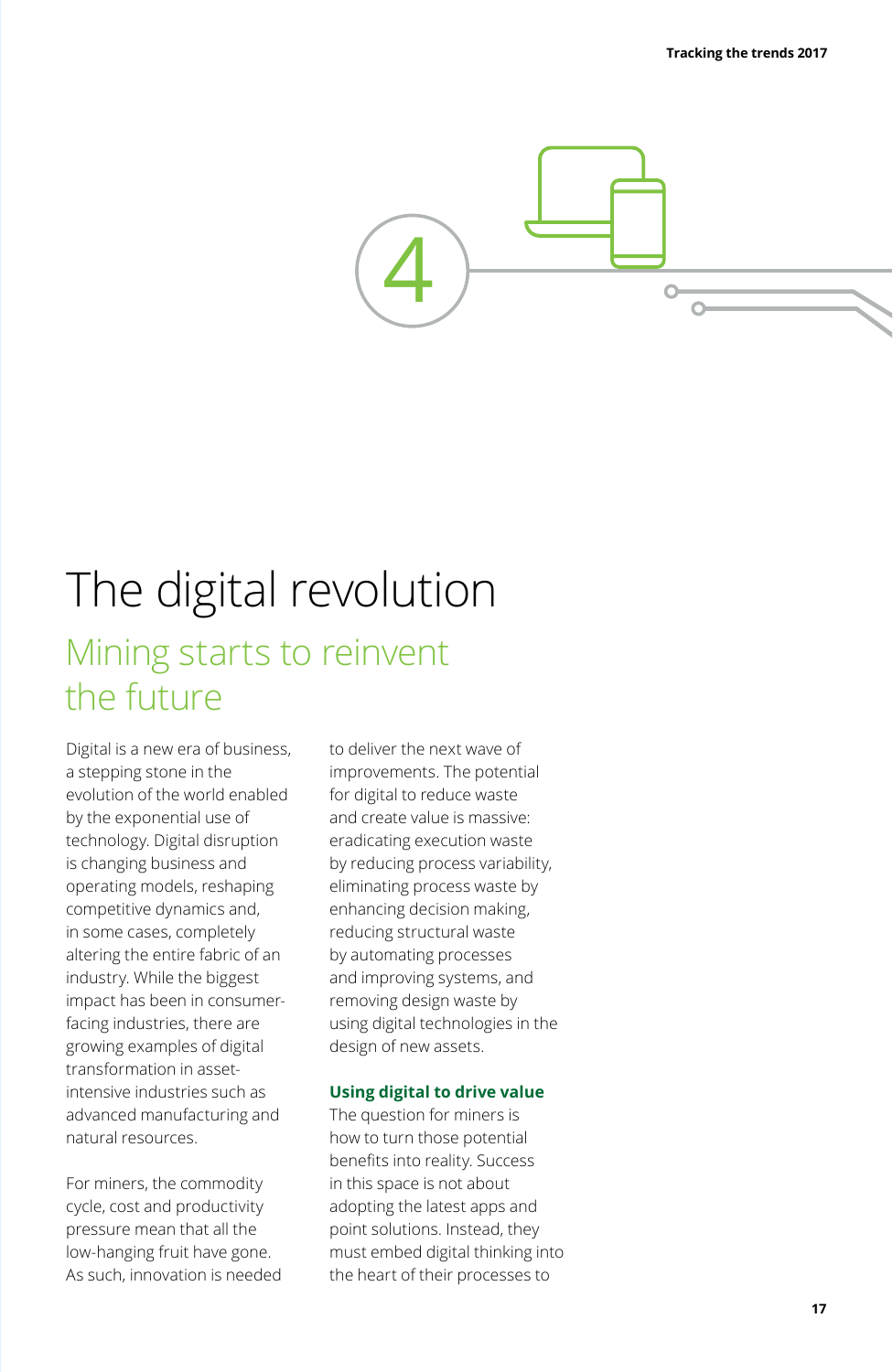4

# The digital revolution

## Mining starts to reinvent the future

Digital is a new era of business, a stepping stone in the evolution of the world enabled by the exponential use of technology. Digital disruption is changing business and operating models, reshaping competitive dynamics and, in some cases, completely altering the entire fabric of an industry. While the biggest impact has been in consumer-facing industries, there are growing examples of digital transformation in asset-intensive industries such as advanced manufacturing and natural resources.

For miners, the commodity cycle, cost and productivity pressure mean that all the low-hanging fruit have gone. As such, innovation is needed to deliver the next wave of improvements. The potential for digital to reduce waste and create value is massive: eradicating execution waste by reducing process variability, eliminating process waste by enhancing decision making, reducing structural waste by automating processes and improving systems, and removing design waste by using digital technologies in the design of new assets.

### Using digital to drive value

The question for miners is how to turn those potential benefits into reality. Success in this space is not about adopting the latest apps and point solutions. Instead, they must embed digital thinking into the heart of their processes to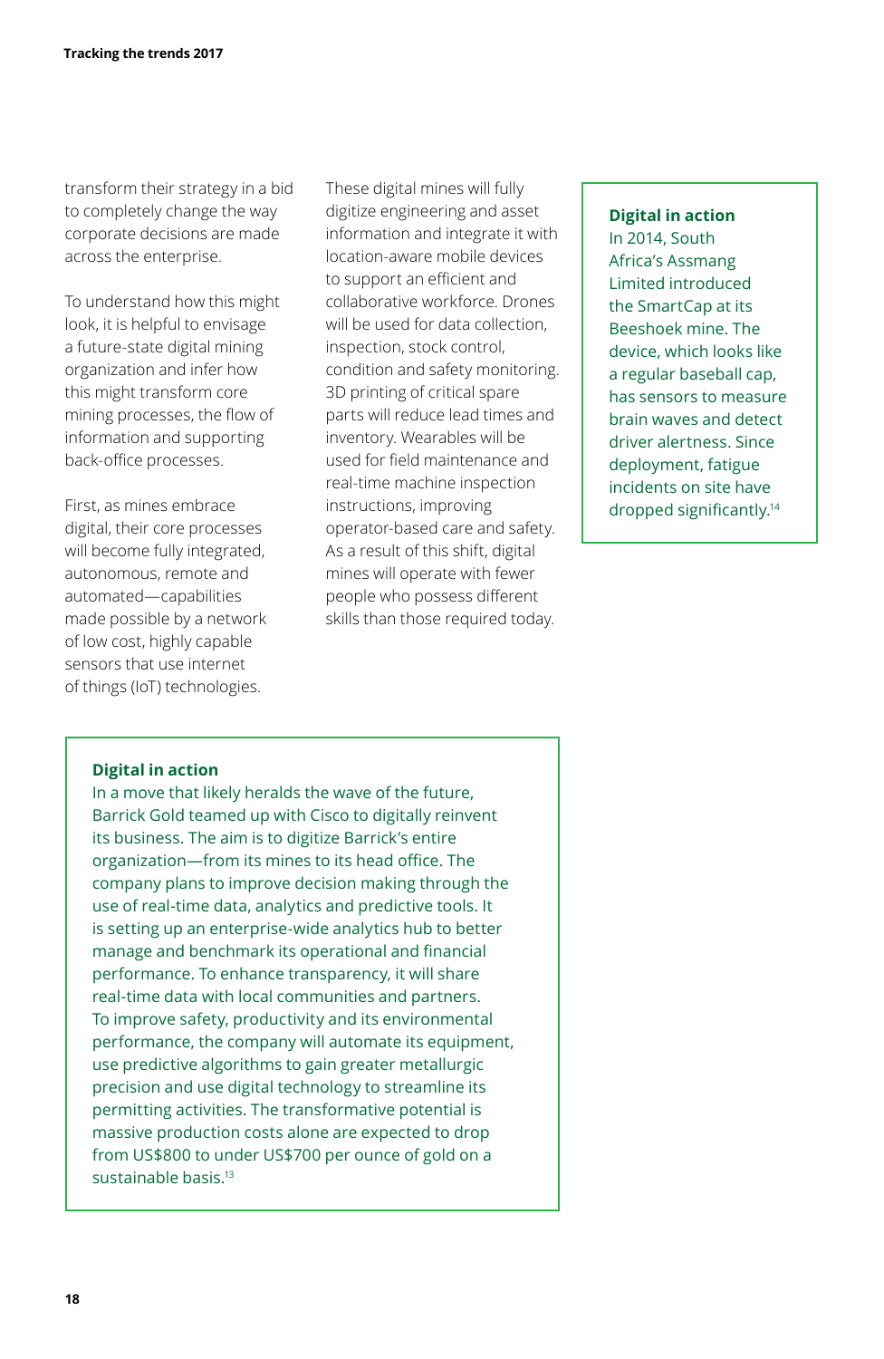transform their strategy in a bid to completely change the way corporate decisions are made across the enterprise.

To understand how this might look, it is helpful to envisage a future-state digital mining organization and infer how this might transform core mining processes, the flow of information and supporting back-office processes.

First, as mines embrace digital, their core processes will become fully integrated, autonomous, remote and automated—capabilities made possible by a network of low cost, highly capable sensors that use internet of things (IoT) technologies.

These digital mines will fully digitize engineering and asset information and integrate it with location-aware mobile devices to support an efficient and collaborative workforce. Drones will be used for data collection, inspection, stock control, condition and safety monitoring. 3D printing of critical spare parts will reduce lead times and inventory. Wearables will be used for field maintenance and real-time machine inspection instructions, improving operator-based care and safety. As a result of this shift, digital mines will operate with fewer people who possess different skills than those required today.

**Digital in action**

In 2014, South Africa's Assmang Limited introduced the SmartCap at its Beeshoek mine. The device, which looks like a regular baseball cap, has sensors to measure brain waves and detect driver alertness. Since deployment, fatigue incidents on site have dropped significantly.[14]

**Digital in action**

In a move that likely heralds the wave of the future, Barrick Gold teamed up with Cisco to digitally reinvent its business. The aim is to digitize Barrick's entire organization—from its mines to its head office. The company plans to improve decision making through the use of real-time data, analytics and predictive tools. It is setting up an enterprise-wide analytics hub to better manage and benchmark its operational and financial performance. To enhance transparency, it will share real-time data with local communities and partners. To improve safety, productivity and its environmental performance, the company will automate its equipment, use predictive algorithms to gain greater metallurgic precision and use digital technology to streamline its permitting activities. The transformative potential is massive production costs alone are expected to drop from US$800 to under US$700 per ounce of gold on a sustainable basis.[13]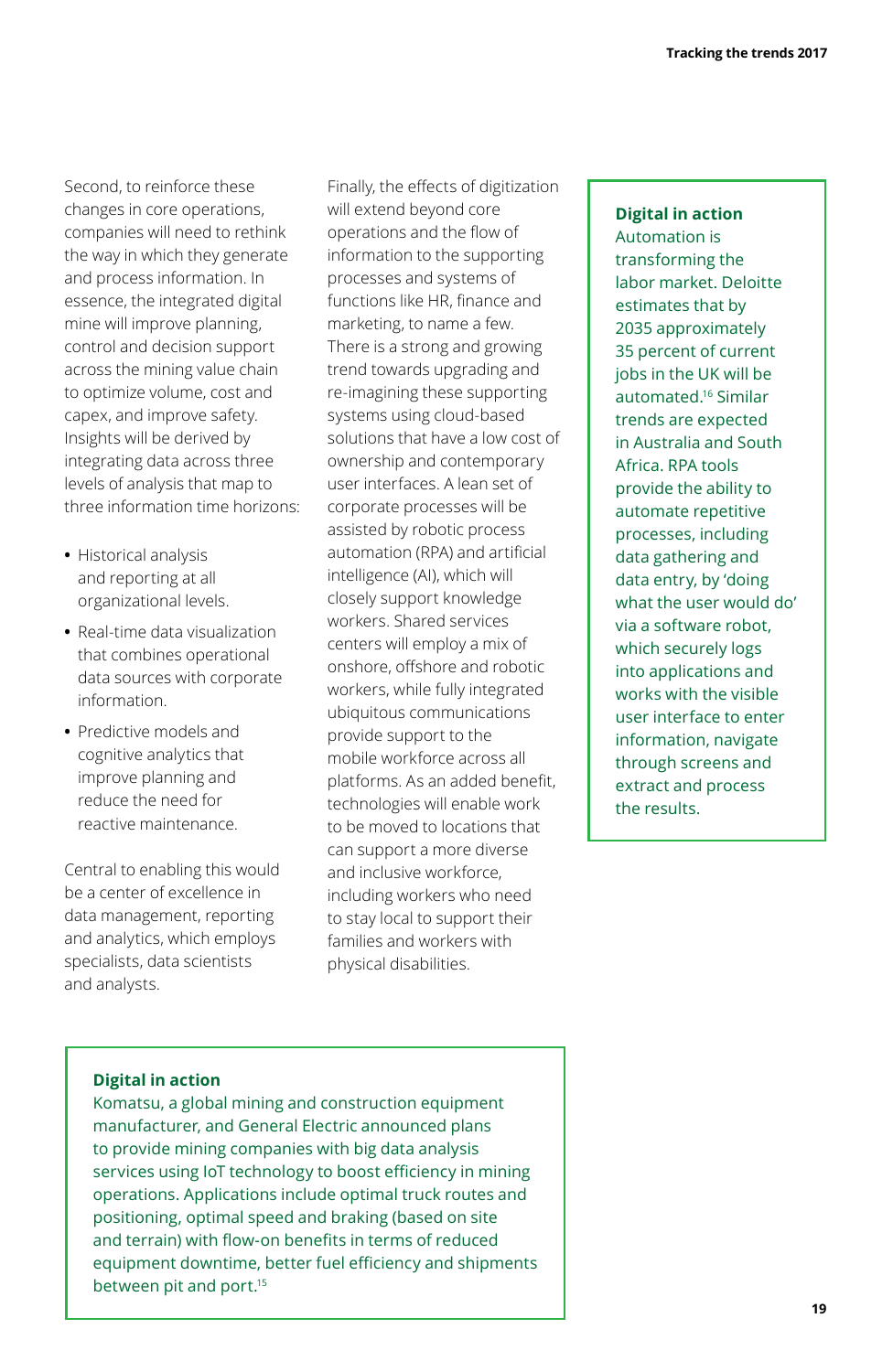Second, to reinforce these changes in core operations, companies will need to rethink the way in which they generate and process information. In essence, the integrated digital mine will improve planning, control and decision support across the mining value chain to optimize volume, cost and capex, and improve safety. Insights will be derived by integrating data across three levels of analysis that map to three information time horizons:

- Historical analysis and reporting at all organizational levels.
- Real-time data visualization that combines operational data sources with corporate information.
- Predictive models and cognitive analytics that improve planning and reduce the need for reactive maintenance.

Central to enabling this would be a center of excellence in data management, reporting and analytics, which employs specialists, data scientists and analysts.

Finally, the effects of digitization will extend beyond core operations and the flow of information to the supporting processes and systems of functions like HR, finance and marketing, to name a few. There is a strong and growing trend towards upgrading and re-imagining these supporting systems using cloud-based solutions that have a low cost of ownership and contemporary user interfaces. A lean set of corporate processes will be assisted by robotic process automation (RPA) and artificial intelligence (AI), which will closely support knowledge workers. Shared services centers will employ a mix of onshore, offshore and robotic workers, while fully integrated ubiquitous communications provide support to the mobile workforce across all platforms. As an added benefit, technologies will enable work to be moved to locations that can support a more diverse and inclusive workforce, including workers who need to stay local to support their families and workers with physical disabilities.

**Digital in action**

Automation is transforming the labor market. Deloitte estimates that by 2035 approximately 35 percent of current jobs in the UK will be automated.[16] Similar trends are expected in Australia and South Africa. RPA tools provide the ability to automate repetitive processes, including data gathering and data entry, by 'doing what the user would do' via a software robot, which securely logs into applications and works with the visible user interface to enter information, navigate through screens and extract and process the results.

**Digital in action**

Komatsu, a global mining and construction equipment manufacturer, and General Electric announced plans to provide mining companies with big data analysis services using IoT technology to boost efficiency in mining operations. Applications include optimal truck routes and positioning, optimal speed and braking (based on site and terrain) with flow-on benefits in terms of reduced equipment downtime, better fuel efficiency and shipments between pit and port.[15]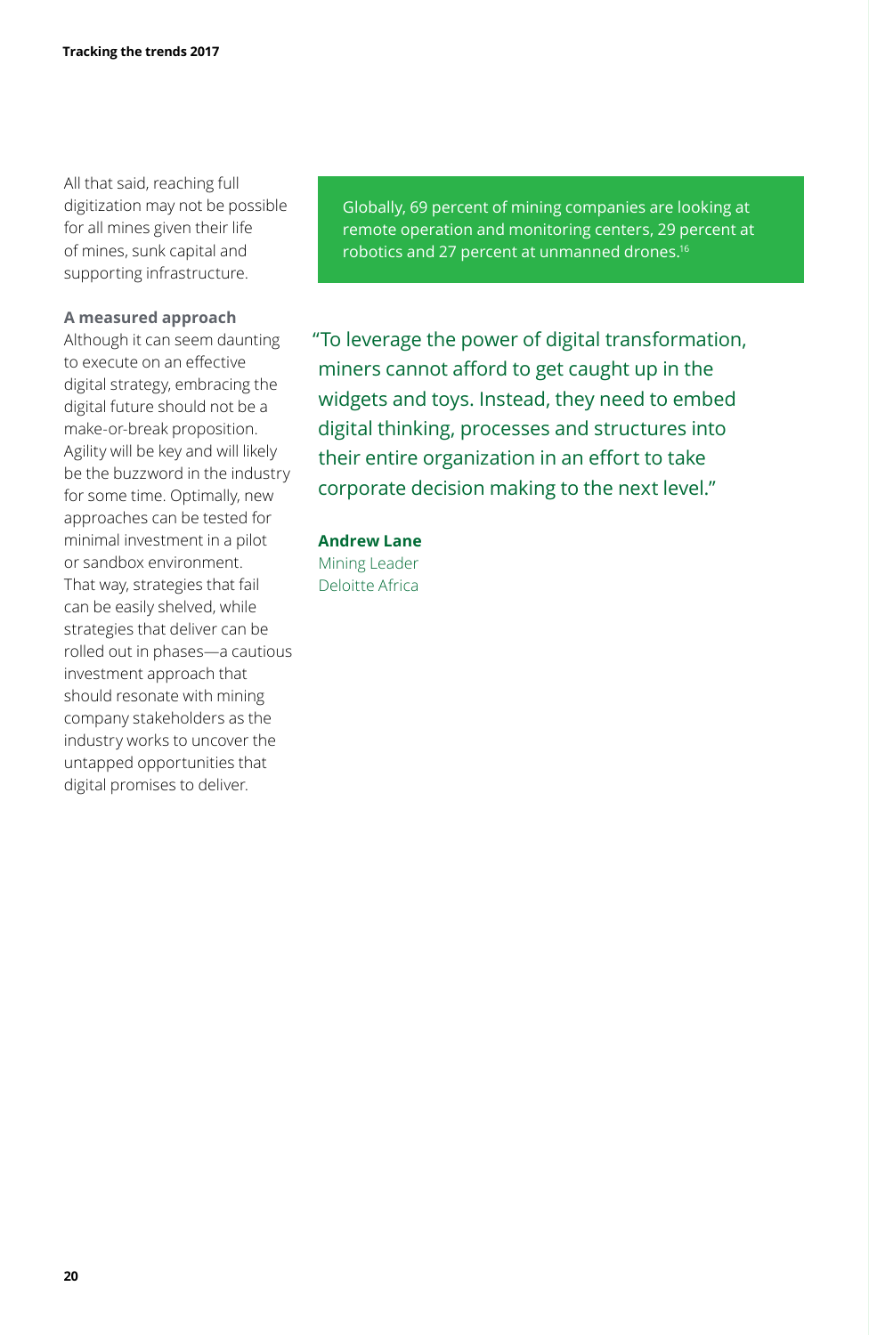All that said, reaching full digitization may not be possible for all mines given their life of mines, sunk capital and supporting infrastructure.

### A measured approach

Although it can seem daunting to execute on an effective digital strategy, embracing the digital future should not be a make-or-break proposition. Agility will be key and will likely be the buzzword in the industry for some time. Optimally, new approaches can be tested for minimal investment in a pilot or sandbox environment. That way, strategies that fail can be easily shelved, while strategies that deliver can be rolled out in phases—a cautious investment approach that should resonate with mining company stakeholders as the industry works to uncover the untapped opportunities that digital promises to deliver.

> Globally, 69 percent of mining companies are looking at remote operation and monitoring centers, 29 percent at robotics and 27 percent at unmanned drones.[16]

> "To leverage the power of digital transformation, miners cannot afford to get caught up in the widgets and toys. Instead, they need to embed digital thinking, processes and structures into their entire organization in an effort to take corporate decision making to the next level."

**Andrew Lane**
Mining Leader
Deloitte Africa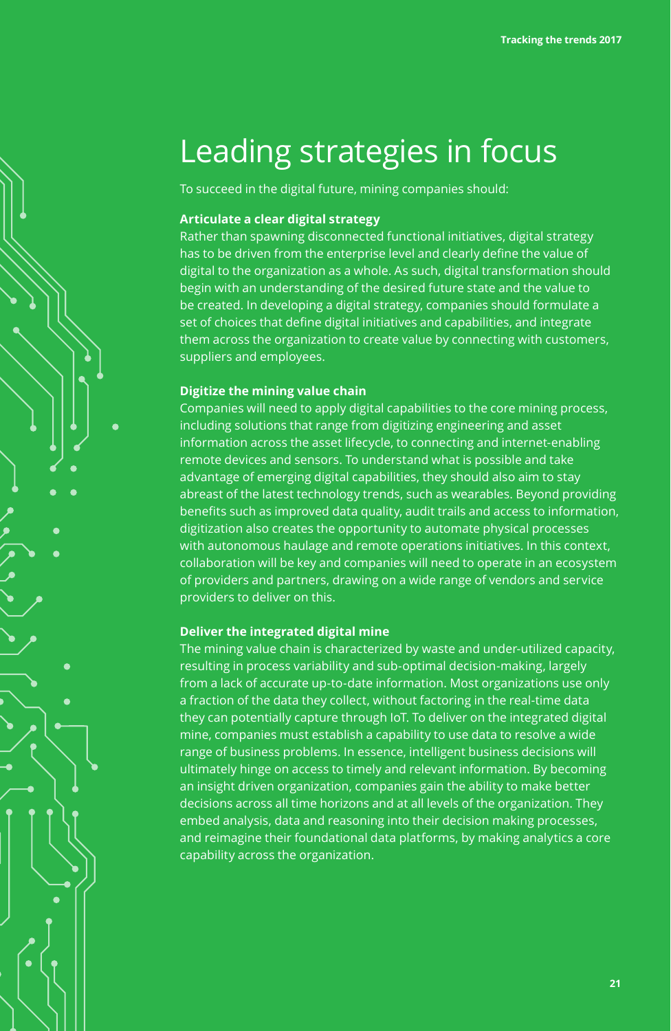# Leading strategies in focus

To succeed in the digital future, mining companies should:

**Articulate a clear digital strategy**

Rather than spawning disconnected functional initiatives, digital strategy has to be driven from the enterprise level and clearly define the value of digital to the organization as a whole. As such, digital transformation should begin with an understanding of the desired future state and the value to be created. In developing a digital strategy, companies should formulate a set of choices that define digital initiatives and capabilities, and integrate them across the organization to create value by connecting with customers, suppliers and employees.

**Digitize the mining value chain**

Companies will need to apply digital capabilities to the core mining process, including solutions that range from digitizing engineering and asset information across the asset lifecycle, to connecting and internet-enabling remote devices and sensors. To understand what is possible and take advantage of emerging digital capabilities, they should also aim to stay abreast of the latest technology trends, such as wearables. Beyond providing benefits such as improved data quality, audit trails and access to information, digitization also creates the opportunity to automate physical processes with autonomous haulage and remote operations initiatives. In this context, collaboration will be key and companies will need to operate in an ecosystem of providers and partners, drawing on a wide range of vendors and service providers to deliver on this.

**Deliver the integrated digital mine**

The mining value chain is characterized by waste and under-utilized capacity, resulting in process variability and sub-optimal decision-making, largely from a lack of accurate up-to-date information. Most organizations use only a fraction of the data they collect, without factoring in the real-time data they can potentially capture through IoT. To deliver on the integrated digital mine, companies must establish a capability to use data to resolve a wide range of business problems. In essence, intelligent business decisions will ultimately hinge on access to timely and relevant information. By becoming an insight driven organization, companies gain the ability to make better decisions across all time horizons and at all levels of the organization. They embed analysis, data and reasoning into their decision making processes, and reimagine their foundational data platforms, by making analytics a core capability across the organization.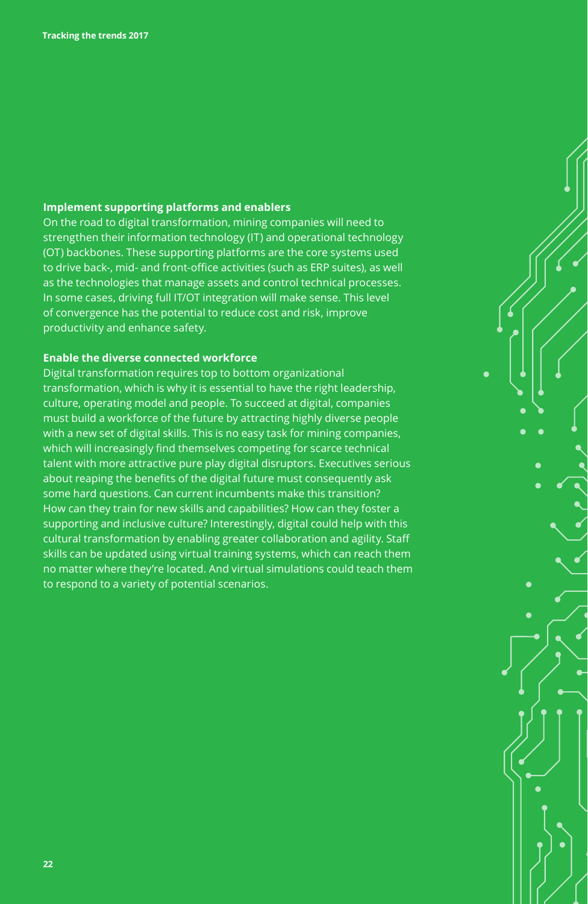### Implement supporting platforms and enablers

On the road to digital transformation, mining companies will need to strengthen their information technology (IT) and operational technology (OT) backbones. These supporting platforms are the core systems used to drive back-, mid- and front-office activities (such as ERP suites), as well as the technologies that manage assets and control technical processes. In some cases, driving full IT/OT integration will make sense. This level of convergence has the potential to reduce cost and risk, improve productivity and enhance safety.

### Enable the diverse connected workforce

Digital transformation requires top to bottom organizational transformation, which is why it is essential to have the right leadership, culture, operating model and people. To succeed at digital, companies must build a workforce of the future by attracting highly diverse people with a new set of digital skills. This is no easy task for mining companies, which will increasingly find themselves competing for scarce technical talent with more attractive pure play digital disruptors. Executives serious about reaping the benefits of the digital future must consequently ask some hard questions. Can current incumbents make this transition? How can they train for new skills and capabilities? How can they foster a supporting and inclusive culture? Interestingly, digital could help with this cultural transformation by enabling greater collaboration and agility. Staff skills can be updated using virtual training systems, which can reach them no matter where they're located. And virtual simulations could teach them to respond to a variety of potential scenarios.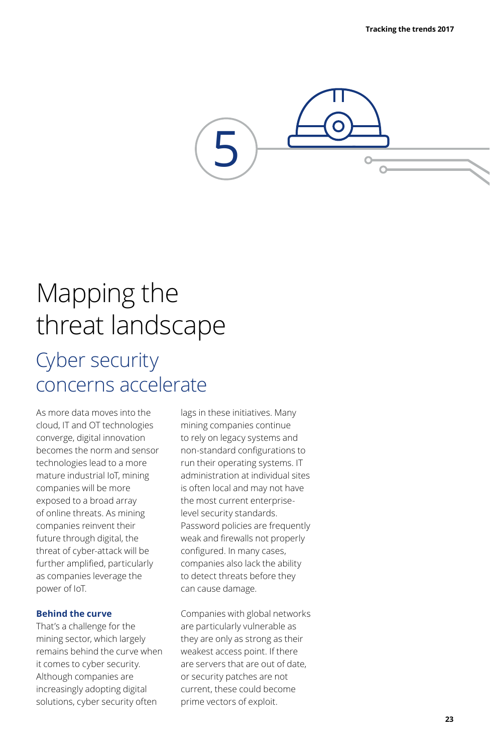5

# Mapping the threat landscape

## Cyber security concerns accelerate

As more data moves into the cloud, IT and OT technologies converge, digital innovation becomes the norm and sensor technologies lead to a more mature industrial IoT, mining companies will be more exposed to a broad array of online threats. As mining companies reinvent their future through digital, the threat of cyber-attack will be further amplified, particularly as companies leverage the power of IoT.

### Behind the curve

That's a challenge for the mining sector, which largely remains behind the curve when it comes to cyber security. Although companies are increasingly adopting digital solutions, cyber security often lags in these initiatives. Many mining companies continue to rely on legacy systems and non-standard configurations to run their operating systems. IT administration at individual sites is often local and may not have the most current enterprise-level security standards. Password policies are frequently weak and firewalls not properly configured. In many cases, companies also lack the ability to detect threats before they can cause damage.

Companies with global networks are particularly vulnerable as they are only as strong as their weakest access point. If there are servers that are out of date, or security patches are not current, these could become prime vectors of exploit.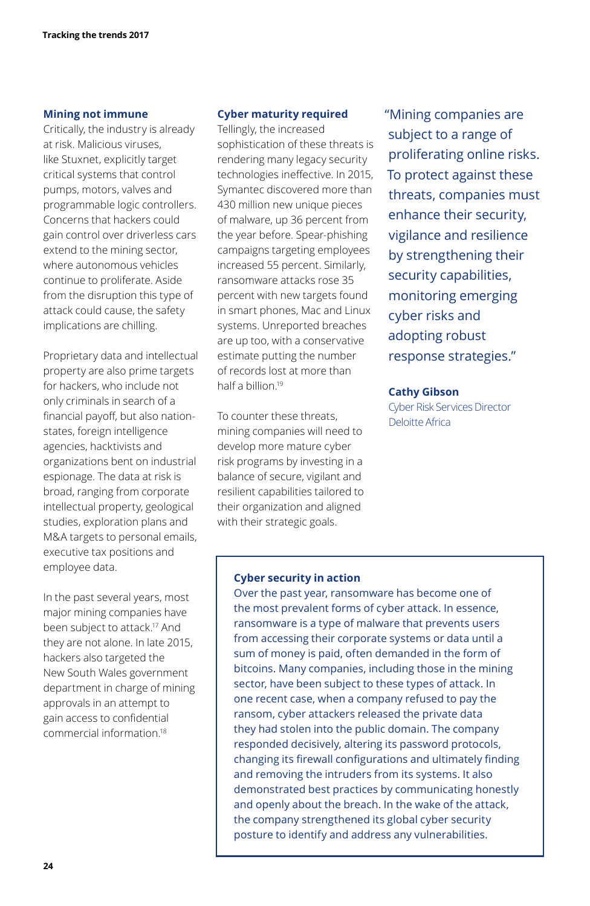### Mining not immune

Critically, the industry is already at risk. Malicious viruses, like Stuxnet, explicitly target critical systems that control pumps, motors, valves and programmable logic controllers. Concerns that hackers could gain control over driverless cars extend to the mining sector, where autonomous vehicles continue to proliferate. Aside from the disruption this type of attack could cause, the safety implications are chilling.

Proprietary data and intellectual property are also prime targets for hackers, who include not only criminals in search of a financial payoff, but also nation-states, foreign intelligence agencies, hacktivists and organizations bent on industrial espionage. The data at risk is broad, ranging from corporate intellectual property, geological studies, exploration plans and M&A targets to personal emails, executive tax positions and employee data.

In the past several years, most major mining companies have been subject to attack.[17] And they are not alone. In late 2015, hackers also targeted the New South Wales government department in charge of mining approvals in an attempt to gain access to confidential commercial information.[18]

### Cyber maturity required

Tellingly, the increased sophistication of these threats is rendering many legacy security technologies ineffective. In 2015, Symantec discovered more than 430 million new unique pieces of malware, up 36 percent from the year before. Spear-phishing campaigns targeting employees increased 55 percent. Similarly, ransomware attacks rose 35 percent with new targets found in smart phones, Mac and Linux systems. Unreported breaches are up too, with a conservative estimate putting the number of records lost at more than half a billion.[19]

To counter these threats, mining companies will need to develop more mature cyber risk programs by investing in a balance of secure, vigilant and resilient capabilities tailored to their organization and aligned with their strategic goals.

> "Mining companies are subject to a range of proliferating online risks. To protect against these threats, companies must enhance their security, vigilance and resilience by strengthening their security capabilities, monitoring emerging cyber risks and adopting robust response strategies."
>
> **Cathy Gibson**
> Cyber Risk Services Director
> Deloitte Africa

### Cyber security in action

Over the past year, ransomware has become one of the most prevalent forms of cyber attack. In essence, ransomware is a type of malware that prevents users from accessing their corporate systems or data until a sum of money is paid, often demanded in the form of bitcoins. Many companies, including those in the mining sector, have been subject to these types of attack. In one recent case, when a company refused to pay the ransom, cyber attackers released the private data they had stolen into the public domain. The company responded decisively, altering its password protocols, changing its firewall configurations and ultimately finding and removing the intruders from its systems. It also demonstrated best practices by communicating honestly and openly about the breach. In the wake of the attack, the company strengthened its global cyber security posture to identify and address any vulnerabilities.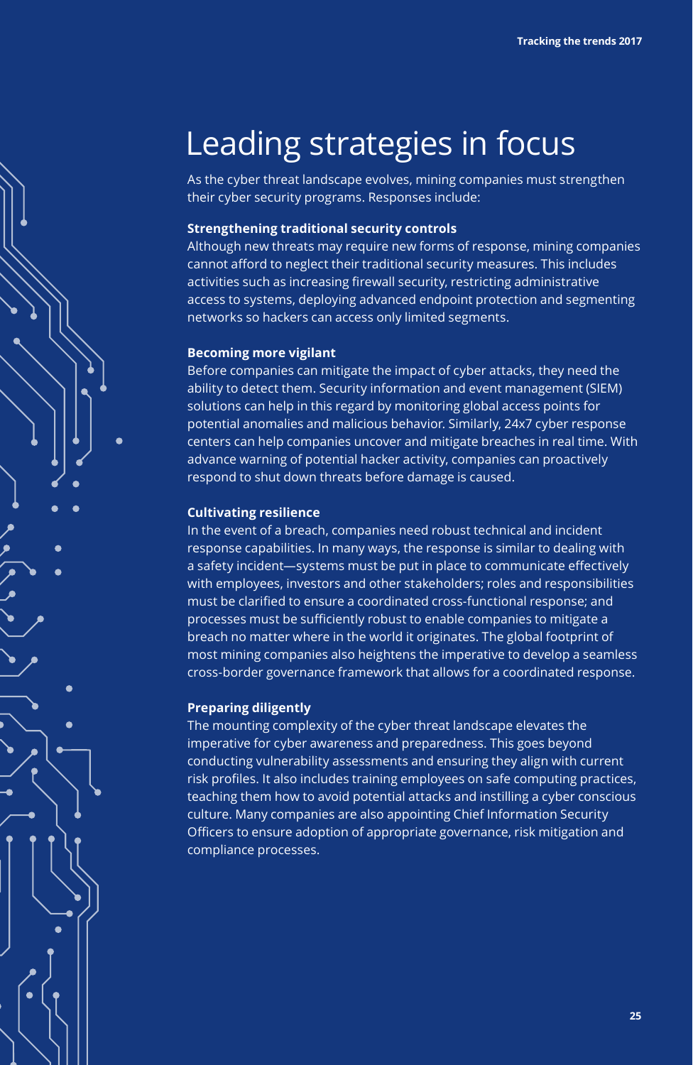# Leading strategies in focus

As the cyber threat landscape evolves, mining companies must strengthen their cyber security programs. Responses include:

**Strengthening traditional security controls**

Although new threats may require new forms of response, mining companies cannot afford to neglect their traditional security measures. This includes activities such as increasing firewall security, restricting administrative access to systems, deploying advanced endpoint protection and segmenting networks so hackers can access only limited segments.

**Becoming more vigilant**

Before companies can mitigate the impact of cyber attacks, they need the ability to detect them. Security information and event management (SIEM) solutions can help in this regard by monitoring global access points for potential anomalies and malicious behavior. Similarly, 24x7 cyber response centers can help companies uncover and mitigate breaches in real time. With advance warning of potential hacker activity, companies can proactively respond to shut down threats before damage is caused.

**Cultivating resilience**

In the event of a breach, companies need robust technical and incident response capabilities. In many ways, the response is similar to dealing with a safety incident—systems must be put in place to communicate effectively with employees, investors and other stakeholders; roles and responsibilities must be clarified to ensure a coordinated cross-functional response; and processes must be sufficiently robust to enable companies to mitigate a breach no matter where in the world it originates. The global footprint of most mining companies also heightens the imperative to develop a seamless cross-border governance framework that allows for a coordinated response.

**Preparing diligently**

The mounting complexity of the cyber threat landscape elevates the imperative for cyber awareness and preparedness. This goes beyond conducting vulnerability assessments and ensuring they align with current risk profiles. It also includes training employees on safe computing practices, teaching them how to avoid potential attacks and instilling a cyber conscious culture. Many companies are also appointing Chief Information Security Officers to ensure adoption of appropriate governance, risk mitigation and compliance processes.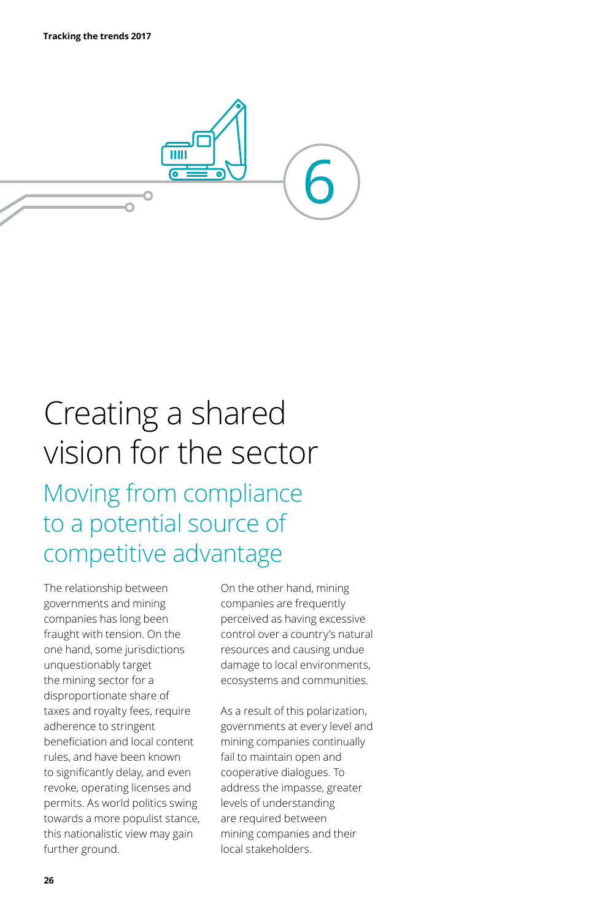6

# Creating a shared vision for the sector

## Moving from compliance to a potential source of competitive advantage

The relationship between governments and mining companies has long been fraught with tension. On the one hand, some jurisdictions unquestionably target the mining sector for a disproportionate share of taxes and royalty fees, require adherence to stringent beneficiation and local content rules, and have been known to significantly delay, and even revoke, operating licenses and permits. As world politics swing towards a more populist stance, this nationalistic view may gain further ground.

On the other hand, mining companies are frequently perceived as having excessive control over a country's natural resources and causing undue damage to local environments, ecosystems and communities.

As a result of this polarization, governments at every level and mining companies continually fail to maintain open and cooperative dialogues. To address the impasse, greater levels of understanding are required between mining companies and their local stakeholders.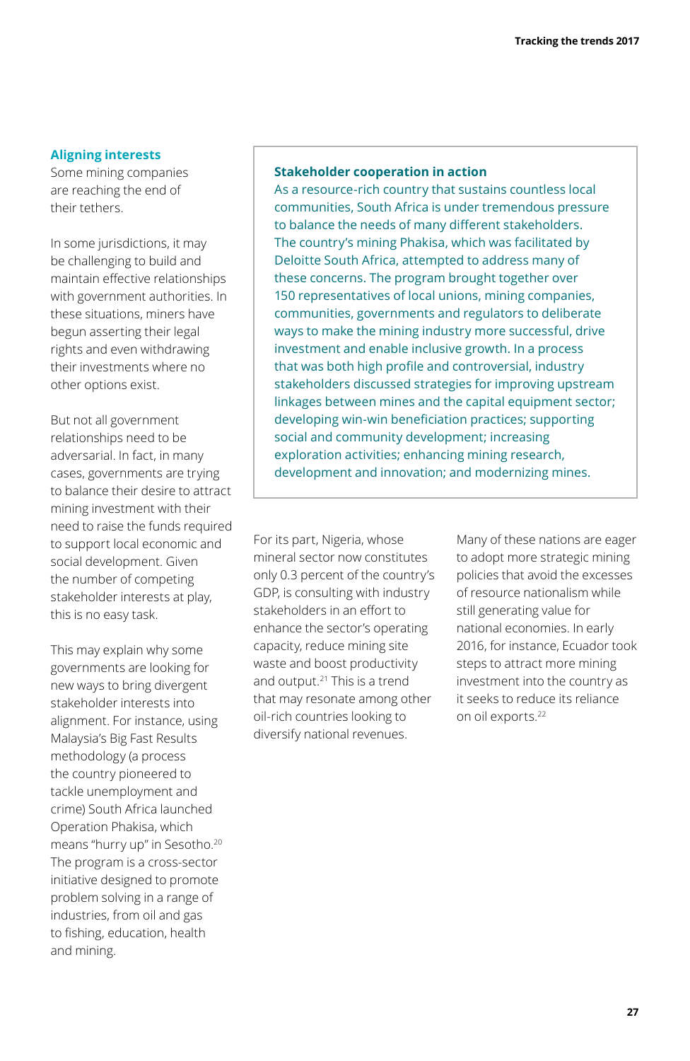## Aligning interests

Some mining companies are reaching the end of their tethers.

In some jurisdictions, it may be challenging to build and maintain effective relationships with government authorities. In these situations, miners have begun asserting their legal rights and even withdrawing their investments where no other options exist.

But not all government relationships need to be adversarial. In fact, in many cases, governments are trying to balance their desire to attract mining investment with their need to raise the funds required to support local economic and social development. Given the number of competing stakeholder interests at play, this is no easy task.

This may explain why some governments are looking for new ways to bring divergent stakeholder interests into alignment. For instance, using Malaysia's Big Fast Results methodology (a process the country pioneered to tackle unemployment and crime) South Africa launched Operation Phakisa, which means "hurry up" in Sesotho.[20] The program is a cross-sector initiative designed to promote problem solving in a range of industries, from oil and gas to fishing, education, health and mining.

### Stakeholder cooperation in action

As a resource-rich country that sustains countless local communities, South Africa is under tremendous pressure to balance the needs of many different stakeholders. The country's mining Phakisa, which was facilitated by Deloitte South Africa, attempted to address many of these concerns. The program brought together over 150 representatives of local unions, mining companies, communities, governments and regulators to deliberate ways to make the mining industry more successful, drive investment and enable inclusive growth. In a process that was both high profile and controversial, industry stakeholders discussed strategies for improving upstream linkages between mines and the capital equipment sector; developing win-win beneficiation practices; supporting social and community development; increasing exploration activities; enhancing mining research, development and innovation; and modernizing mines.

For its part, Nigeria, whose mineral sector now constitutes only 0.3 percent of the country's GDP, is consulting with industry stakeholders in an effort to enhance the sector's operating capacity, reduce mining site waste and boost productivity and output.[21] This is a trend that may resonate among other oil-rich countries looking to diversify national revenues.

Many of these nations are eager to adopt more strategic mining policies that avoid the excesses of resource nationalism while still generating value for national economies. In early 2016, for instance, Ecuador took steps to attract more mining investment into the country as it seeks to reduce its reliance on oil exports.[22]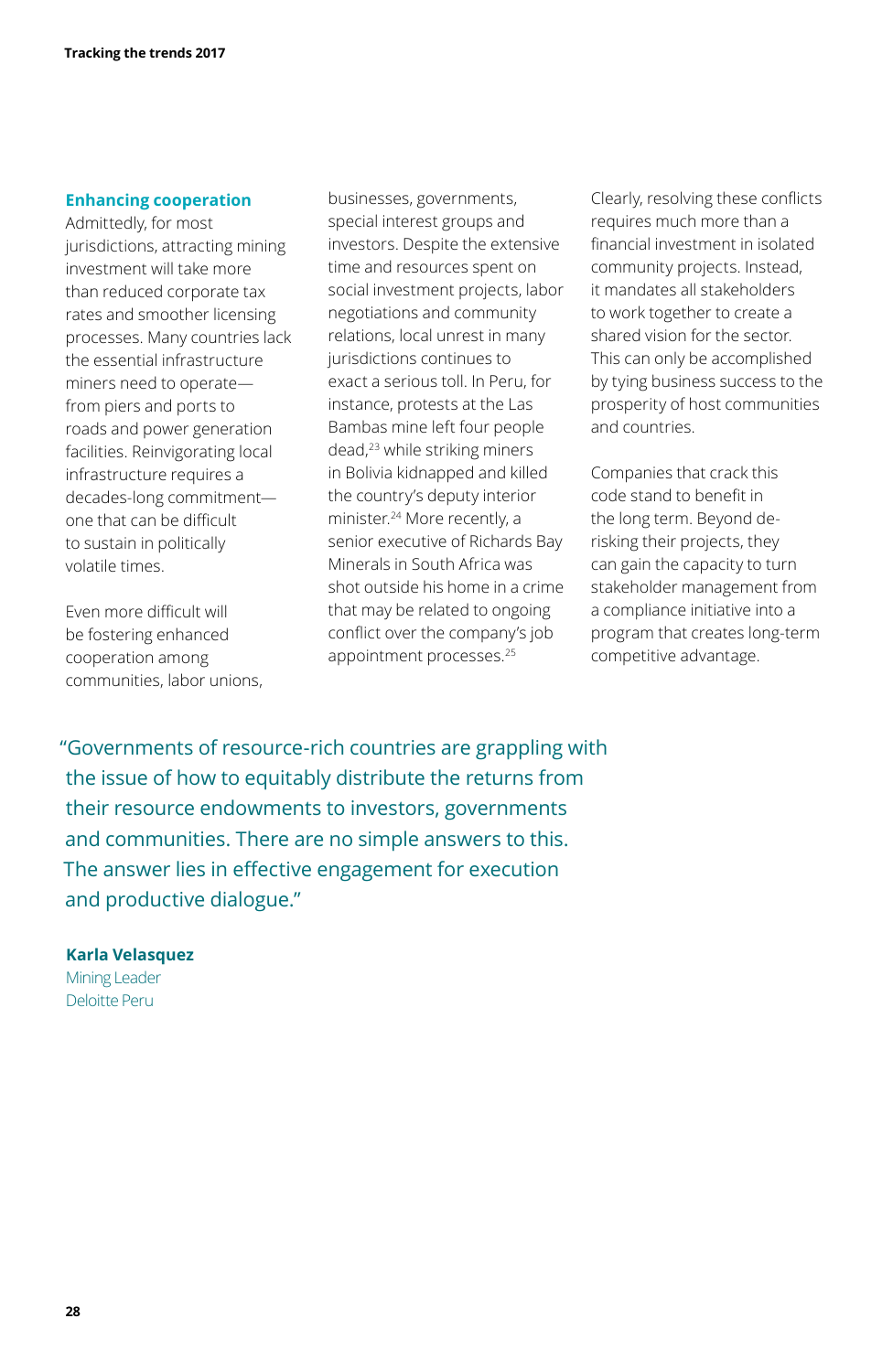### Enhancing cooperation

Admittedly, for most jurisdictions, attracting mining investment will take more than reduced corporate tax rates and smoother licensing processes. Many countries lack the essential infrastructure miners need to operate—from piers and ports to roads and power generation facilities. Reinvigorating local infrastructure requires a decades-long commitment—one that can be difficult to sustain in politically volatile times.

Even more difficult will be fostering enhanced cooperation among communities, labor unions, businesses, governments, special interest groups and investors. Despite the extensive time and resources spent on social investment projects, labor negotiations and community relations, local unrest in many jurisdictions continues to exact a serious toll. In Peru, for instance, protests at the Las Bambas mine left four people dead,[23] while striking miners in Bolivia kidnapped and killed the country's deputy interior minister.[24] More recently, a senior executive of Richards Bay Minerals in South Africa was shot outside his home in a crime that may be related to ongoing conflict over the company's job appointment processes.[25]

Clearly, resolving these conflicts requires much more than a financial investment in isolated community projects. Instead, it mandates all stakeholders to work together to create a shared vision for the sector. This can only be accomplished by tying business success to the prosperity of host communities and countries.

Companies that crack this code stand to benefit in the long term. Beyond de-risking their projects, they can gain the capacity to turn stakeholder management from a compliance initiative into a program that creates long-term competitive advantage.

> "Governments of resource-rich countries are grappling with the issue of how to equitably distribute the returns from their resource endowments to investors, governments and communities. There are no simple answers to this. The answer lies in effective engagement for execution and productive dialogue."

**Karla Velasquez**
Mining Leader
Deloitte Peru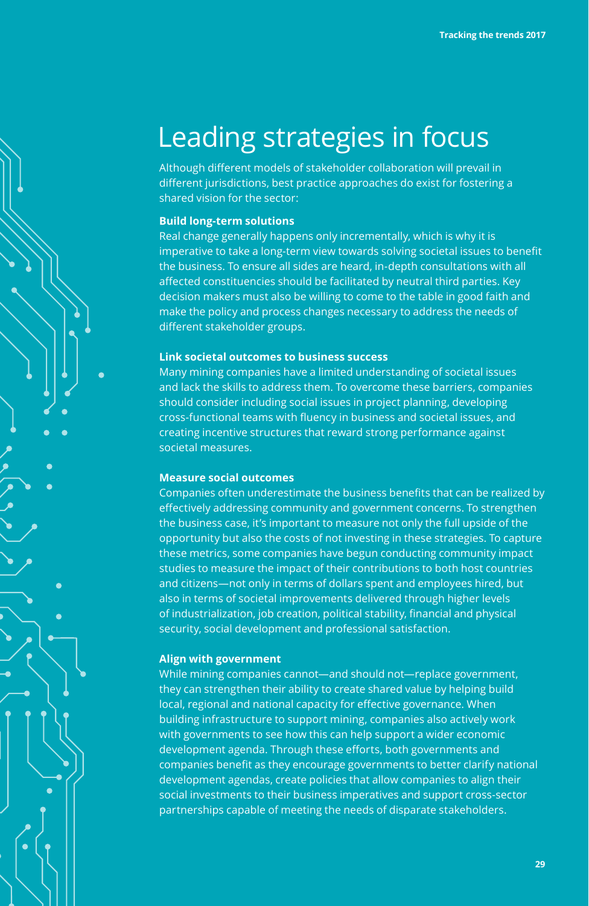# Leading strategies in focus

Although different models of stakeholder collaboration will prevail in different jurisdictions, best practice approaches do exist for fostering a shared vision for the sector:

**Build long-term solutions**

Real change generally happens only incrementally, which is why it is imperative to take a long-term view towards solving societal issues to benefit the business. To ensure all sides are heard, in-depth consultations with all affected constituencies should be facilitated by neutral third parties. Key decision makers must also be willing to come to the table in good faith and make the policy and process changes necessary to address the needs of different stakeholder groups.

**Link societal outcomes to business success**

Many mining companies have a limited understanding of societal issues and lack the skills to address them. To overcome these barriers, companies should consider including social issues in project planning, developing cross-functional teams with fluency in business and societal issues, and creating incentive structures that reward strong performance against societal measures.

**Measure social outcomes**

Companies often underestimate the business benefits that can be realized by effectively addressing community and government concerns. To strengthen the business case, it's important to measure not only the full upside of the opportunity but also the costs of not investing in these strategies. To capture these metrics, some companies have begun conducting community impact studies to measure the impact of their contributions to both host countries and citizens—not only in terms of dollars spent and employees hired, but also in terms of societal improvements delivered through higher levels of industrialization, job creation, political stability, financial and physical security, social development and professional satisfaction.

**Align with government**

While mining companies cannot—and should not—replace government, they can strengthen their ability to create shared value by helping build local, regional and national capacity for effective governance. When building infrastructure to support mining, companies also actively work with governments to see how this can help support a wider economic development agenda. Through these efforts, both governments and companies benefit as they encourage governments to better clarify national development agendas, create policies that allow companies to align their social investments to their business imperatives and support cross-sector partnerships capable of meeting the needs of disparate stakeholders.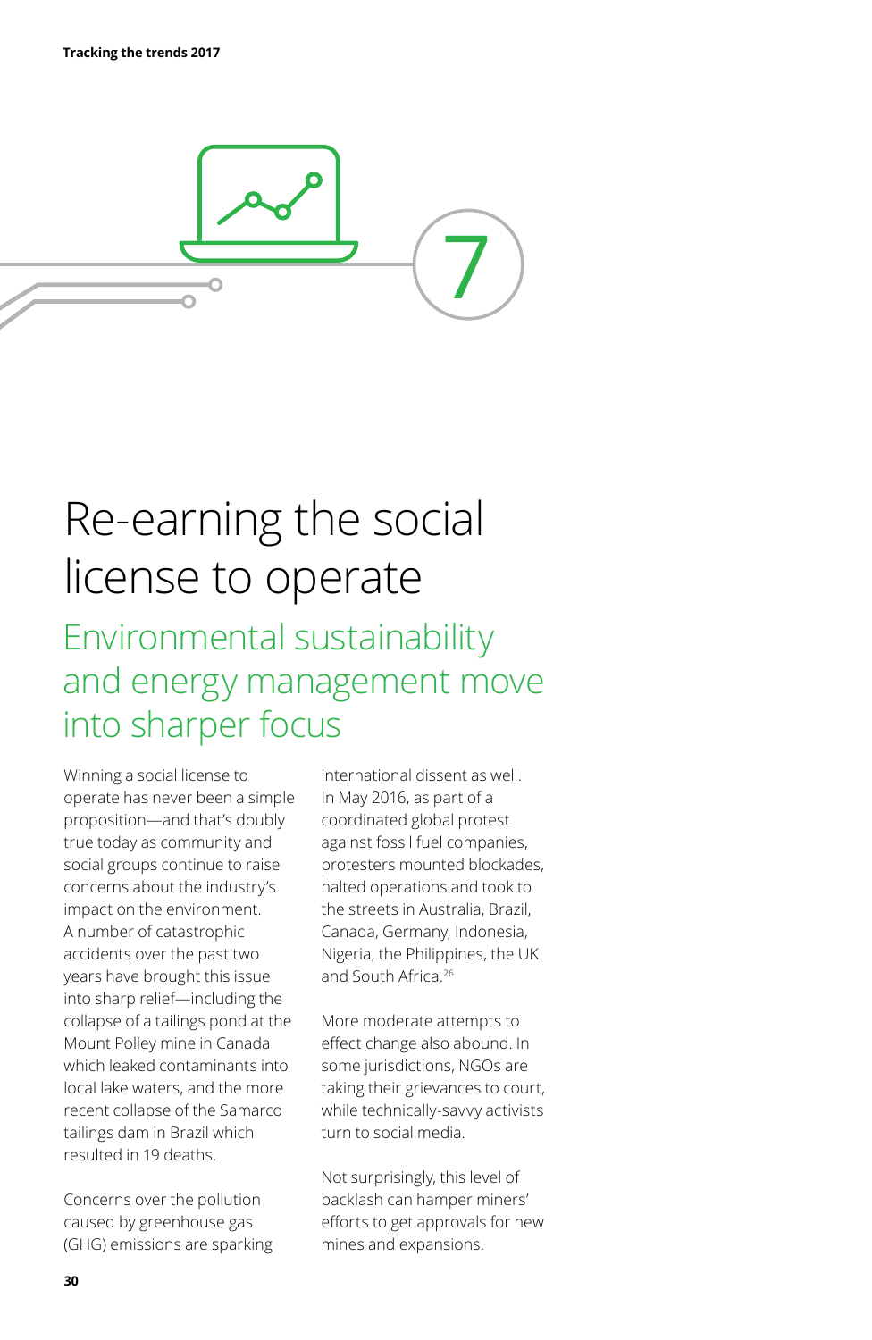# 7

# Re-earning the social license to operate

## Environmental sustainability and energy management move into sharper focus

Winning a social license to operate has never been a simple proposition—and that's doubly true today as community and social groups continue to raise concerns about the industry's impact on the environment. A number of catastrophic accidents over the past two years have brought this issue into sharp relief—including the collapse of a tailings pond at the Mount Polley mine in Canada which leaked contaminants into local lake waters, and the more recent collapse of the Samarco tailings dam in Brazil which resulted in 19 deaths.

Concerns over the pollution caused by greenhouse gas (GHG) emissions are sparking international dissent as well. In May 2016, as part of a coordinated global protest against fossil fuel companies, protesters mounted blockades, halted operations and took to the streets in Australia, Brazil, Canada, Germany, Indonesia, Nigeria, the Philippines, the UK and South Africa.[26]

More moderate attempts to effect change also abound. In some jurisdictions, NGOs are taking their grievances to court, while technically-savvy activists turn to social media.

Not surprisingly, this level of backlash can hamper miners' efforts to get approvals for new mines and expansions.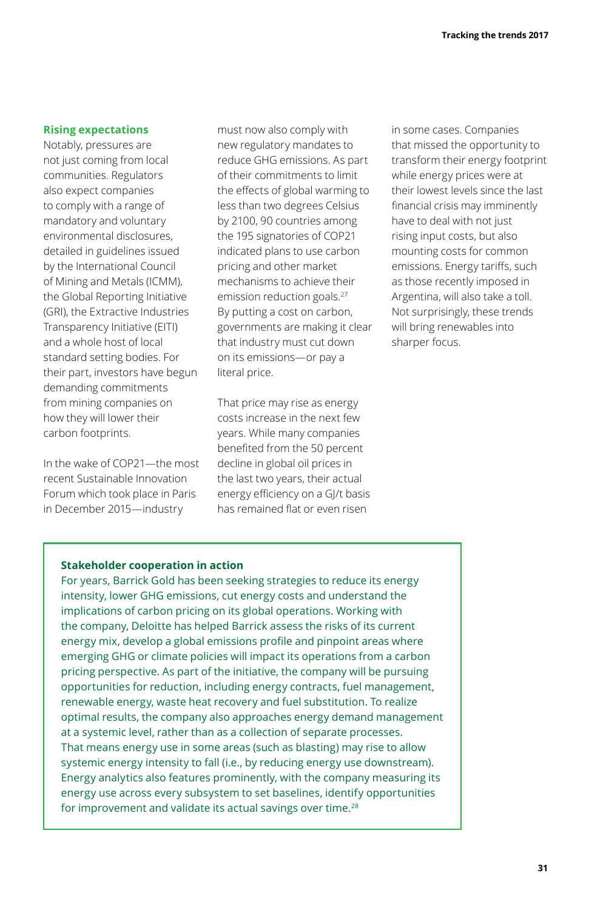### Rising expectations

Notably, pressures are not just coming from local communities. Regulators also expect companies to comply with a range of mandatory and voluntary environmental disclosures, detailed in guidelines issued by the International Council of Mining and Metals (ICMM), the Global Reporting Initiative (GRI), the Extractive Industries Transparency Initiative (EITI) and a whole host of local standard setting bodies. For their part, investors have begun demanding commitments from mining companies on how they will lower their carbon footprints.

In the wake of COP21—the most recent Sustainable Innovation Forum which took place in Paris in December 2015—industry must now also comply with new regulatory mandates to reduce GHG emissions. As part of their commitments to limit the effects of global warming to less than two degrees Celsius by 2100, 90 countries among the 195 signatories of COP21 indicated plans to use carbon pricing and other market mechanisms to achieve their emission reduction goals.[27] By putting a cost on carbon, governments are making it clear that industry must cut down on its emissions—or pay a literal price.

That price may rise as energy costs increase in the next few years. While many companies benefited from the 50 percent decline in global oil prices in the last two years, their actual energy efficiency on a GJ/t basis has remained flat or even risen in some cases. Companies that missed the opportunity to transform their energy footprint while energy prices were at their lowest levels since the last financial crisis may imminently have to deal with not just rising input costs, but also mounting costs for common emissions. Energy tariffs, such as those recently imposed in Argentina, will also take a toll. Not surprisingly, these trends will bring renewables into sharper focus.

**Stakeholder cooperation in action**

For years, Barrick Gold has been seeking strategies to reduce its energy intensity, lower GHG emissions, cut energy costs and understand the implications of carbon pricing on its global operations. Working with the company, Deloitte has helped Barrick assess the risks of its current energy mix, develop a global emissions profile and pinpoint areas where emerging GHG or climate policies will impact its operations from a carbon pricing perspective. As part of the initiative, the company will be pursuing opportunities for reduction, including energy contracts, fuel management, renewable energy, waste heat recovery and fuel substitution. To realize optimal results, the company also approaches energy demand management at a systemic level, rather than as a collection of separate processes. That means energy use in some areas (such as blasting) may rise to allow systemic energy intensity to fall (i.e., by reducing energy use downstream). Energy analytics also features prominently, with the company measuring its energy use across every subsystem to set baselines, identify opportunities for improvement and validate its actual savings over time.[28]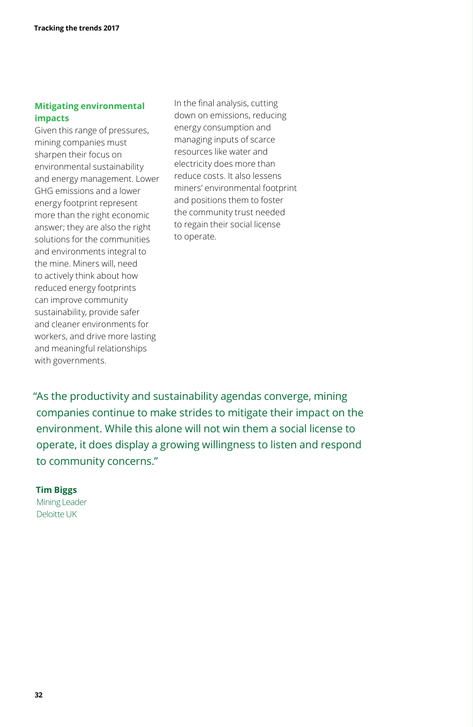## Mitigating environmental impacts

Given this range of pressures, mining companies must sharpen their focus on environmental sustainability and energy management. Lower GHG emissions and a lower energy footprint represent more than the right economic answer; they are also the right solutions for the communities and environments integral to the mine. Miners will, need to actively think about how reduced energy footprints can improve community sustainability, provide safer and cleaner environments for workers, and drive more lasting and meaningful relationships with governments.

In the final analysis, cutting down on emissions, reducing energy consumption and managing inputs of scarce resources like water and electricity does more than reduce costs. It also lessens miners' environmental footprint and positions them to foster the community trust needed to regain their social license to operate.

> "As the productivity and sustainability agendas converge, mining companies continue to make strides to mitigate their impact on the environment. While this alone will not win them a social license to operate, it does display a growing willingness to listen and respond to community concerns."

**Tim Biggs**
Mining Leader
Deloitte UK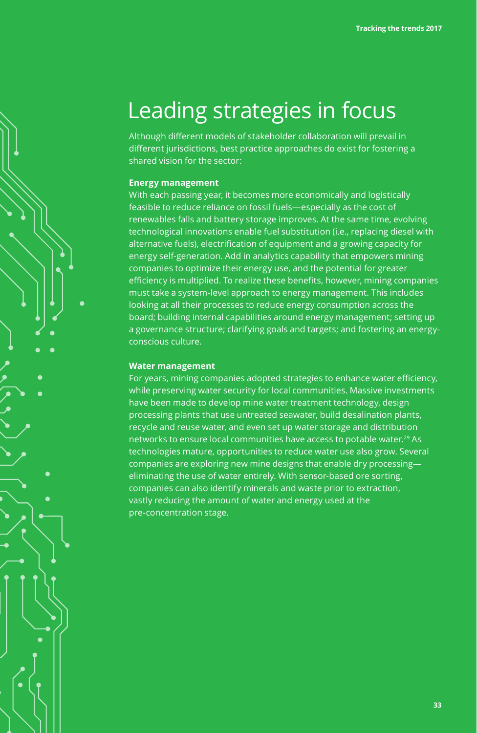# Leading strategies in focus

Although different models of stakeholder collaboration will prevail in different jurisdictions, best practice approaches do exist for fostering a shared vision for the sector:

**Energy management**

With each passing year, it becomes more economically and logistically feasible to reduce reliance on fossil fuels—especially as the cost of renewables falls and battery storage improves. At the same time, evolving technological innovations enable fuel substitution (i.e., replacing diesel with alternative fuels), electrification of equipment and a growing capacity for energy self-generation. Add in analytics capability that empowers mining companies to optimize their energy use, and the potential for greater efficiency is multiplied. To realize these benefits, however, mining companies must take a system-level approach to energy management. This includes looking at all their processes to reduce energy consumption across the board; building internal capabilities around energy management; setting up a governance structure; clarifying goals and targets; and fostering an energy-conscious culture.

**Water management**

For years, mining companies adopted strategies to enhance water efficiency, while preserving water security for local communities. Massive investments have been made to develop mine water treatment technology, design processing plants that use untreated seawater, build desalination plants, recycle and reuse water, and even set up water storage and distribution networks to ensure local communities have access to potable water.[29] As technologies mature, opportunities to reduce water use also grow. Several companies are exploring new mine designs that enable dry processing—eliminating the use of water entirely. With sensor-based ore sorting, companies can also identify minerals and waste prior to extraction, vastly reducing the amount of water and energy used at the pre-concentration stage.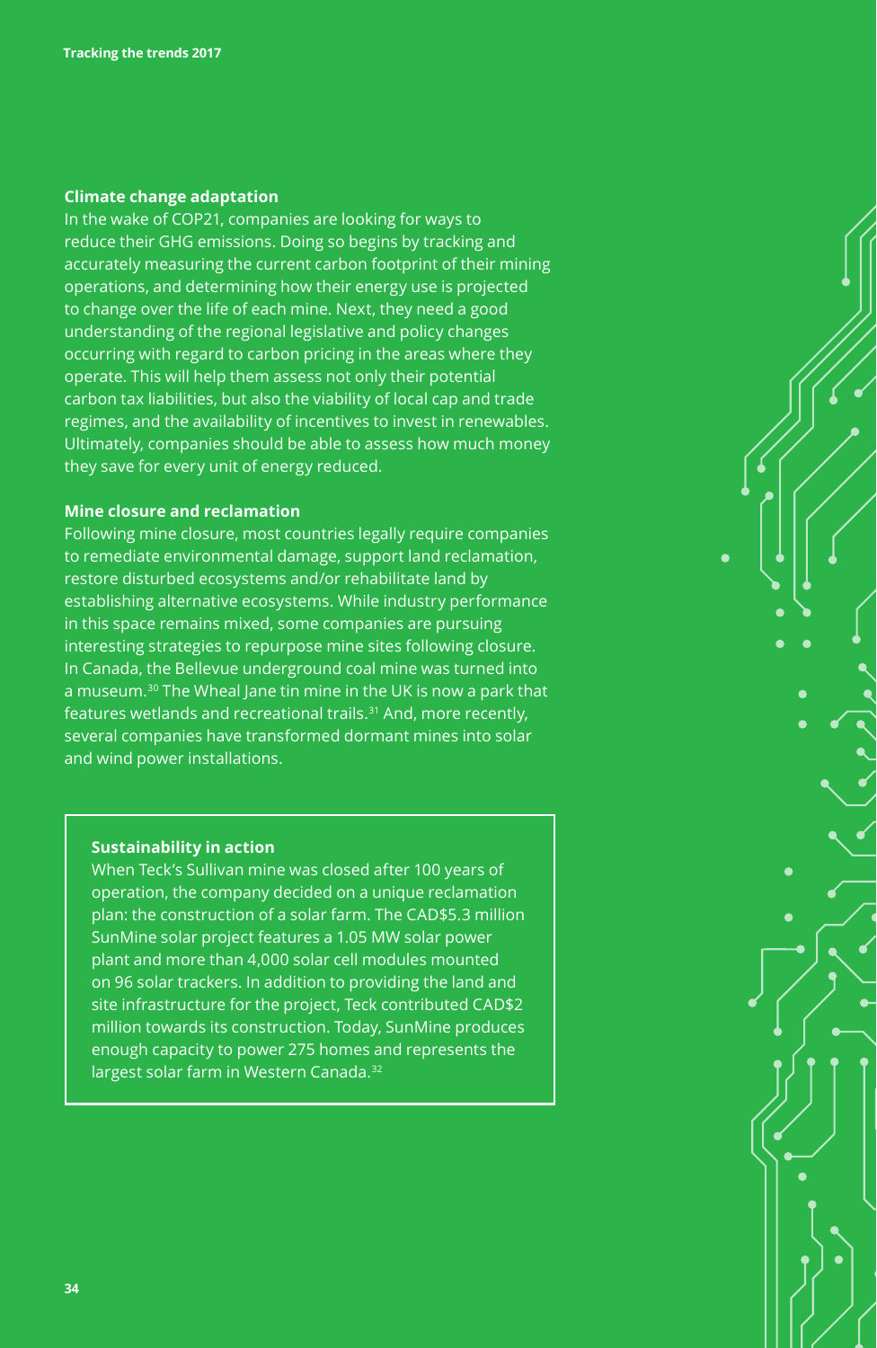### Climate change adaptation

In the wake of COP21, companies are looking for ways to reduce their GHG emissions. Doing so begins by tracking and accurately measuring the current carbon footprint of their mining operations, and determining how their energy use is projected to change over the life of each mine. Next, they need a good understanding of the regional legislative and policy changes occurring with regard to carbon pricing in the areas where they operate. This will help them assess not only their potential carbon tax liabilities, but also the viability of local cap and trade regimes, and the availability of incentives to invest in renewables. Ultimately, companies should be able to assess how much money they save for every unit of energy reduced.

### Mine closure and reclamation

Following mine closure, most countries legally require companies to remediate environmental damage, support land reclamation, restore disturbed ecosystems and/or rehabilitate land by establishing alternative ecosystems. While industry performance in this space remains mixed, some companies are pursuing interesting strategies to repurpose mine sites following closure. In Canada, the Bellevue underground coal mine was turned into a museum.[30] The Wheal Jane tin mine in the UK is now a park that features wetlands and recreational trails.[31] And, more recently, several companies have transformed dormant mines into solar and wind power installations.

### Sustainability in action

When Teck's Sullivan mine was closed after 100 years of operation, the company decided on a unique reclamation plan: the construction of a solar farm. The CAD$5.3 million SunMine solar project features a 1.05 MW solar power plant and more than 4,000 solar cell modules mounted on 96 solar trackers. In addition to providing the land and site infrastructure for the project, Teck contributed CAD$2 million towards its construction. Today, SunMine produces enough capacity to power 275 homes and represents the largest solar farm in Western Canada.[32]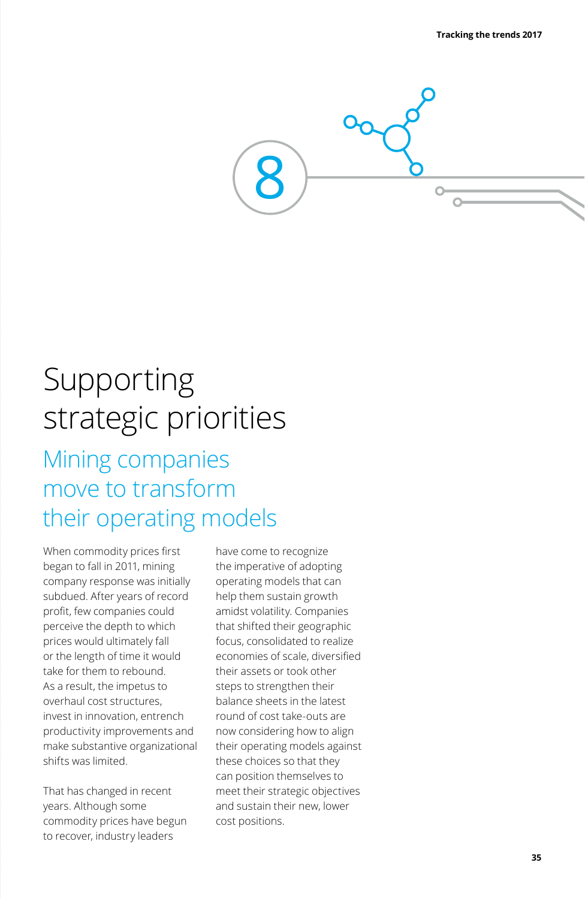8

# Supporting strategic priorities

## Mining companies move to transform their operating models

When commodity prices first began to fall in 2011, mining company response was initially subdued. After years of record profit, few companies could perceive the depth to which prices would ultimately fall or the length of time it would take for them to rebound. As a result, the impetus to overhaul cost structures, invest in innovation, entrench productivity improvements and make substantive organizational shifts was limited.

That has changed in recent years. Although some commodity prices have begun to recover, industry leaders have come to recognize the imperative of adopting operating models that can help them sustain growth amidst volatility. Companies that shifted their geographic focus, consolidated to realize economies of scale, diversified their assets or took other steps to strengthen their balance sheets in the latest round of cost take-outs are now considering how to align their operating models against these choices so that they can position themselves to meet their strategic objectives and sustain their new, lower cost positions.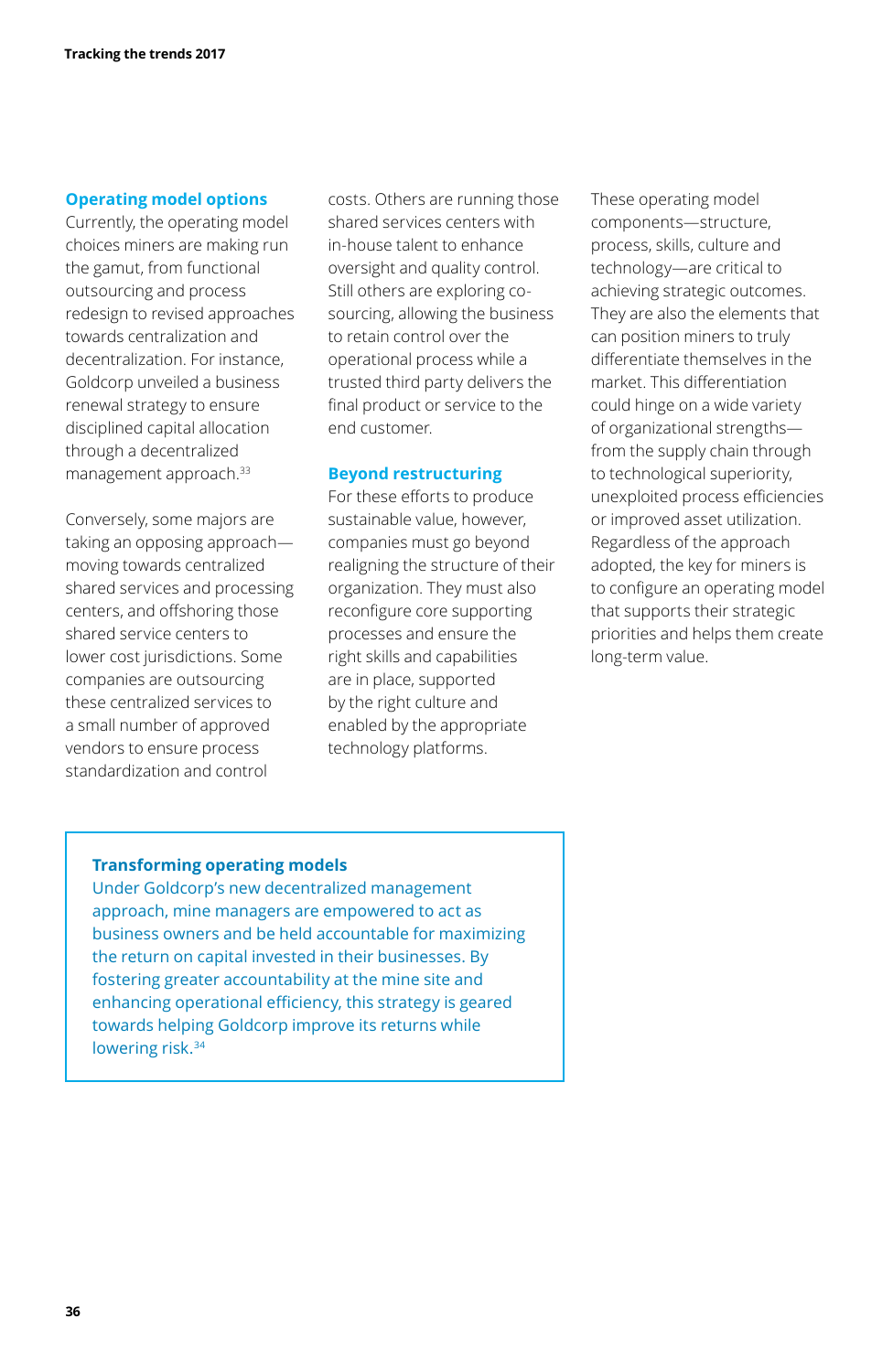## Operating model options

Currently, the operating model choices miners are making run the gamut, from functional outsourcing and process redesign to revised approaches towards centralization and decentralization. For instance, Goldcorp unveiled a business renewal strategy to ensure disciplined capital allocation through a decentralized management approach.[33]

Conversely, some majors are taking an opposing approach—moving towards centralized shared services and processing centers, and offshoring those shared service centers to lower cost jurisdictions. Some companies are outsourcing these centralized services to a small number of approved vendors to ensure process standardization and control costs. Others are running those shared services centers with in-house talent to enhance oversight and quality control. Still others are exploring co-sourcing, allowing the business to retain control over the operational process while a trusted third party delivers the final product or service to the end customer.

## Beyond restructuring

For these efforts to produce sustainable value, however, companies must go beyond realigning the structure of their organization. They must also reconfigure core supporting processes and ensure the right skills and capabilities are in place, supported by the right culture and enabled by the appropriate technology platforms.

These operating model components—structure, process, skills, culture and technology—are critical to achieving strategic outcomes. They are also the elements that can position miners to truly differentiate themselves in the market. This differentiation could hinge on a wide variety of organizational strengths—from the supply chain through to technological superiority, unexploited process efficiencies or improved asset utilization. Regardless of the approach adopted, the key for miners is to configure an operating model that supports their strategic priorities and helps them create long-term value.

### Transforming operating models

Under Goldcorp's new decentralized management approach, mine managers are empowered to act as business owners and be held accountable for maximizing the return on capital invested in their businesses. By fostering greater accountability at the mine site and enhancing operational efficiency, this strategy is geared towards helping Goldcorp improve its returns while lowering risk.[34]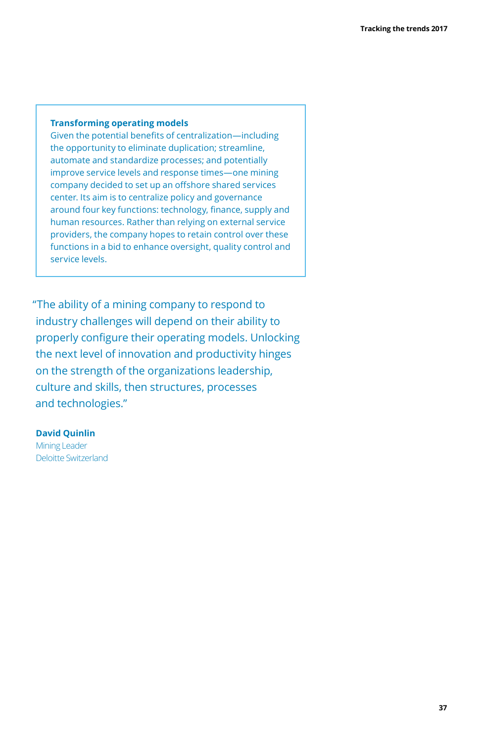### Transforming operating models

Given the potential benefits of centralization—including the opportunity to eliminate duplication; streamline, automate and standardize processes; and potentially improve service levels and response times—one mining company decided to set up an offshore shared services center. Its aim is to centralize policy and governance around four key functions: technology, finance, supply and human resources. Rather than relying on external service providers, the company hopes to retain control over these functions in a bid to enhance oversight, quality control and service levels.

"The ability of a mining company to respond to industry challenges will depend on their ability to properly configure their operating models. Unlocking the next level of innovation and productivity hinges on the strength of the organizations leadership, culture and skills, then structures, processes and technologies."

**David Quinlin**
Mining Leader
Deloitte Switzerland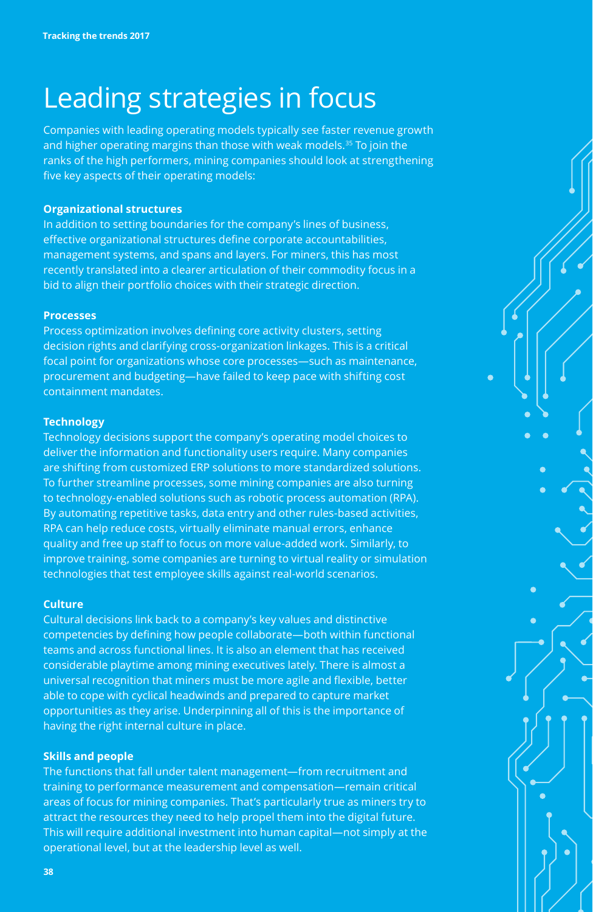# Leading strategies in focus

Companies with leading operating models typically see faster revenue growth and higher operating margins than those with weak models.[35] To join the ranks of the high performers, mining companies should look at strengthening five key aspects of their operating models:

**Organizational structures**

In addition to setting boundaries for the company's lines of business, effective organizational structures define corporate accountabilities, management systems, and spans and layers. For miners, this has most recently translated into a clearer articulation of their commodity focus in a bid to align their portfolio choices with their strategic direction.

**Processes**

Process optimization involves defining core activity clusters, setting decision rights and clarifying cross-organization linkages. This is a critical focal point for organizations whose core processes—such as maintenance, procurement and budgeting—have failed to keep pace with shifting cost containment mandates.

**Technology**

Technology decisions support the company's operating model choices to deliver the information and functionality users require. Many companies are shifting from customized ERP solutions to more standardized solutions. To further streamline processes, some mining companies are also turning to technology-enabled solutions such as robotic process automation (RPA). By automating repetitive tasks, data entry and other rules-based activities, RPA can help reduce costs, virtually eliminate manual errors, enhance quality and free up staff to focus on more value-added work. Similarly, to improve training, some companies are turning to virtual reality or simulation technologies that test employee skills against real-world scenarios.

**Culture**

Cultural decisions link back to a company's key values and distinctive competencies by defining how people collaborate—both within functional teams and across functional lines. It is also an element that has received considerable playtime among mining executives lately. There is almost a universal recognition that miners must be more agile and flexible, better able to cope with cyclical headwinds and prepared to capture market opportunities as they arise. Underpinning all of this is the importance of having the right internal culture in place.

**Skills and people**

The functions that fall under talent management—from recruitment and training to performance measurement and compensation—remain critical areas of focus for mining companies. That's particularly true as miners try to attract the resources they need to help propel them into the digital future. This will require additional investment into human capital—not simply at the operational level, but at the leadership level as well.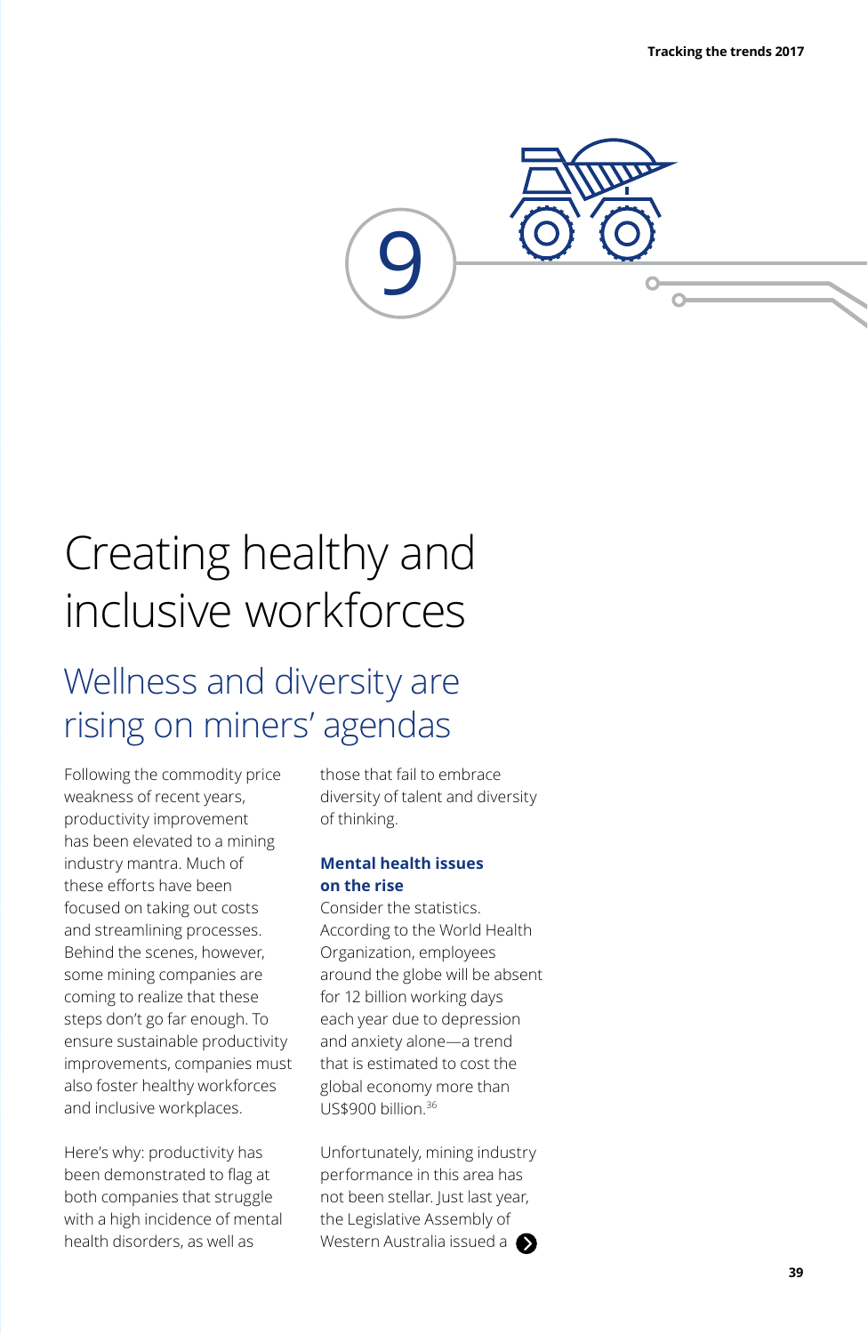9

# Creating healthy and inclusive workforces

## Wellness and diversity are rising on miners' agendas

Following the commodity price weakness of recent years, productivity improvement has been elevated to a mining industry mantra. Much of these efforts have been focused on taking out costs and streamlining processes. Behind the scenes, however, some mining companies are coming to realize that these steps don't go far enough. To ensure sustainable productivity improvements, companies must also foster healthy workforces and inclusive workplaces.

Here's why: productivity has been demonstrated to flag at both companies that struggle with a high incidence of mental health disorders, as well as those that fail to embrace diversity of talent and diversity of thinking.

### Mental health issues on the rise

Consider the statistics. According to the World Health Organization, employees around the globe will be absent for 12 billion working days each year due to depression and anxiety alone—a trend that is estimated to cost the global economy more than US$900 billion.[36]

Unfortunately, mining industry performance in this area has not been stellar. Just last year, the Legislative Assembly of Western Australia issued a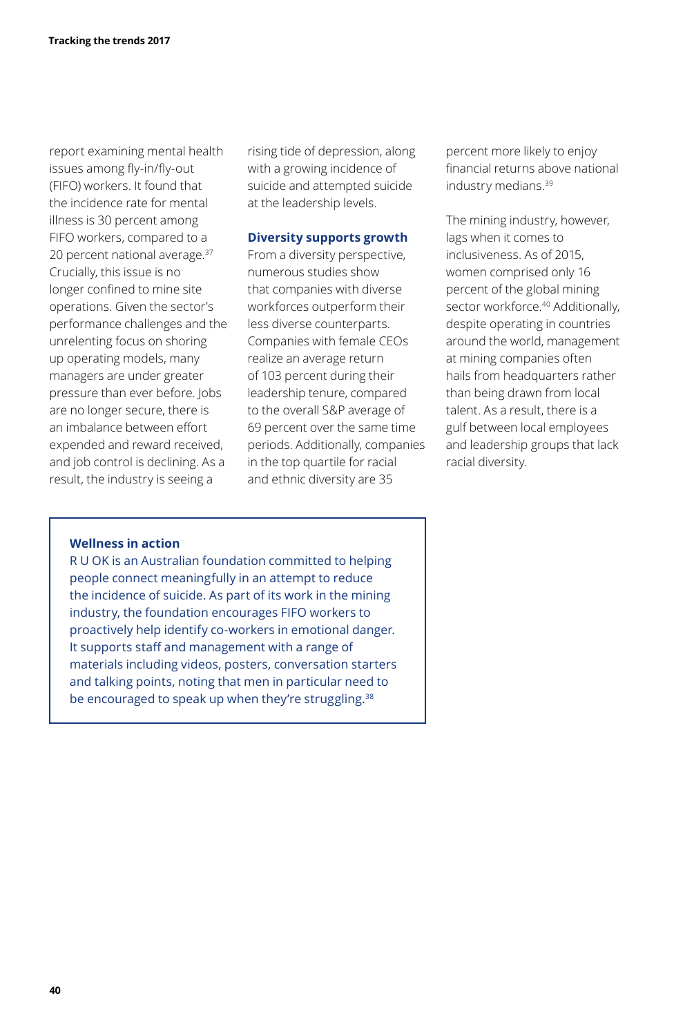report examining mental health issues among fly-in/fly-out (FIFO) workers. It found that the incidence rate for mental illness is 30 percent among FIFO workers, compared to a 20 percent national average.[37] Crucially, this issue is no longer confined to mine site operations. Given the sector's performance challenges and the unrelenting focus on shoring up operating models, many managers are under greater pressure than ever before. Jobs are no longer secure, there is an imbalance between effort expended and reward received, and job control is declining. As a result, the industry is seeing a rising tide of depression, along with a growing incidence of suicide and attempted suicide at the leadership levels.

### Diversity supports growth

From a diversity perspective, numerous studies show that companies with diverse workforces outperform their less diverse counterparts. Companies with female CEOs realize an average return of 103 percent during their leadership tenure, compared to the overall S&P average of 69 percent over the same time periods. Additionally, companies in the top quartile for racial and ethnic diversity are 35 percent more likely to enjoy financial returns above national industry medians.[39]

The mining industry, however, lags when it comes to inclusiveness. As of 2015, women comprised only 16 percent of the global mining sector workforce.[40] Additionally, despite operating in countries around the world, management at mining companies often hails from headquarters rather than being drawn from local talent. As a result, there is a gulf between local employees and leadership groups that lack racial diversity.

> **Wellness in action**
>
> R U OK is an Australian foundation committed to helping people connect meaningfully in an attempt to reduce the incidence of suicide. As part of its work in the mining industry, the foundation encourages FIFO workers to proactively help identify co-workers in emotional danger. It supports staff and management with a range of materials including videos, posters, conversation starters and talking points, noting that men in particular need to be encouraged to speak up when they're struggling.[38]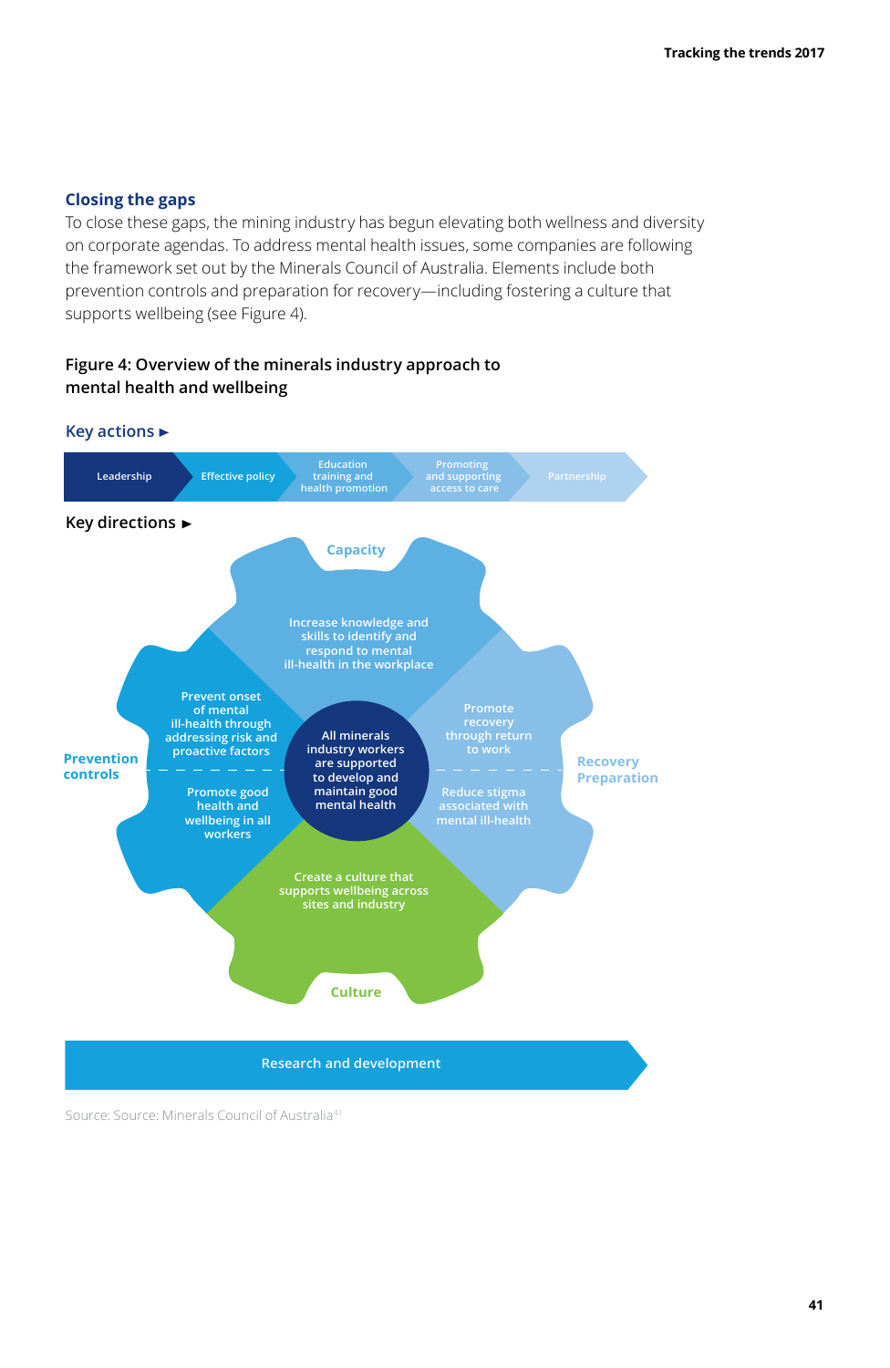## Closing the gaps

To close these gaps, the mining industry has begun elevating both wellness and diversity on corporate agendas. To address mental health issues, some companies are following the framework set out by the Minerals Council of Australia. Elements include both prevention controls and preparation for recovery—including fostering a culture that supports wellbeing (see Figure 4).

**Figure 4: Overview of the minerals industry approach to mental health and wellbeing**

Key actions ►

Leadership | Effective policy | Education training and health promotion | Promoting and supporting access to care | Partnership

Key directions ►

**Capacity**: Increase knowledge and skills to identify and respond to mental ill-health in the workplace

**Prevention controls**:
- Prevent onset of mental ill-health through addressing risk and proactive factors
- Promote good health and wellbeing in all workers

All minerals industry workers are supported to develop and maintain good mental health

**Recovery Preparation**:
- Promote recovery through return to work
- Reduce stigma associated with mental ill-health

**Culture**: Create a culture that supports wellbeing across sites and industry

Research and development

Source: Source: Minerals Council of Australia[41]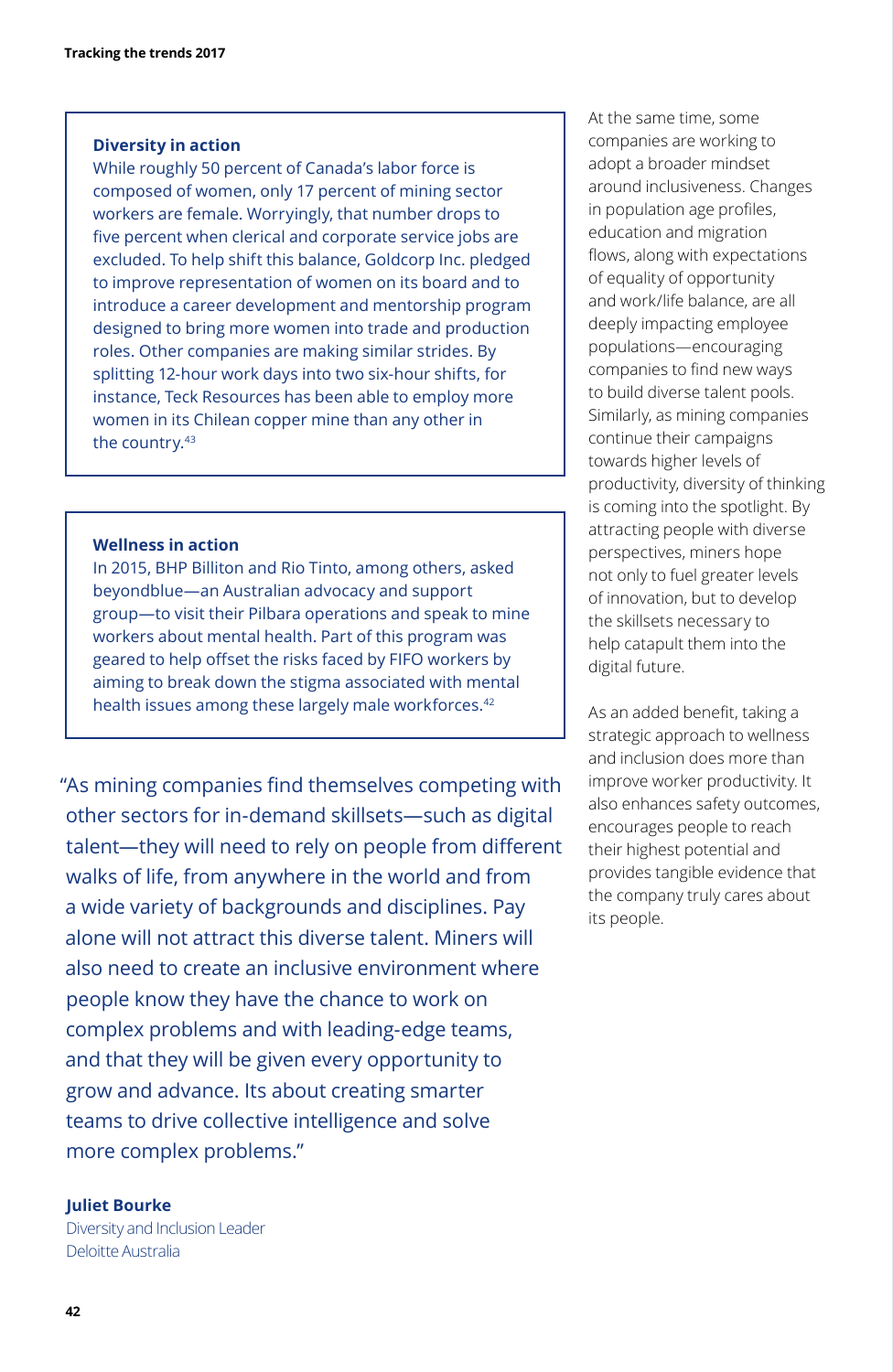### Diversity in action

While roughly 50 percent of Canada's labor force is composed of women, only 17 percent of mining sector workers are female. Worryingly, that number drops to five percent when clerical and corporate service jobs are excluded. To help shift this balance, Goldcorp Inc. pledged to improve representation of women on its board and to introduce a career development and mentorship program designed to bring more women into trade and production roles. Other companies are making similar strides. By splitting 12-hour work days into two six-hour shifts, for instance, Teck Resources has been able to employ more women in its Chilean copper mine than any other in the country.[43]

### Wellness in action

In 2015, BHP Billiton and Rio Tinto, among others, asked beyondblue—an Australian advocacy and support group—to visit their Pilbara operations and speak to mine workers about mental health. Part of this program was geared to help offset the risks faced by FIFO workers by aiming to break down the stigma associated with mental health issues among these largely male workforces.[42]

"As mining companies find themselves competing with other sectors for in-demand skillsets—such as digital talent—they will need to rely on people from different walks of life, from anywhere in the world and from a wide variety of backgrounds and disciplines. Pay alone will not attract this diverse talent. Miners will also need to create an inclusive environment where people know they have the chance to work on complex problems and with leading-edge teams, and that they will be given every opportunity to grow and advance. Its about creating smarter teams to drive collective intelligence and solve more complex problems."

**Juliet Bourke**
Diversity and Inclusion Leader
Deloitte Australia

At the same time, some companies are working to adopt a broader mindset around inclusiveness. Changes in population age profiles, education and migration flows, along with expectations of equality of opportunity and work/life balance, are all deeply impacting employee populations—encouraging companies to find new ways to build diverse talent pools. Similarly, as mining companies continue their campaigns towards higher levels of productivity, diversity of thinking is coming into the spotlight. By attracting people with diverse perspectives, miners hope not only to fuel greater levels of innovation, but to develop the skillsets necessary to help catapult them into the digital future.

As an added benefit, taking a strategic approach to wellness and inclusion does more than improve worker productivity. It also enhances safety outcomes, encourages people to reach their highest potential and provides tangible evidence that the company truly cares about its people.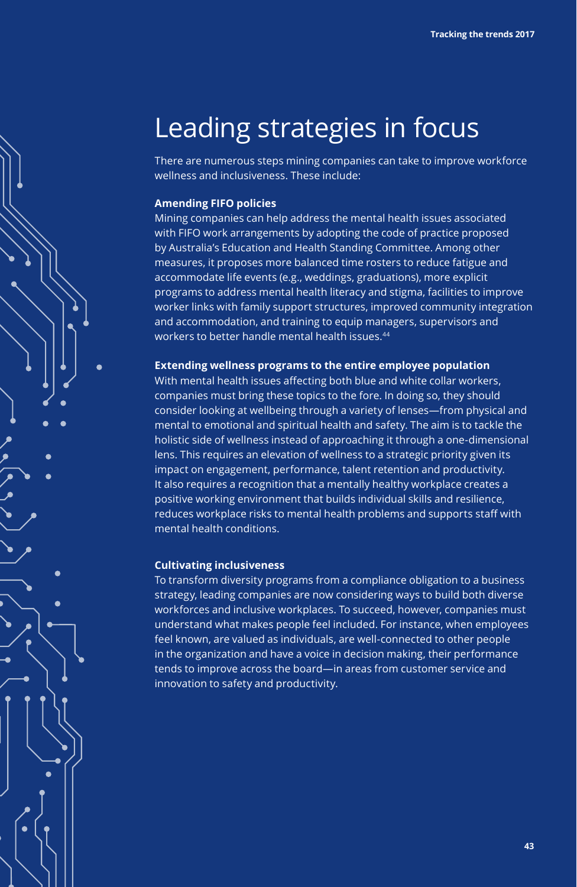# Leading strategies in focus

There are numerous steps mining companies can take to improve workforce wellness and inclusiveness. These include:

**Amending FIFO policies**

Mining companies can help address the mental health issues associated with FIFO work arrangements by adopting the code of practice proposed by Australia's Education and Health Standing Committee. Among other measures, it proposes more balanced time rosters to reduce fatigue and accommodate life events (e.g., weddings, graduations), more explicit programs to address mental health literacy and stigma, facilities to improve worker links with family support structures, improved community integration and accommodation, and training to equip managers, supervisors and workers to better handle mental health issues.[44]

**Extending wellness programs to the entire employee population**

With mental health issues affecting both blue and white collar workers, companies must bring these topics to the fore. In doing so, they should consider looking at wellbeing through a variety of lenses—from physical and mental to emotional and spiritual health and safety. The aim is to tackle the holistic side of wellness instead of approaching it through a one-dimensional lens. This requires an elevation of wellness to a strategic priority given its impact on engagement, performance, talent retention and productivity. It also requires a recognition that a mentally healthy workplace creates a positive working environment that builds individual skills and resilience, reduces workplace risks to mental health problems and supports staff with mental health conditions.

**Cultivating inclusiveness**

To transform diversity programs from a compliance obligation to a business strategy, leading companies are now considering ways to build both diverse workforces and inclusive workplaces. To succeed, however, companies must understand what makes people feel included. For instance, when employees feel known, are valued as individuals, are well-connected to other people in the organization and have a voice in decision making, their performance tends to improve across the board—in areas from customer service and innovation to safety and productivity.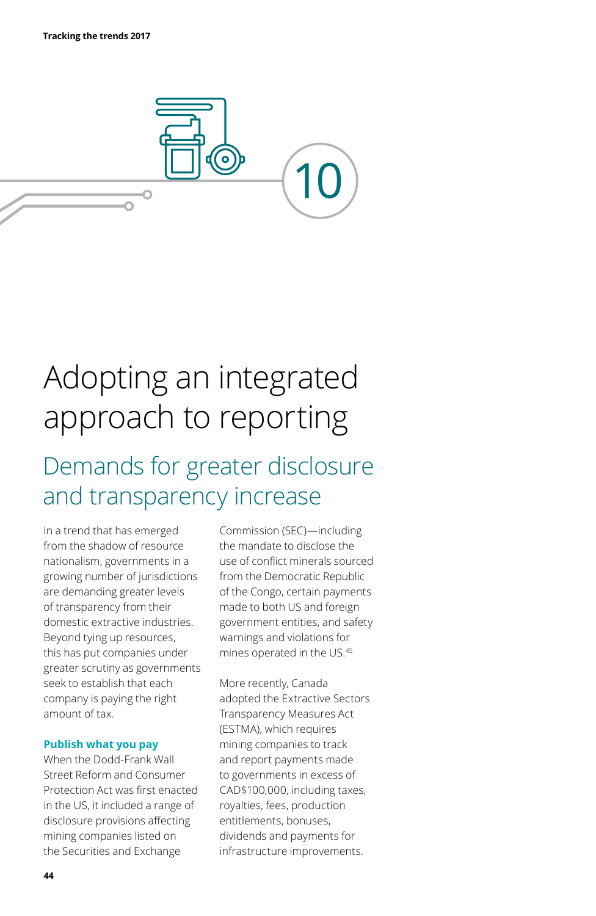10

# Adopting an integrated approach to reporting

## Demands for greater disclosure and transparency increase

In a trend that has emerged from the shadow of resource nationalism, governments in a growing number of jurisdictions are demanding greater levels of transparency from their domestic extractive industries. Beyond tying up resources, this has put companies under greater scrutiny as governments seek to establish that each company is paying the right amount of tax.

### Publish what you pay

When the Dodd-Frank Wall Street Reform and Consumer Protection Act was first enacted in the US, it included a range of disclosure provisions affecting mining companies listed on the Securities and Exchange Commission (SEC)—including the mandate to disclose the use of conflict minerals sourced from the Democratic Republic of the Congo, certain payments made to both US and foreign government entities, and safety warnings and violations for mines operated in the US.[45]

More recently, Canada adopted the Extractive Sectors Transparency Measures Act (ESTMA), which requires mining companies to track and report payments made to governments in excess of CAD$100,000, including taxes, royalties, fees, production entitlements, bonuses, dividends and payments for infrastructure improvements.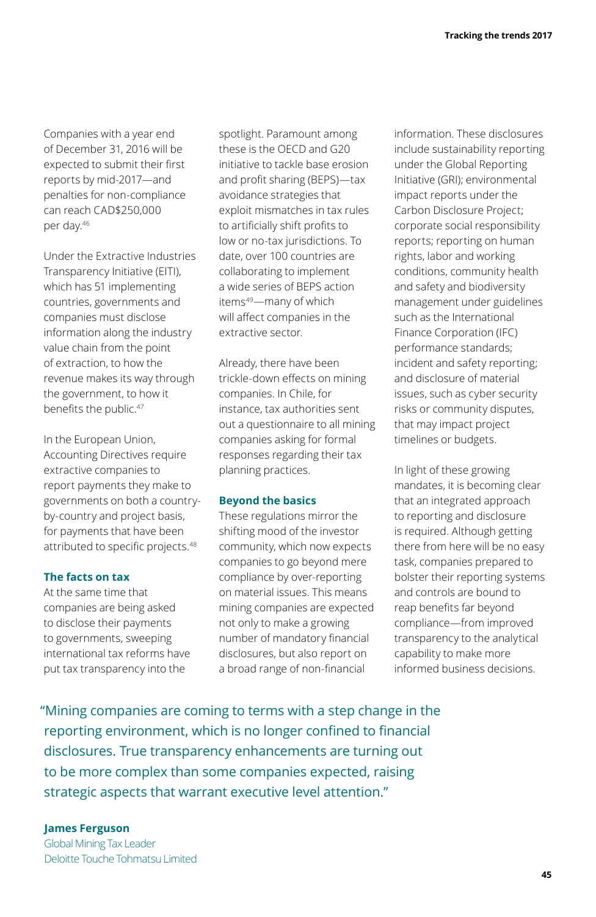Companies with a year end of December 31, 2016 will be expected to submit their first reports by mid-2017—and penalties for non-compliance can reach CAD$250,000 per day.[46]

Under the Extractive Industries Transparency Initiative (EITI), which has 51 implementing countries, governments and companies must disclose information along the industry value chain from the point of extraction, to how the revenue makes its way through the government, to how it benefits the public.[47]

In the European Union, Accounting Directives require extractive companies to report payments they make to governments on both a country-by-country and project basis, for payments that have been attributed to specific projects.[48]

### The facts on tax

At the same time that companies are being asked to disclose their payments to governments, sweeping international tax reforms have put tax transparency into the spotlight. Paramount among these is the OECD and G20 initiative to tackle base erosion and profit sharing (BEPS)—tax avoidance strategies that exploit mismatches in tax rules to artificially shift profits to low or no-tax jurisdictions. To date, over 100 countries are collaborating to implement a wide series of BEPS action items[49]—many of which will affect companies in the extractive sector.

Already, there have been trickle-down effects on mining companies. In Chile, for instance, tax authorities sent out a questionnaire to all mining companies asking for formal responses regarding their tax planning practices.

### Beyond the basics

These regulations mirror the shifting mood of the investor community, which now expects companies to go beyond mere compliance by over-reporting on material issues. This means mining companies are expected not only to make a growing number of mandatory financial disclosures, but also report on a broad range of non-financial information. These disclosures include sustainability reporting under the Global Reporting Initiative (GRI); environmental impact reports under the Carbon Disclosure Project; corporate social responsibility reports; reporting on human rights, labor and working conditions, community health and safety and biodiversity management under guidelines such as the International Finance Corporation (IFC) performance standards; incident and safety reporting; and disclosure of material issues, such as cyber security risks or community disputes, that may impact project timelines or budgets.

In light of these growing mandates, it is becoming clear that an integrated approach to reporting and disclosure is required. Although getting there from here will be no easy task, companies prepared to bolster their reporting systems and controls are bound to reap benefits far beyond compliance—from improved transparency to the analytical capability to make more informed business decisions.

> "Mining companies are coming to terms with a step change in the reporting environment, which is no longer confined to financial disclosures. True transparency enhancements are turning out to be more complex than some companies expected, raising strategic aspects that warrant executive level attention."

**James Ferguson**
Global Mining Tax Leader
Deloitte Touche Tohmatsu Limited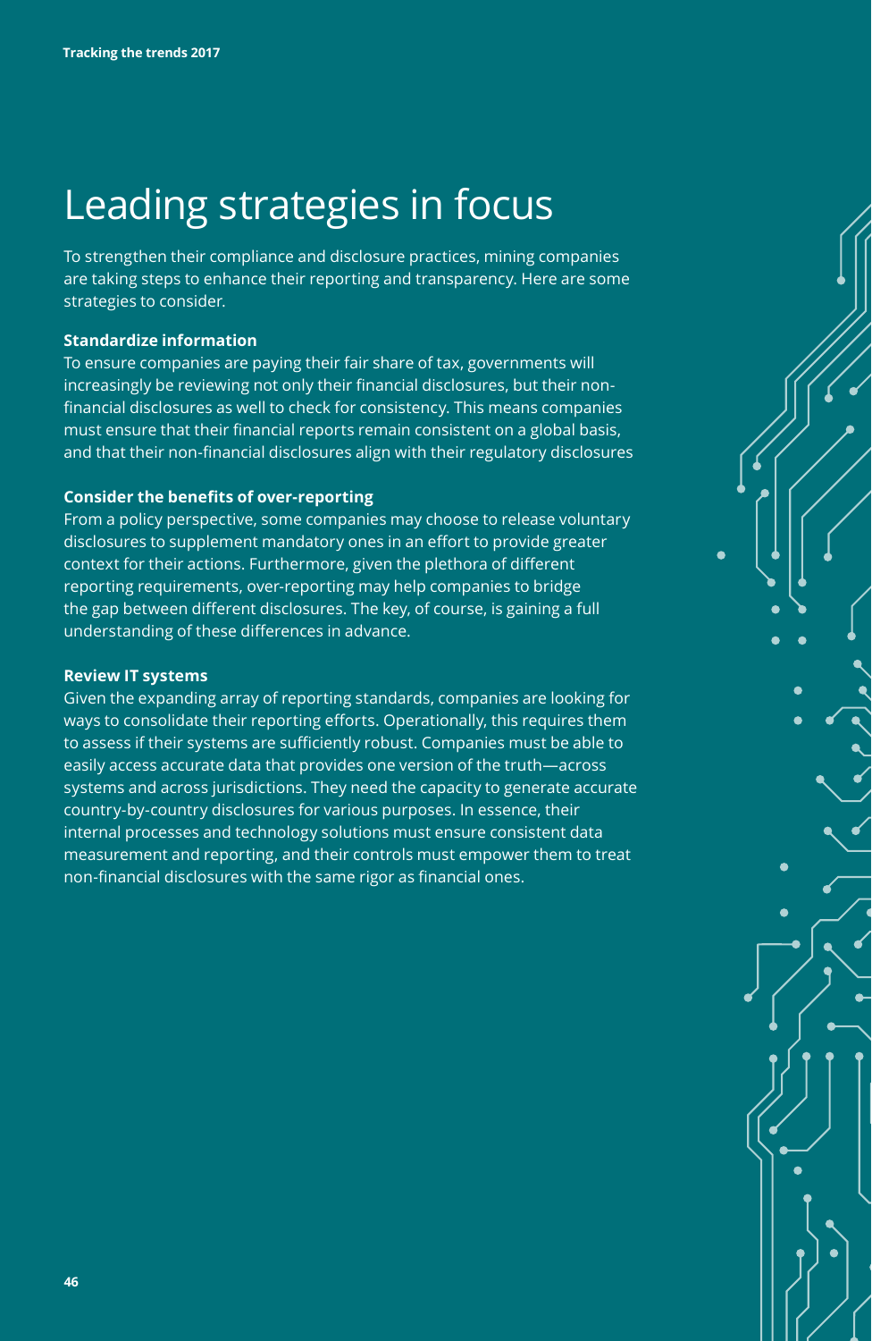# Leading strategies in focus

To strengthen their compliance and disclosure practices, mining companies are taking steps to enhance their reporting and transparency. Here are some strategies to consider.

**Standardize information**

To ensure companies are paying their fair share of tax, governments will increasingly be reviewing not only their financial disclosures, but their non-financial disclosures as well to check for consistency. This means companies must ensure that their financial reports remain consistent on a global basis, and that their non-financial disclosures align with their regulatory disclosures

**Consider the benefits of over-reporting**

From a policy perspective, some companies may choose to release voluntary disclosures to supplement mandatory ones in an effort to provide greater context for their actions. Furthermore, given the plethora of different reporting requirements, over-reporting may help companies to bridge the gap between different disclosures. The key, of course, is gaining a full understanding of these differences in advance.

**Review IT systems**

Given the expanding array of reporting standards, companies are looking for ways to consolidate their reporting efforts. Operationally, this requires them to assess if their systems are sufficiently robust. Companies must be able to easily access accurate data that provides one version of the truth—across systems and across jurisdictions. They need the capacity to generate accurate country-by-country disclosures for various purposes. In essence, their internal processes and technology solutions must ensure consistent data measurement and reporting, and their controls must empower them to treat non-financial disclosures with the same rigor as financial ones.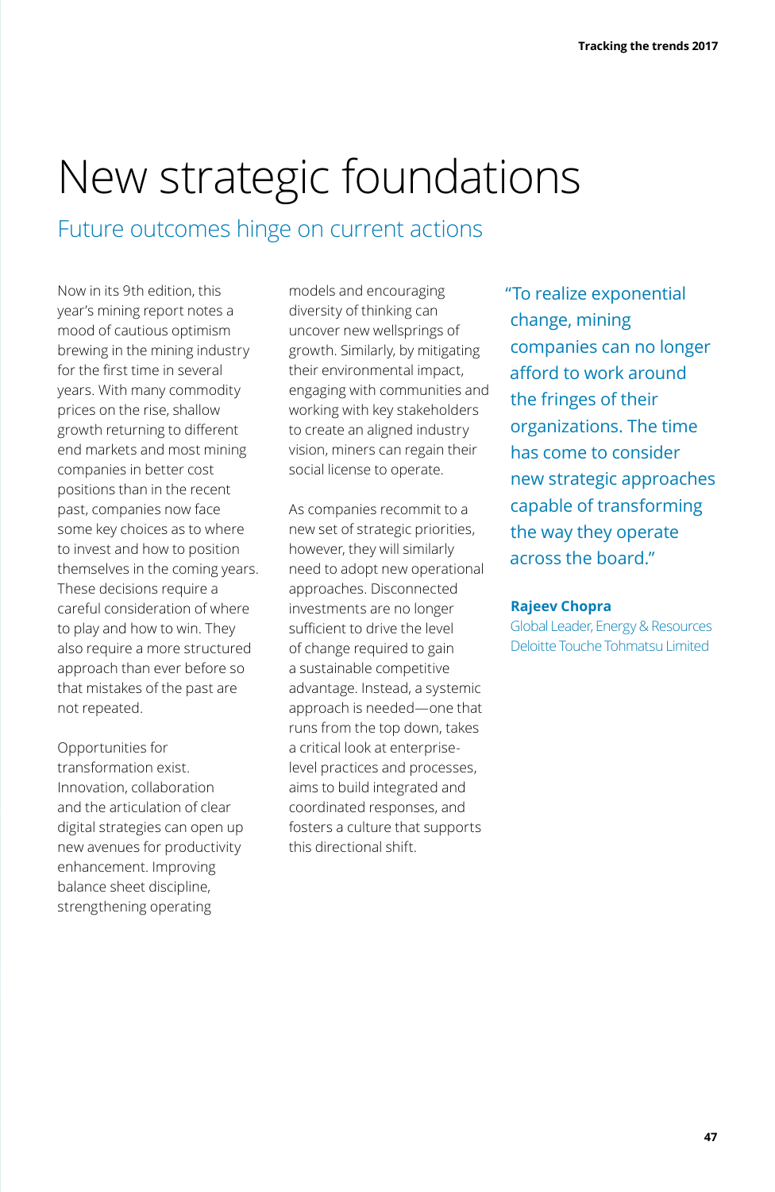# New strategic foundations

## Future outcomes hinge on current actions

Now in its 9th edition, this year's mining report notes a mood of cautious optimism brewing in the mining industry for the first time in several years. With many commodity prices on the rise, shallow growth returning to different end markets and most mining companies in better cost positions than in the recent past, companies now face some key choices as to where to invest and how to position themselves in the coming years. These decisions require a careful consideration of where to play and how to win. They also require a more structured approach than ever before so that mistakes of the past are not repeated.

Opportunities for transformation exist. Innovation, collaboration and the articulation of clear digital strategies can open up new avenues for productivity enhancement. Improving balance sheet discipline, strengthening operating models and encouraging diversity of thinking can uncover new wellsprings of growth. Similarly, by mitigating their environmental impact, engaging with communities and working with key stakeholders to create an aligned industry vision, miners can regain their social license to operate.

As companies recommit to a new set of strategic priorities, however, they will similarly need to adopt new operational approaches. Disconnected investments are no longer sufficient to drive the level of change required to gain a sustainable competitive advantage. Instead, a systemic approach is needed—one that runs from the top down, takes a critical look at enterprise-level practices and processes, aims to build integrated and coordinated responses, and fosters a culture that supports this directional shift.

> "To realize exponential change, mining companies can no longer afford to work around the fringes of their organizations. The time has come to consider new strategic approaches capable of transforming the way they operate across the board."
>
> **Rajeev Chopra**
> Global Leader, Energy & Resources
> Deloitte Touche Tohmatsu Limited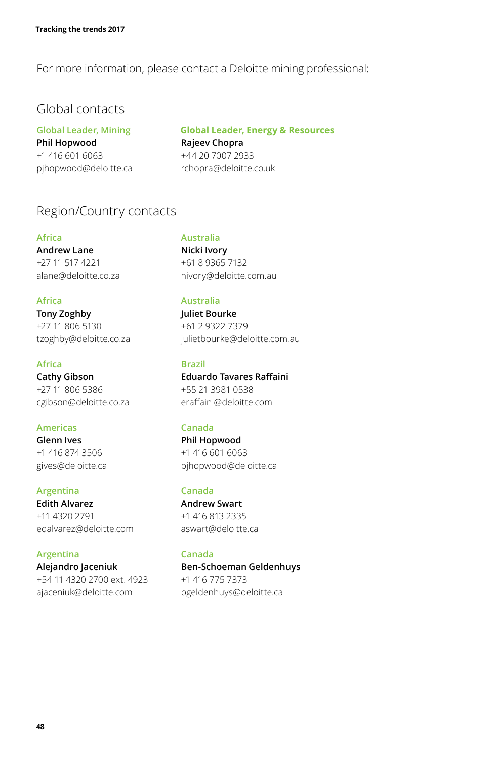For more information, please contact a Deloitte mining professional:

## Global contacts

**Global Leader, Mining**
**Phil Hopwood**
+1 416 601 6063
pjhopwood@deloitte.ca

**Global Leader, Energy & Resources**
**Rajeev Chopra**
+44 20 7007 2933
rchopra@deloitte.co.uk

## Region/Country contacts

**Africa**
**Andrew Lane**
+27 11 517 4221
alane@deloitte.co.za

**Africa**
**Tony Zoghby**
+27 11 806 5130
tzoghby@deloitte.co.za

**Africa**
**Cathy Gibson**
+27 11 806 5386
cgibson@deloitte.co.za

**Americas**
**Glenn Ives**
+1 416 874 3506
gives@deloitte.ca

**Argentina**
**Edith Alvarez**
+11 4320 2791
edalvarez@deloitte.com

**Argentina**
**Alejandro Jaceniuk**
+54 11 4320 2700 ext. 4923
ajaceniuk@deloitte.com

**Australia**
**Nicki Ivory**
+61 8 9365 7132
nivory@deloitte.com.au

**Australia**
**Juliet Bourke**
+61 2 9322 7379
julietbourke@deloitte.com.au

**Brazil**
**Eduardo Tavares Raffaini**
+55 21 3981 0538
eraffaini@deloitte.com

**Canada**
**Phil Hopwood**
+1 416 601 6063
pjhopwood@deloitte.ca

**Canada**
**Andrew Swart**
+1 416 813 2335
aswart@deloitte.ca

**Canada**
**Ben-Schoeman Geldenhuys**
+1 416 775 7373
bgeldenhuys@deloitte.ca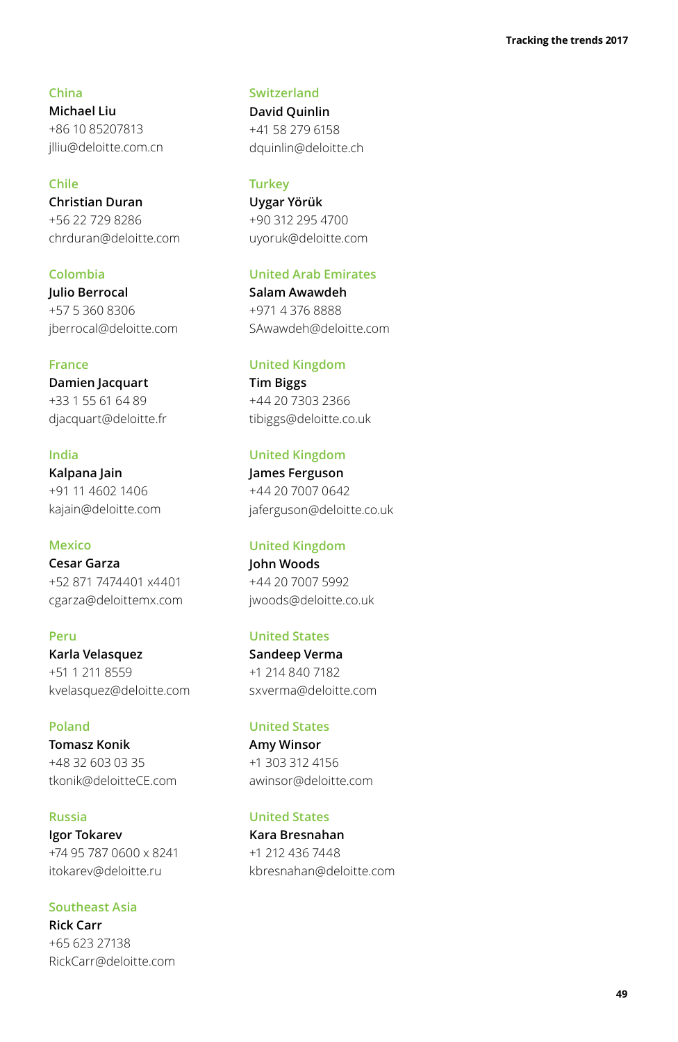**China**
**Michael Liu**
+86 10 85207813
jlliu@deloitte.com.cn

**Chile**
**Christian Duran**
+56 22 729 8286
chrduran@deloitte.com

**Colombia**
**Julio Berrocal**
+57 5 360 8306
jberrocal@deloitte.com

**France**
**Damien Jacquart**
+33 1 55 61 64 89
djacquart@deloitte.fr

**India**
**Kalpana Jain**
+91 11 4602 1406
kajain@deloitte.com

**Mexico**
**Cesar Garza**
+52 871 7474401 x4401
cgarza@deloittemx.com

**Peru**
**Karla Velasquez**
+51 1 211 8559
kvelasquez@deloitte.com

**Poland**
**Tomasz Konik**
+48 32 603 03 35
tkonik@deloitteCE.com

**Russia**
**Igor Tokarev**
+74 95 787 0600 x 8241
itokarev@deloitte.ru

**Southeast Asia**
**Rick Carr**
+65 623 27138
RickCarr@deloitte.com

**Switzerland**
**David Quinlin**
+41 58 279 6158
dquinlin@deloitte.ch

**Turkey**
**Uygar Yörük**
+90 312 295 4700
uyoruk@deloitte.com

**United Arab Emirates**
**Salam Awawdeh**
+971 4 376 8888
SAwawdeh@deloitte.com

**United Kingdom**
**Tim Biggs**
+44 20 7303 2366
tibiggs@deloitte.co.uk

**United Kingdom**
**James Ferguson**
+44 20 7007 0642
jaferguson@deloitte.co.uk

**United Kingdom**
**John Woods**
+44 20 7007 5992
jwoods@deloitte.co.uk

**United States**
**Sandeep Verma**
+1 214 840 7182
sxverma@deloitte.com

**United States**
**Amy Winsor**
+1 303 312 4156
awinsor@deloitte.com

**United States**
**Kara Bresnahan**
+1 212 436 7448
kbresnahan@deloitte.com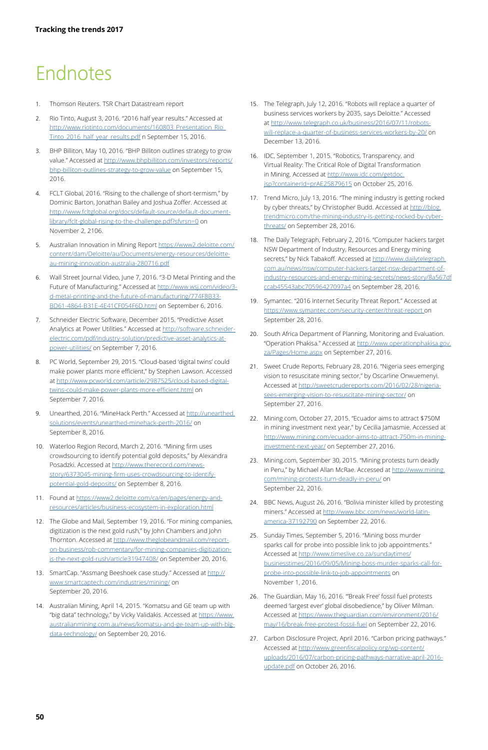# Endnotes

1. Thomson Reuters. TSR Chart Datastream report
2. Rio Tinto, August 3, 2016. "2016 half year results." Accessed at http://www.riotinto.com/documents/160803_Presentation_Rio_Tinto_2016_half_year_results.pdf n September 15, 2016.
3. BHP Billiton, May 10, 2016. "BHP Billiton outlines strategy to grow value." Accessed at http://www.bhpbilliton.com/investors/reports/bhp-billiton-outlines-strategy-to-grow-value on September 15, 2016.
4. FCLT Global, 2016. "Rising to the challenge of short-termism," by Dominic Barton, Jonathan Bailey and Joshua Zoffer. Accessed at http://www.fcltglobal.org/docs/default-source/default-document-library/fclt-global-rising-to-the-challenge.pdf?sfvrsn=0 on November 2, 2106.
5. Australian Innovation in Mining Report https://www2.deloitte.com/content/dam/Deloitte/au/Documents/energy-resources/deloitte-au-mining-innovation-australia-280716.pdf
6. Wall Street Journal Video, June 7, 2016. "3-D Metal Printing and the Future of Manufacturing." Accessed at http://www.wsj.com/video/3-d-metal-printing-and-the-future-of-manufacturing/774F8B33-BD61-4864-B31E-4E41CF054F6D.html on September 6, 2016.
7. Schneider Electric Software, December 2015. "Predictive Asset Analytics at Power Utilities." Accessed at http://software.schneider-electric.com/pdf/industry-solution/predictive-asset-analytics-at-power-utilities/ on September 7, 2016.
8. PC World, September 29, 2015. "Cloud-based 'digital twins' could make power plants more efficient," by Stephen Lawson. Accessed at http://www.pcworld.com/article/2987525/cloud-based-digital-twins-could-make-power-plants-more-efficient.html on September 7, 2016.
9. Unearthed, 2016. "MineHack Perth." Accessed at http://unearthed.solutions/events/unearthed-minehack-perth-2016/ on September 8, 2016.
10. Waterloo Region Record, March 2, 2016. "Mining firm uses crowdsourcing to identify potential gold deposits," by Alexandra Posadzki. Accessed at http://www.therecord.com/news-story/6373045-mining-firm-uses-crowdsourcing-to-identify-potential-gold-deposits/ on September 8, 2016.
11. Found at https://www2.deloitte.com/ca/en/pages/energy-and-resources/articles/business-ecosystem-in-exploration.html
12. The Globe and Mail, September 19, 2016. "For mining companies, digitization is the next gold rush," by John Chambers and John Thornton. Accessed at http://www.theglobeandmail.com/report-on-business/rob-commentary/for-mining-companies-digitization-is-the-next-gold-rush/article31947408/ on September 20, 2016.
13. SmartCap. "Assmang Beeshoek case study." Accessed at http://www.smartcaptech.com/industries/mining/ on September 20, 2016.
14. Australian Mining, April 14, 2015. "Komatsu and GE team up with "big data" technology," by Vicky Validakis. Accessed at https://www.australianmining.com.au/news/komatsu-and-ge-team-up-with-big-data-technology/ on September 20, 2016.
15. The Telegraph, July 12, 2016. "Robots will replace a quarter of business services workers by 2035, says Deloitte." Accessed at http://www.telegraph.co.uk/business/2016/07/11/robots-will-replace-a-quarter-of-business-services-workers-by-20/ on December 13, 2016.
16. IDC, September 1, 2015. "Robotics, Transparency, and Virtual Reality: The Critical Role of Digital Transformation in Mining. Accessed at http://www.idc.com/getdoc.jsp?containerId=prAE25879615 on October 25, 2016.
17. Trend Micro, July 13, 2016. "The mining industry is getting rocked by cyber threats," by Christopher Budd. Accessed at http://blog.trendmicro.com/the-mining-industry-is-getting-rocked-by-cyber-threats/ on September 28, 2016.
18. The Daily Telegraph, February 2, 2016. "Computer hackers target NSW Department of Industry, Resources and Energy mining secrets," by Nick Tabakoff. Accessed at http://www.dailytelegraph.com.au/news/nsw/computer-hackers-target-nsw-department-of-industry-resources-and-energy-mining-secrets/news-story/8a567dfccab45543abc70596427097a4 on September 28, 2016.
19. Symantec. "2016 Internet Security Threat Report." Accessed at https://www.symantec.com/security-center/threat-report on September 28, 2016.
20. South Africa Department of Planning, Monitoring and Evaluation. "Operation Phakisa." Accessed at http://www.operationphakisa.gov.za/Pages/Home.aspx on September 27, 2016.
21. Sweet Crude Reports, February 28, 2016. "Nigeria sees emerging vision to resuscitate mining sector," by Oscarline Onwuemenyi. Accessed at http://sweetcrudereports.com/2016/02/28/nigeria-sees-emerging-vision-to-resuscitate-mining-sector/ on September 27, 2016.
22. Mining.com, October 27, 2015. "Ecuador aims to attract $750M in mining investment next year," by Cecilia Jamasmie. Accessed at http://www.mining.com/ecuador-aims-to-attract-750m-in-mining-investment-next-year/ on September 27, 2016.
23. Mining.com, September 30, 2015. "Mining protests turn deadly in Peru," by Michael Allan McRae. Accessed at http://www.mining.com/mining-protests-turn-deadly-in-peru/ on September 22, 2016.
24. BBC News, August 26, 2016. "Bolivia minister killed by protesting miners." Accessed at http://www.bbc.com/news/world-latin-america-37192790 on September 22, 2016.
25. Sunday Times, September 5, 2016. "Mining boss murder sparks call for probe into possible link to job appointments." Accessed at http://www.timeslive.co.za/sundaytimes/businesstimes/2016/09/05/Mining-boss-murder-sparks-call-for-probe-into-possible-link-to-job-appointments on November 1, 2016.
26. The Guardian, May 16, 2016. "'Break Free' fossil fuel protests deemed 'largest ever' global disobedience," by Oliver Milman. Accessed at https://www.theguardian.com/environment/2016/may/16/break-free-protest-fossil-fuel on September 22, 2016.
27. Carbon Disclosure Project, April 2016. "Carbon pricing pathways." Accessed at http://www.greenfiscalpolicy.org/wp-content/uploads/2016/07/carbon-pricing-pathways-narrative-april-2016-update.pdf on October 26, 2016.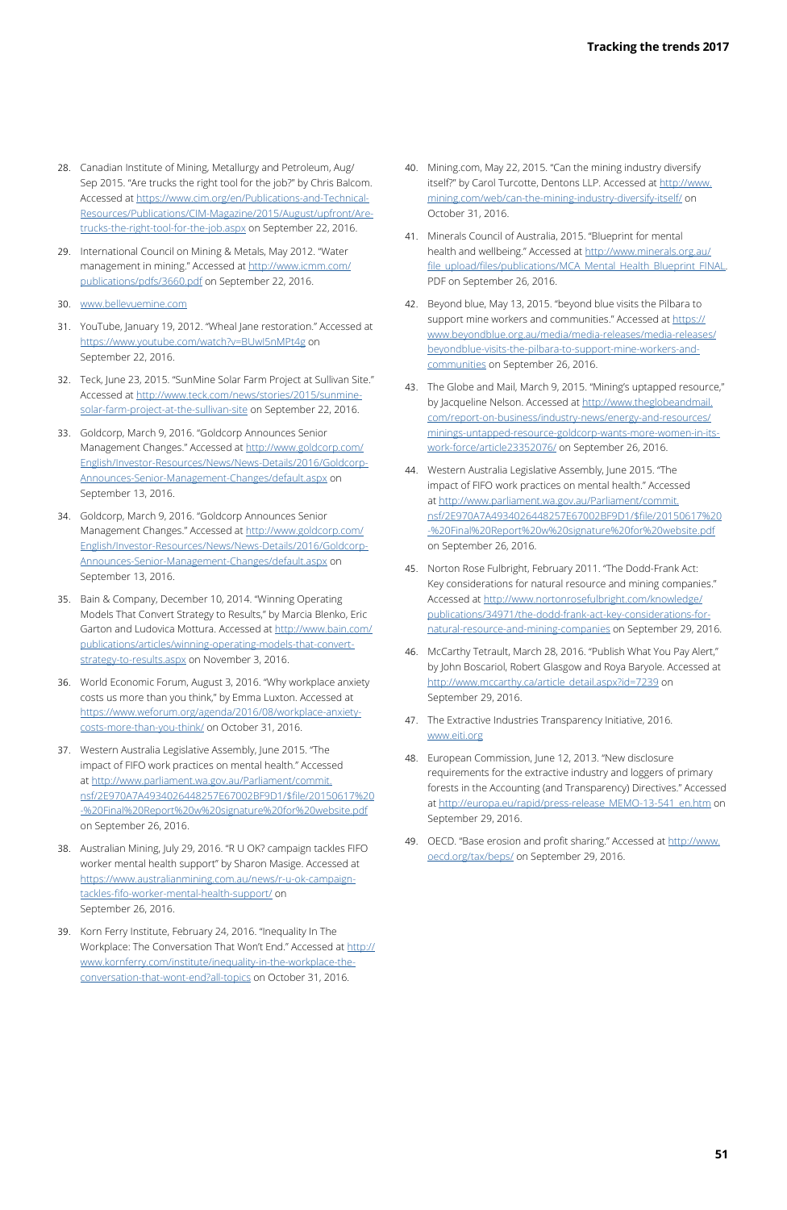28. Canadian Institute of Mining, Metallurgy and Petroleum, Aug/Sep 2015. "Are trucks the right tool for the job?" by Chris Balcom. Accessed at https://www.cim.org/en/Publications-and-Technical-Resources/Publications/CIM-Magazine/2015/August/upfront/Are-trucks-the-right-tool-for-the-job.aspx on September 22, 2016.

29. International Council on Mining & Metals, May 2012. "Water management in mining." Accessed at http://www.icmm.com/publications/pdfs/3660.pdf on September 22, 2016.

30. www.bellevuemine.com

31. YouTube, January 19, 2012. "Wheal Jane restoration." Accessed at https://www.youtube.com/watch?v=BUwI5nMPt4g on September 22, 2016.

32. Teck, June 23, 2015. "SunMine Solar Farm Project at Sullivan Site." Accessed at http://www.teck.com/news/stories/2015/sunmine-solar-farm-project-at-the-sullivan-site on September 22, 2016.

33. Goldcorp, March 9, 2016. "Goldcorp Announces Senior Management Changes." Accessed at http://www.goldcorp.com/English/Investor-Resources/News/News-Details/2016/Goldcorp-Announces-Senior-Management-Changes/default.aspx on September 13, 2016.

34. Goldcorp, March 9, 2016. "Goldcorp Announces Senior Management Changes." Accessed at http://www.goldcorp.com/English/Investor-Resources/News/News-Details/2016/Goldcorp-Announces-Senior-Management-Changes/default.aspx on September 13, 2016.

35. Bain & Company, December 10, 2014. "Winning Operating Models That Convert Strategy to Results," by Marcia Blenko, Eric Garton and Ludovica Mottura. Accessed at http://www.bain.com/publications/articles/winning-operating-models-that-convert-strategy-to-results.aspx on November 3, 2016.

36. World Economic Forum, August 3, 2016. "Why workplace anxiety costs us more than you think," by Emma Luxton. Accessed at https://www.weforum.org/agenda/2016/08/workplace-anxiety-costs-more-than-you-think/ on October 31, 2016.

37. Western Australia Legislative Assembly, June 2015. "The impact of FIFO work practices on mental health." Accessed at http://www.parliament.wa.gov.au/Parliament/commit.nsf/2E970A7A4934026448257E67002BF9D1/$file/20150617%20-%20Final%20Report%20w%20signature%20for%20website.pdf on September 26, 2016.

38. Australian Mining, July 29, 2016. "R U OK? campaign tackles FIFO worker mental health support" by Sharon Masige. Accessed at https://www.australianmining.com.au/news/r-u-ok-campaign-tackles-fifo-worker-mental-health-support/ on September 26, 2016.

39. Korn Ferry Institute, February 24, 2016. "Inequality In The Workplace: The Conversation That Won't End." Accessed at http://www.kornferry.com/institute/inequality-in-the-workplace-the-conversation-that-wont-end?all-topics on October 31, 2016.

40. Mining.com, May 22, 2015. "Can the mining industry diversify itself?" by Carol Turcotte, Dentons LLP. Accessed at http://www.mining.com/web/can-the-mining-industry-diversify-itself/ on October 31, 2016.

41. Minerals Council of Australia, 2015. "Blueprint for mental health and wellbeing." Accessed at http://www.minerals.org.au/file_upload/files/publications/MCA_Mental_Health_Blueprint_FINAL.PDF on September 26, 2016.

42. Beyond blue, May 13, 2015. "beyond blue visits the Pilbara to support mine workers and communities." Accessed at https://www.beyondblue.org.au/media/media-releases/media-releases/beyondblue-visits-the-pilbara-to-support-mine-workers-and-communities on September 26, 2016.

43. The Globe and Mail, March 9, 2015. "Mining's uptapped resource," by Jacqueline Nelson. Accessed at http://www.theglobeandmail.com/report-on-business/industry-news/energy-and-resources/minings-untapped-resource-goldcorp-wants-more-women-in-its-work-force/article23352076/ on September 26, 2016.

44. Western Australia Legislative Assembly, June 2015. "The impact of FIFO work practices on mental health." Accessed at http://www.parliament.wa.gov.au/Parliament/commit.nsf/2E970A7A4934026448257E67002BF9D1/$file/20150617%20-%20Final%20Report%20w%20signature%20for%20website.pdf on September 26, 2016.

45. Norton Rose Fulbright, February 2011. "The Dodd-Frank Act: Key considerations for natural resource and mining companies." Accessed at http://www.nortonrosefulbright.com/knowledge/publications/34971/the-dodd-frank-act-key-considerations-for-natural-resource-and-mining-companies on September 29, 2016.

46. McCarthy Tetrault, March 28, 2016. "Publish What You Pay Alert," by John Boscariol, Robert Glasgow and Roya Baryole. Accessed at http://www.mccarthy.ca/article_detail.aspx?id=7239 on September 29, 2016.

47. The Extractive Industries Transparency Initiative, 2016. www.eiti.org

48. European Commission, June 12, 2013. "New disclosure requirements for the extractive industry and loggers of primary forests in the Accounting (and Transparency) Directives." Accessed at http://europa.eu/rapid/press-release_MEMO-13-541_en.htm on September 29, 2016.

49. OECD. "Base erosion and profit sharing." Accessed at http://www.oecd.org/tax/beps/ on September 29, 2016.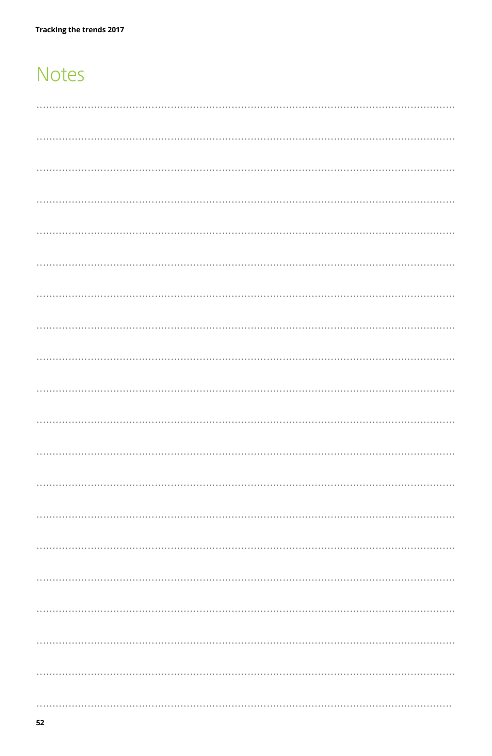# Notes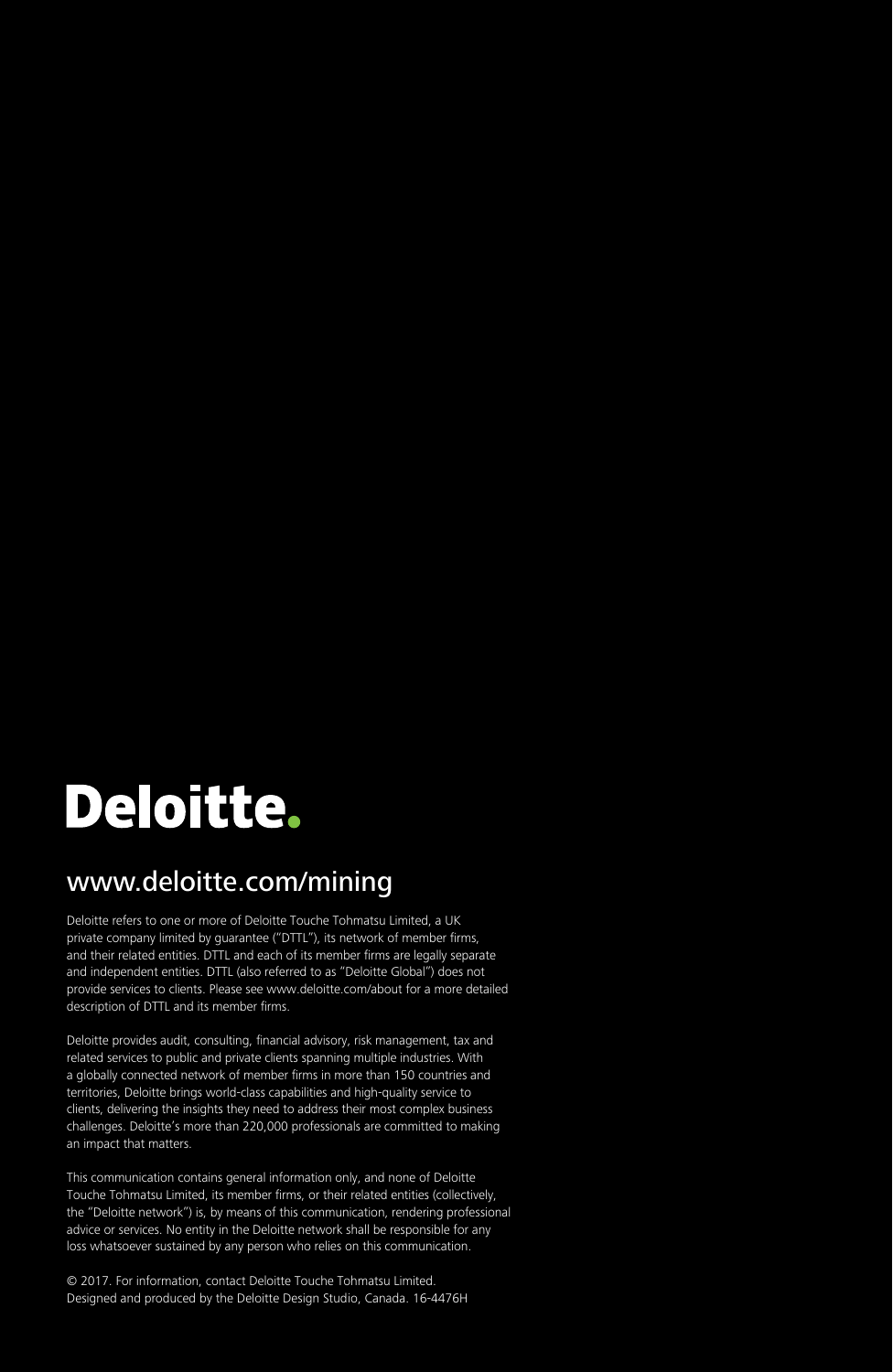# Deloitte.

## www.deloitte.com/mining

Deloitte refers to one or more of Deloitte Touche Tohmatsu Limited, a UK private company limited by guarantee ("DTTL"), its network of member firms, and their related entities. DTTL and each of its member firms are legally separate and independent entities. DTTL (also referred to as "Deloitte Global") does not provide services to clients. Please see www.deloitte.com/about for a more detailed description of DTTL and its member firms.

Deloitte provides audit, consulting, financial advisory, risk management, tax and related services to public and private clients spanning multiple industries. With a globally connected network of member firms in more than 150 countries and territories, Deloitte brings world-class capabilities and high-quality service to clients, delivering the insights they need to address their most complex business challenges. Deloitte's more than 220,000 professionals are committed to making an impact that matters.

This communication contains general information only, and none of Deloitte Touche Tohmatsu Limited, its member firms, or their related entities (collectively, the "Deloitte network") is, by means of this communication, rendering professional advice or services. No entity in the Deloitte network shall be responsible for any loss whatsoever sustained by any person who relies on this communication.

© 2017. For information, contact Deloitte Touche Tohmatsu Limited.
Designed and produced by the Deloitte Design Studio, Canada. 16-4476H